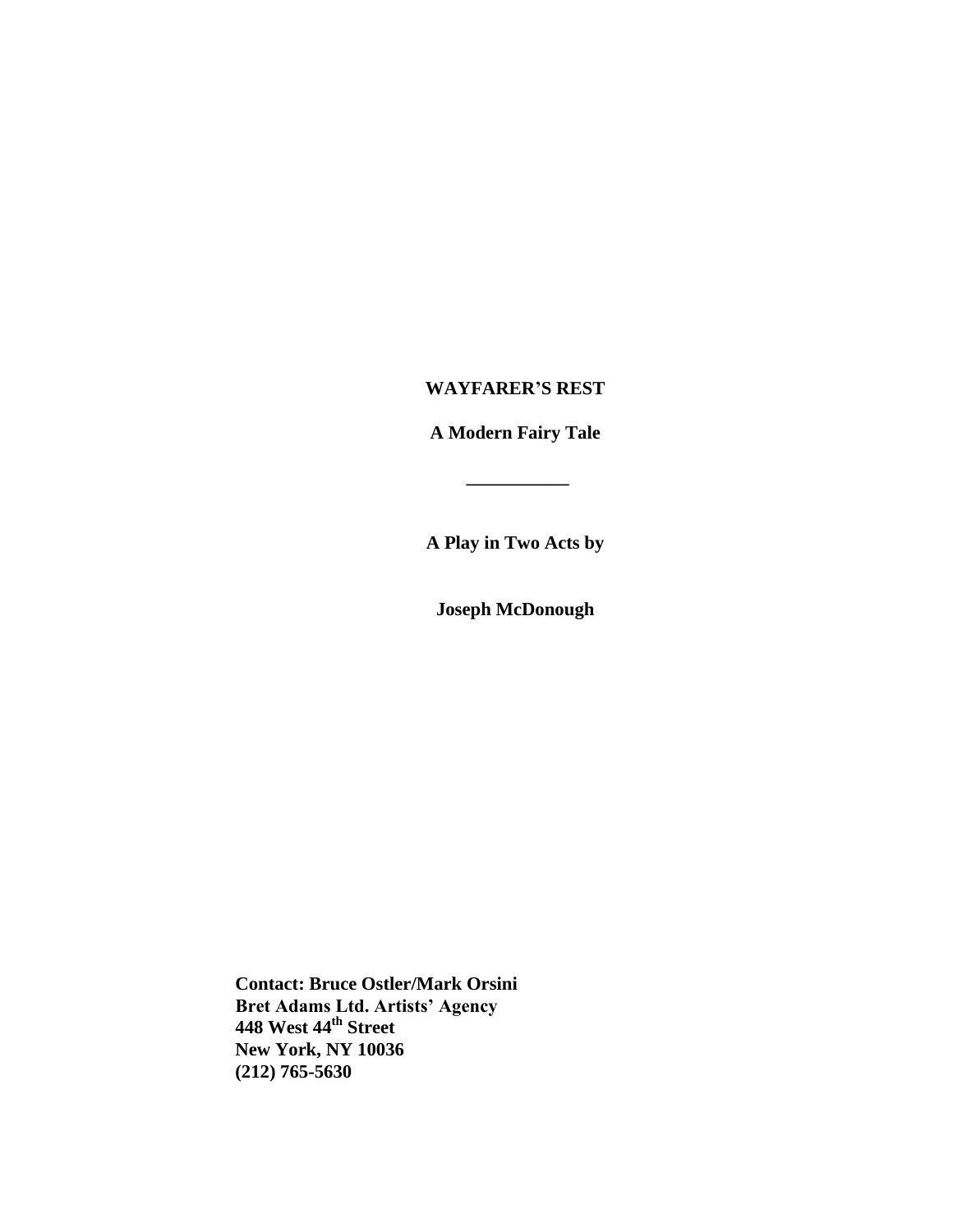# WAYFARER'S REST

**A Modern Fairy Tale**

---

**A Play in Two Acts by**

**Joseph McDonough**

**Contact: Bruce Ostler/Mark Orsini**
**Bret Adams Ltd. Artists' Agency**
**448 West 44th Street**
**New York, NY 10036**
**(212) 765-5630**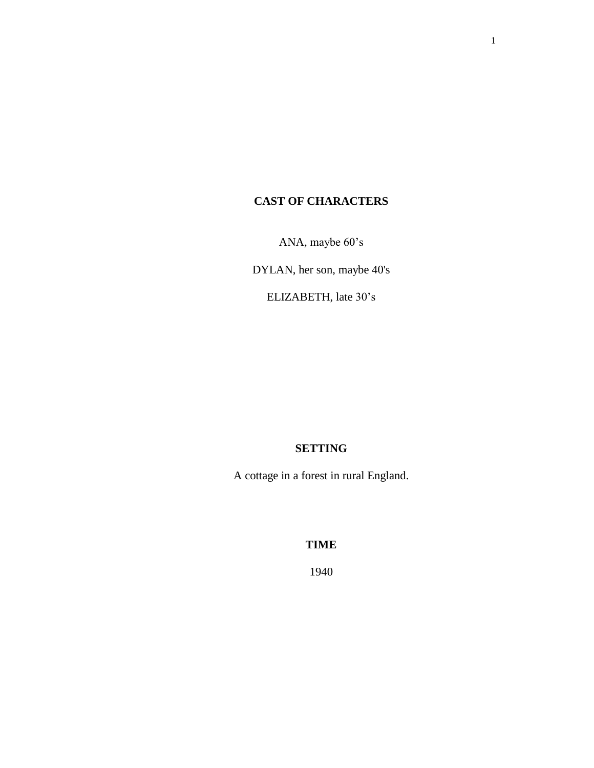**CAST OF CHARACTERS**

ANA, maybe 60’s

DYLAN, her son, maybe 40's

ELIZABETH, late 30’s

**SETTING**

A cottage in a forest in rural England.

**TIME**

1940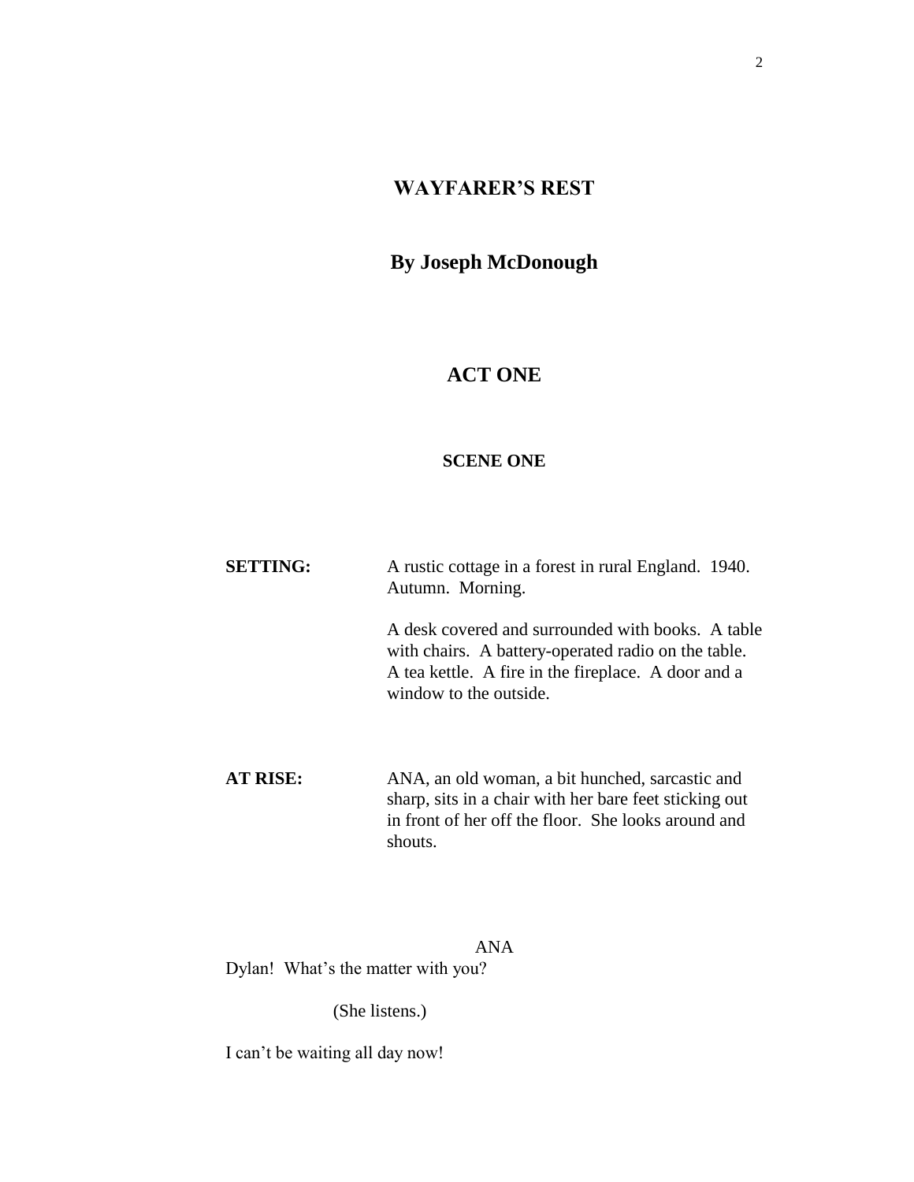# WAYFARER'S REST

## By Joseph McDonough

## ACT ONE

### SCENE ONE

**SETTING:** A rustic cottage in a forest in rural England. 1940. Autumn. Morning.

A desk covered and surrounded with books. A table with chairs. A battery-operated radio on the table. A tea kettle. A fire in the fireplace. A door and a window to the outside.

**AT RISE:** ANA, an old woman, a bit hunched, sarcastic and sharp, sits in a chair with her bare feet sticking out in front of her off the floor. She looks around and shouts.

ANA

Dylan! What's the matter with you?

(She listens.)

I can't be waiting all day now!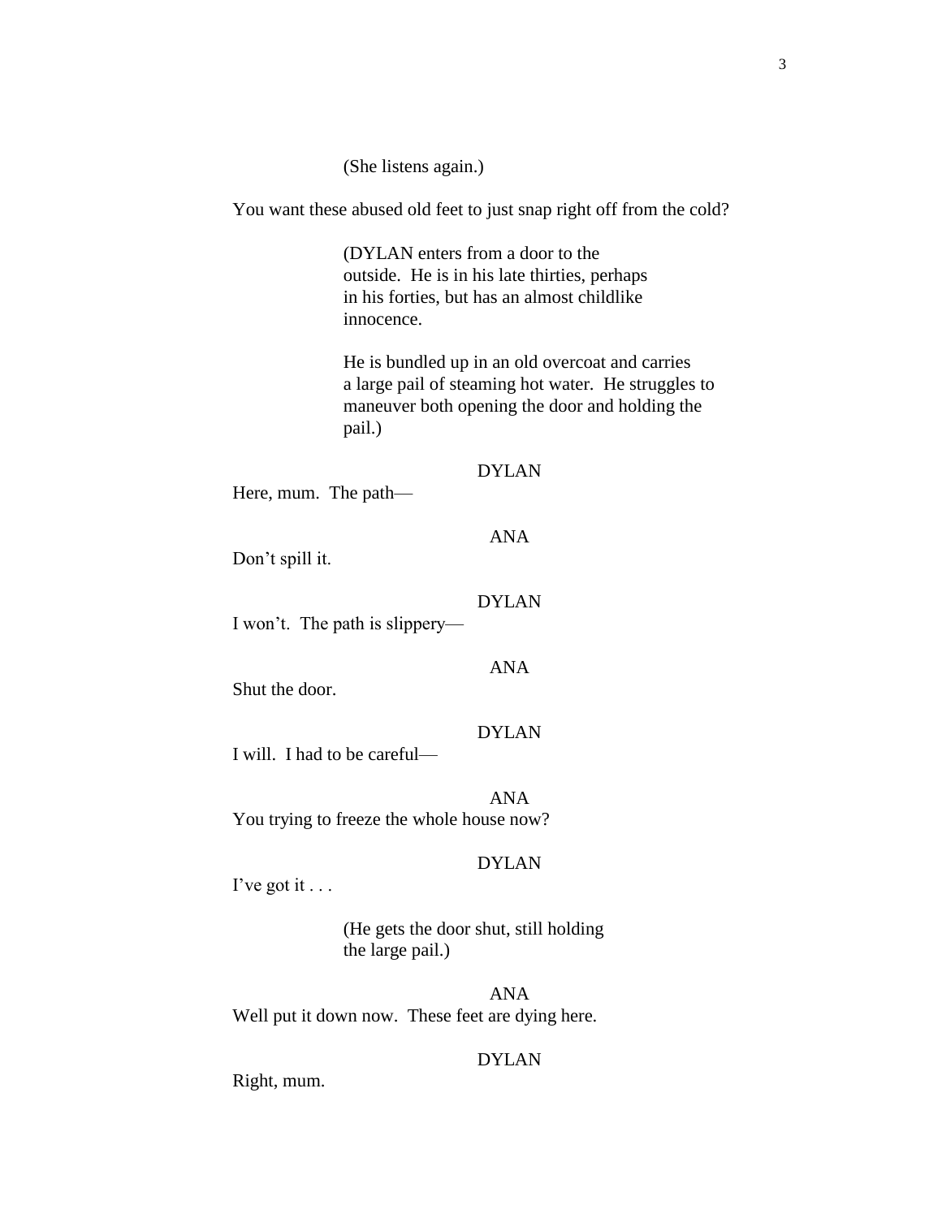(She listens again.)

You want these abused old feet to just snap right off from the cold?

(DYLAN enters from a door to the outside. He is in his late thirties, perhaps in his forties, but has an almost childlike innocence.

He is bundled up in an old overcoat and carries a large pail of steaming hot water. He struggles to maneuver both opening the door and holding the pail.)

DYLAN

Here, mum. The path—

ANA

Don't spill it.

DYLAN

I won't. The path is slippery—

ANA

Shut the door.

DYLAN

I will. I had to be careful—

ANA

You trying to freeze the whole house now?

DYLAN

I've got it . . .

(He gets the door shut, still holding the large pail.)

ANA

Well put it down now. These feet are dying here.

DYLAN

Right, mum.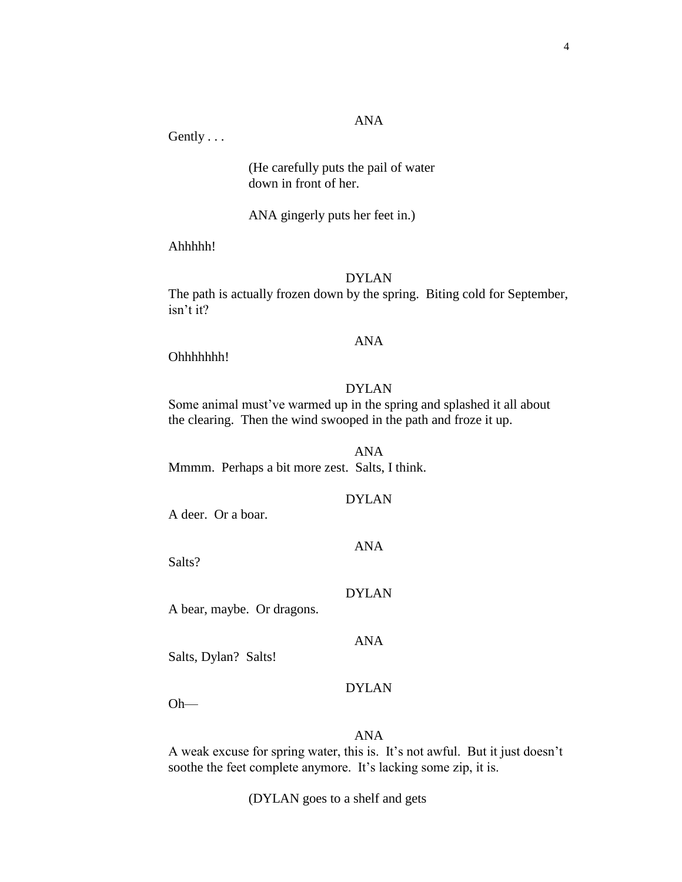ANA

Gently . . .

(He carefully puts the pail of water down in front of her.

ANA gingerly puts her feet in.)

Ahhhhh!

DYLAN

The path is actually frozen down by the spring. Biting cold for September, isn't it?

ANA

Ohhhhhhh!

DYLAN

Some animal must've warmed up in the spring and splashed it all about the clearing. Then the wind swooped in the path and froze it up.

ANA

Mmmm. Perhaps a bit more zest. Salts, I think.

DYLAN

A deer. Or a boar.

ANA

Salts?

DYLAN

A bear, maybe. Or dragons.

ANA

Salts, Dylan? Salts!

DYLAN

Oh—

ANA

A weak excuse for spring water, this is. It's not awful. But it just doesn't soothe the feet complete anymore. It's lacking some zip, it is.

(DYLAN goes to a shelf and gets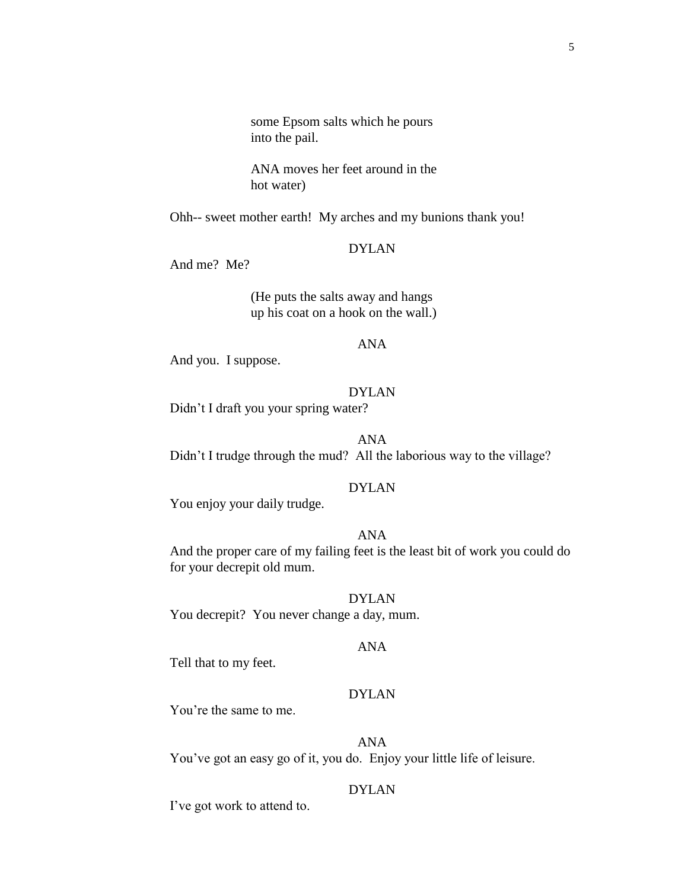some Epsom salts which he pours into the pail.

ANA moves her feet around in the hot water)

Ohh-- sweet mother earth!  My arches and my bunions thank you!

DYLAN

And me?  Me?

(He puts the salts away and hangs up his coat on a hook on the wall.)

ANA

And you.  I suppose.

DYLAN

Didn't I draft you your spring water?

ANA

Didn't I trudge through the mud?  All the laborious way to the village?

DYLAN

You enjoy your daily trudge.

ANA

And the proper care of my failing feet is the least bit of work you could do for your decrepit old mum.

DYLAN

You decrepit?  You never change a day, mum.

ANA

Tell that to my feet.

DYLAN

You're the same to me.

ANA

You've got an easy go of it, you do.  Enjoy your little life of leisure.

DYLAN

I've got work to attend to.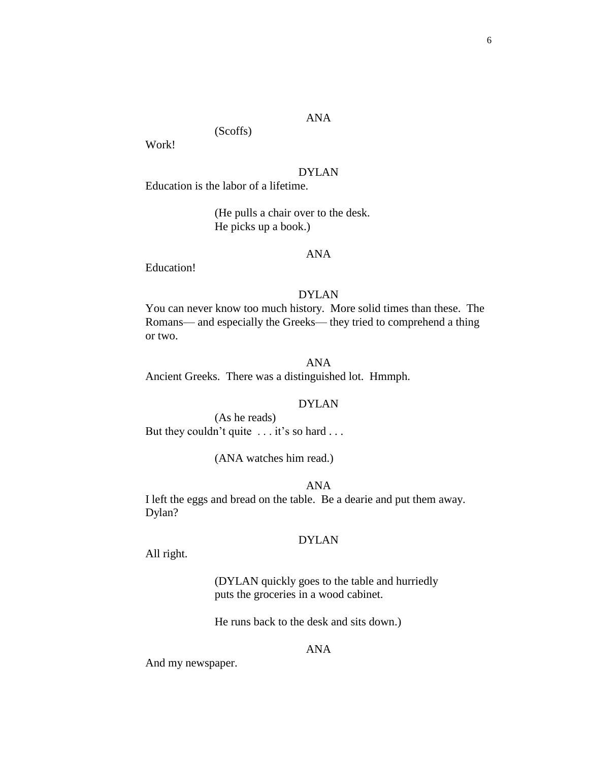ANA

(Scoffs)

Work!

DYLAN

Education is the labor of a lifetime.

(He pulls a chair over to the desk.
He picks up a book.)

ANA

Education!

DYLAN

You can never know too much history. More solid times than these. The Romans— and especially the Greeks— they tried to comprehend a thing or two.

ANA

Ancient Greeks. There was a distinguished lot. Hmmph.

DYLAN

(As he reads)

But they couldn't quite . . . it's so hard . . .

(ANA watches him read.)

ANA

I left the eggs and bread on the table. Be a dearie and put them away. Dylan?

DYLAN

All right.

(DYLAN quickly goes to the table and hurriedly
puts the groceries in a wood cabinet.

He runs back to the desk and sits down.)

ANA

And my newspaper.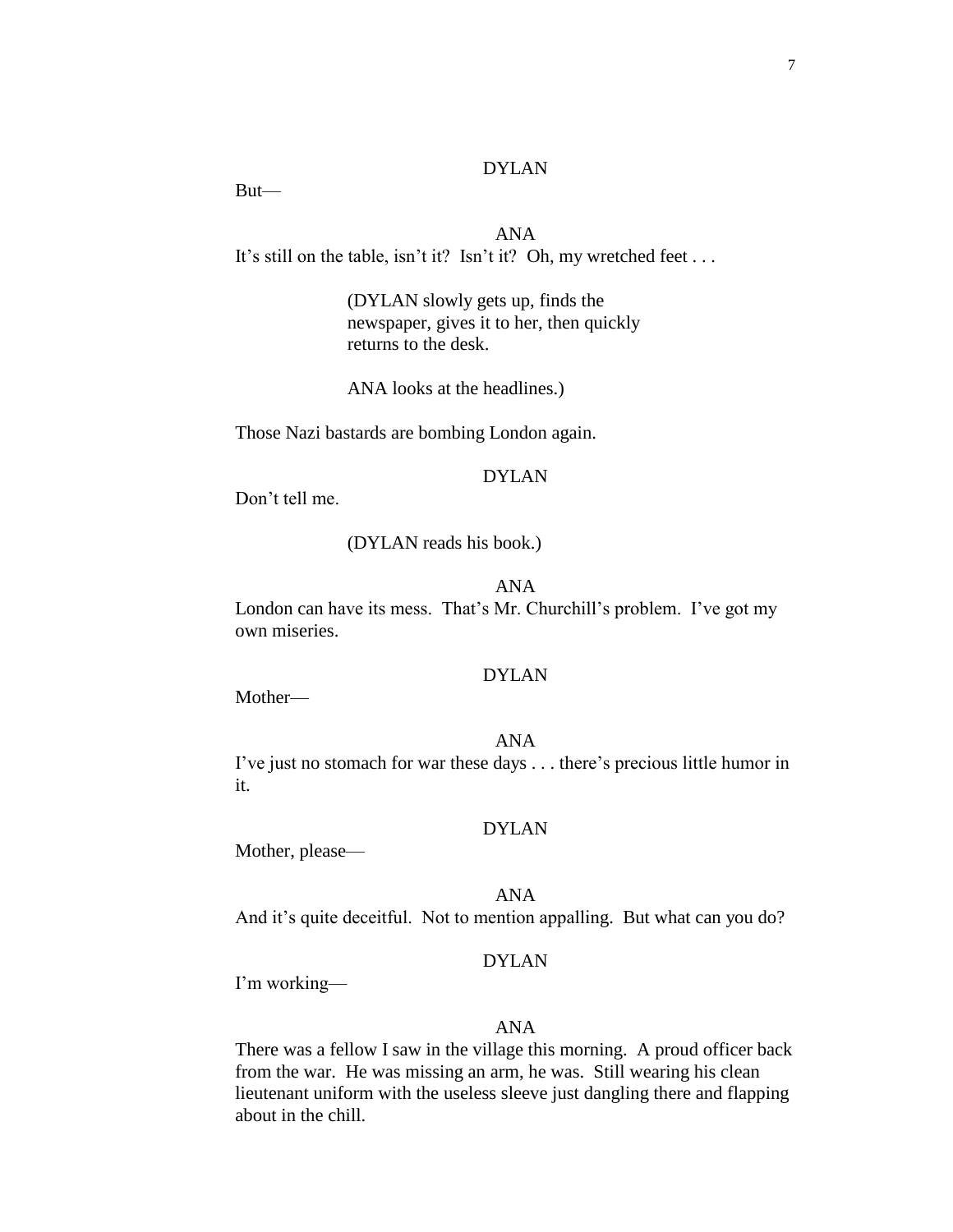DYLAN

But—

ANA

It's still on the table, isn't it? Isn't it? Oh, my wretched feet . . .

(DYLAN slowly gets up, finds the newspaper, gives it to her, then quickly returns to the desk.

ANA looks at the headlines.)

Those Nazi bastards are bombing London again.

DYLAN

Don't tell me.

(DYLAN reads his book.)

ANA

London can have its mess. That's Mr. Churchill's problem. I've got my own miseries.

DYLAN

Mother—

ANA

I've just no stomach for war these days . . . there's precious little humor in it.

DYLAN

Mother, please—

ANA

And it's quite deceitful. Not to mention appalling. But what can you do?

DYLAN

I'm working—

ANA

There was a fellow I saw in the village this morning. A proud officer back from the war. He was missing an arm, he was. Still wearing his clean lieutenant uniform with the useless sleeve just dangling there and flapping about in the chill.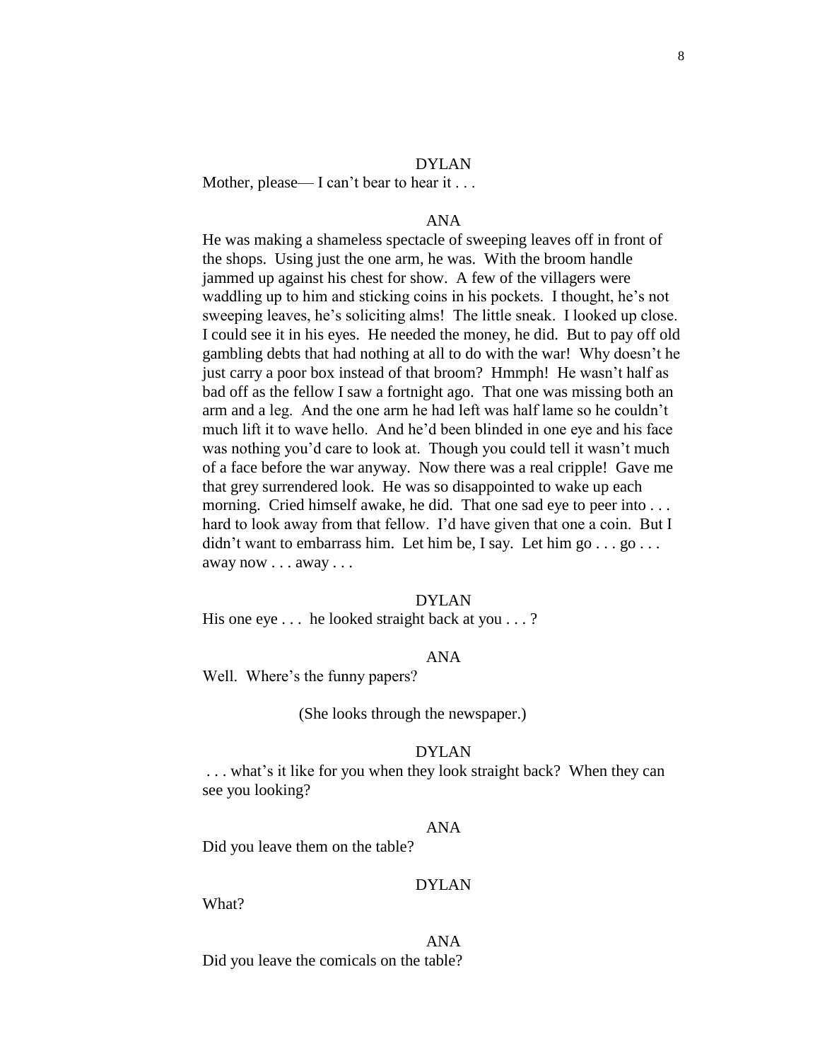DYLAN

Mother, please— I can't bear to hear it . . .

ANA

He was making a shameless spectacle of sweeping leaves off in front of the shops. Using just the one arm, he was. With the broom handle jammed up against his chest for show. A few of the villagers were waddling up to him and sticking coins in his pockets. I thought, he's not sweeping leaves, he's soliciting alms! The little sneak. I looked up close. I could see it in his eyes. He needed the money, he did. But to pay off old gambling debts that had nothing at all to do with the war! Why doesn't he just carry a poor box instead of that broom? Hmmph! He wasn't half as bad off as the fellow I saw a fortnight ago. That one was missing both an arm and a leg. And the one arm he had left was half lame so he couldn't much lift it to wave hello. And he'd been blinded in one eye and his face was nothing you'd care to look at. Though you could tell it wasn't much of a face before the war anyway. Now there was a real cripple! Gave me that grey surrendered look. He was so disappointed to wake up each morning. Cried himself awake, he did. That one sad eye to peer into . . . hard to look away from that fellow. I'd have given that one a coin. But I didn't want to embarrass him. Let him be, I say. Let him go . . . go . . . away now . . . away . . .

DYLAN

His one eye . . . he looked straight back at you . . . ?

ANA

Well. Where's the funny papers?

(She looks through the newspaper.)

DYLAN

. . . what's it like for you when they look straight back? When they can see you looking?

ANA

Did you leave them on the table?

DYLAN

What?

ANA

Did you leave the comicals on the table?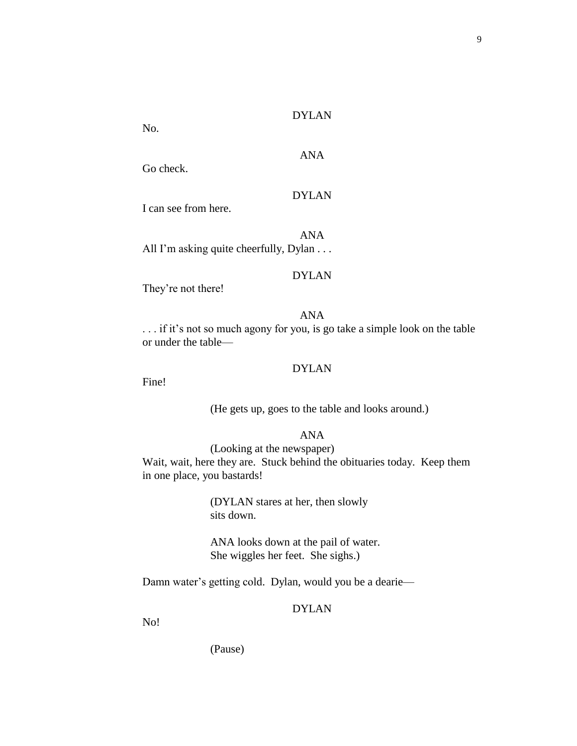DYLAN

No.

ANA

Go check.

DYLAN

I can see from here.

ANA

All I'm asking quite cheerfully, Dylan . . .

DYLAN

They're not there!

ANA

. . . if it's not so much agony for you, is go take a simple look on the table or under the table—

DYLAN

Fine!

(He gets up, goes to the table and looks around.)

ANA

(Looking at the newspaper)

Wait, wait, here they are. Stuck behind the obituaries today. Keep them in one place, you bastards!

(DYLAN stares at her, then slowly sits down.

ANA looks down at the pail of water. She wiggles her feet. She sighs.)

Damn water's getting cold. Dylan, would you be a dearie—

DYLAN

No!

(Pause)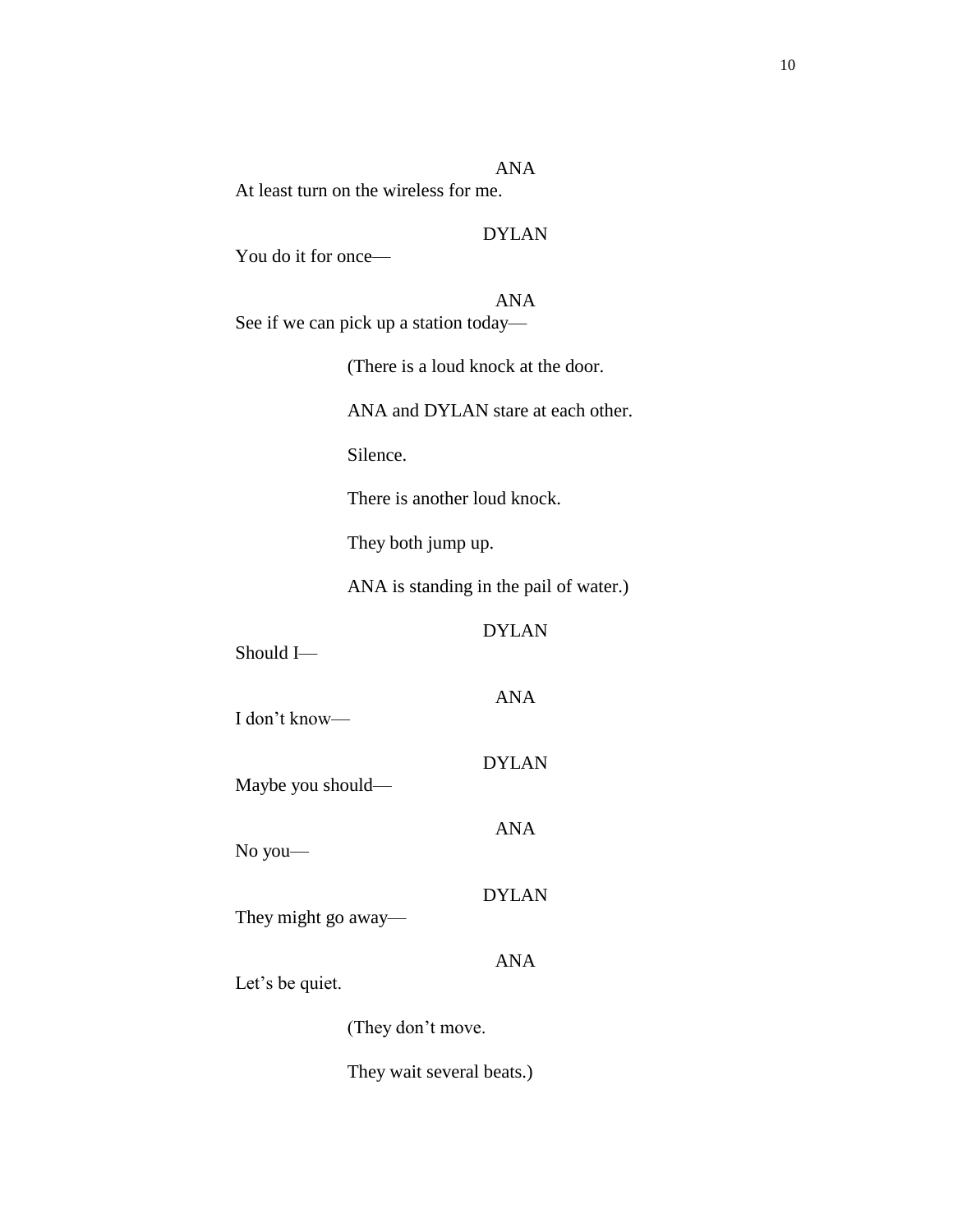ANA

At least turn on the wireless for me.

DYLAN

You do it for once—

ANA

See if we can pick up a station today—

(There is a loud knock at the door.

ANA and DYLAN stare at each other.

Silence.

There is another loud knock.

They both jump up.

ANA is standing in the pail of water.)

DYLAN

Should I—

ANA

I don't know—

DYLAN

Maybe you should—

ANA

No you—

DYLAN

They might go away—

ANA

Let's be quiet.

(They don't move.

They wait several beats.)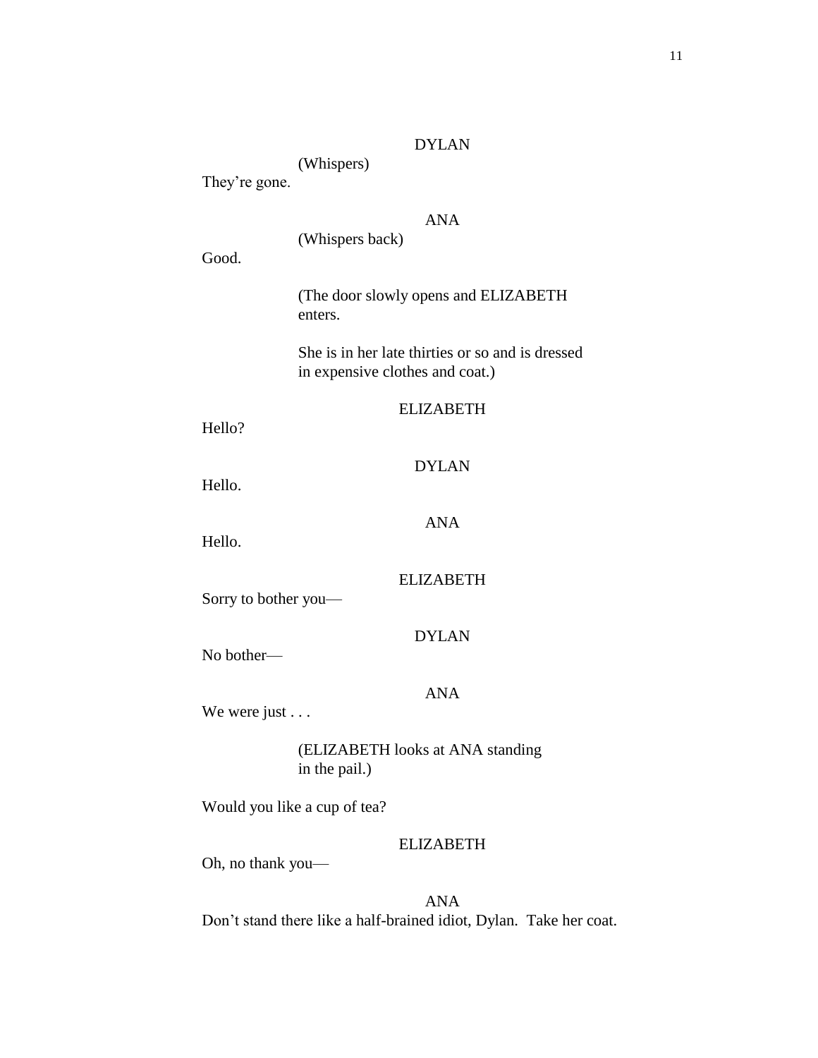DYLAN

(Whispers)

They're gone.

ANA

(Whispers back)

Good.

(The door slowly opens and ELIZABETH enters.

She is in her late thirties or so and is dressed in expensive clothes and coat.)

ELIZABETH

Hello?

DYLAN

Hello.

ANA

Hello.

ELIZABETH

Sorry to bother you—

DYLAN

No bother—

ANA

We were just . . .

(ELIZABETH looks at ANA standing in the pail.)

Would you like a cup of tea?

ELIZABETH

Oh, no thank you—

ANA

Don't stand there like a half-brained idiot, Dylan. Take her coat.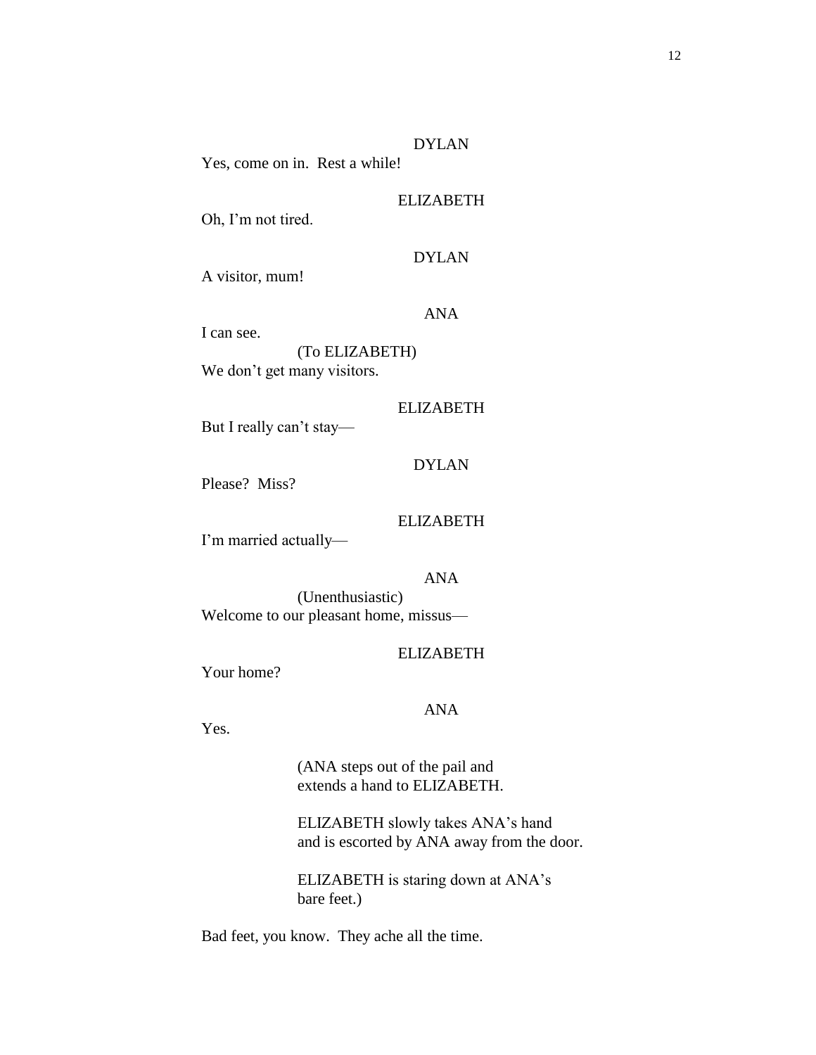DYLAN

Yes, come on in. Rest a while!

ELIZABETH

Oh, I'm not tired.

DYLAN

A visitor, mum!

ANA

I can see.

(To ELIZABETH)

We don't get many visitors.

ELIZABETH

But I really can't stay—

DYLAN

Please? Miss?

ELIZABETH

I'm married actually—

ANA

(Unenthusiastic)

Welcome to our pleasant home, missus—

ELIZABETH

Your home?

ANA

Yes.

(ANA steps out of the pail and extends a hand to ELIZABETH.

ELIZABETH slowly takes ANA's hand and is escorted by ANA away from the door.

ELIZABETH is staring down at ANA's bare feet.)

Bad feet, you know. They ache all the time.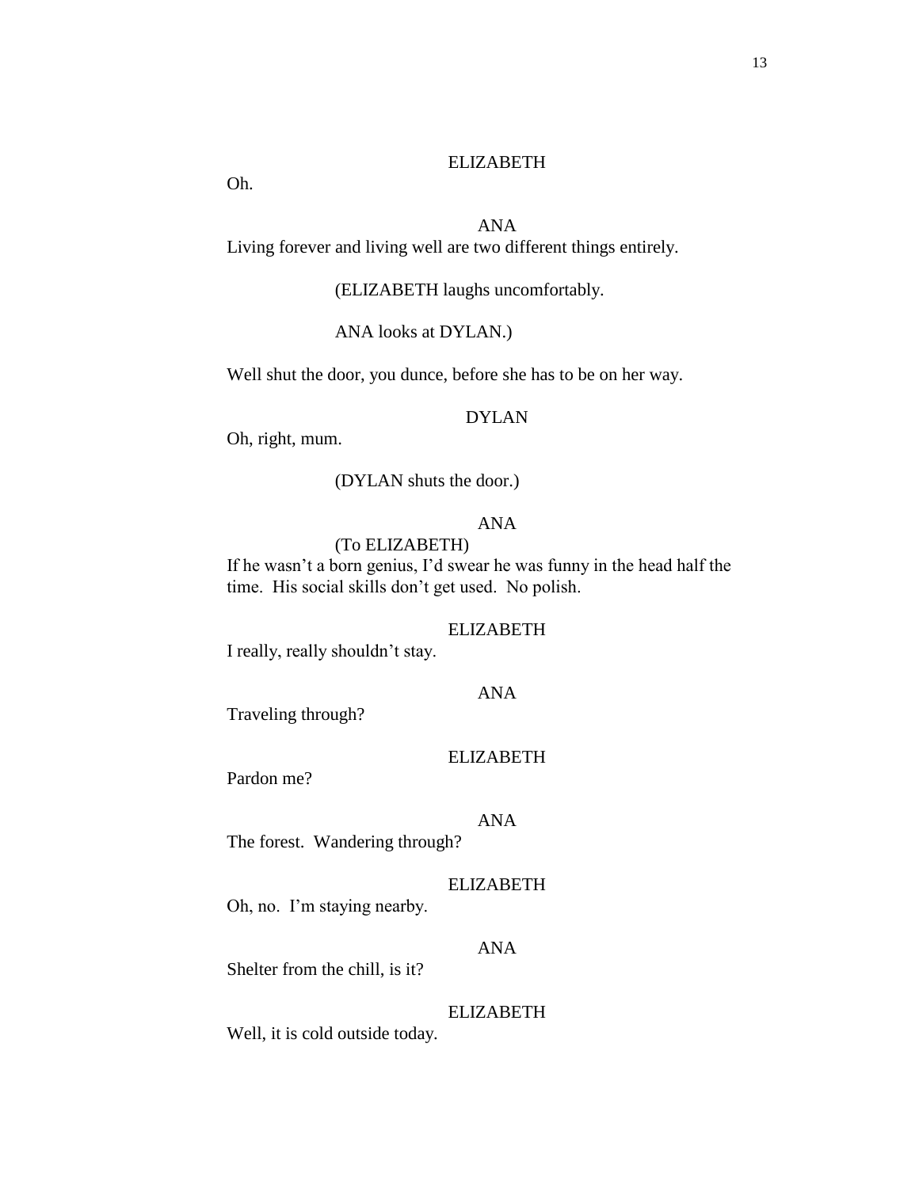ELIZABETH

Oh.

ANA

Living forever and living well are two different things entirely.

(ELIZABETH laughs uncomfortably.

ANA looks at DYLAN.)

Well shut the door, you dunce, before she has to be on her way.

DYLAN

Oh, right, mum.

(DYLAN shuts the door.)

ANA

(To ELIZABETH)

If he wasn't a born genius, I'd swear he was funny in the head half the time. His social skills don't get used. No polish.

ELIZABETH

I really, really shouldn't stay.

ANA

Traveling through?

ELIZABETH

Pardon me?

ANA

The forest. Wandering through?

ELIZABETH

Oh, no. I'm staying nearby.

ANA

Shelter from the chill, is it?

ELIZABETH

Well, it is cold outside today.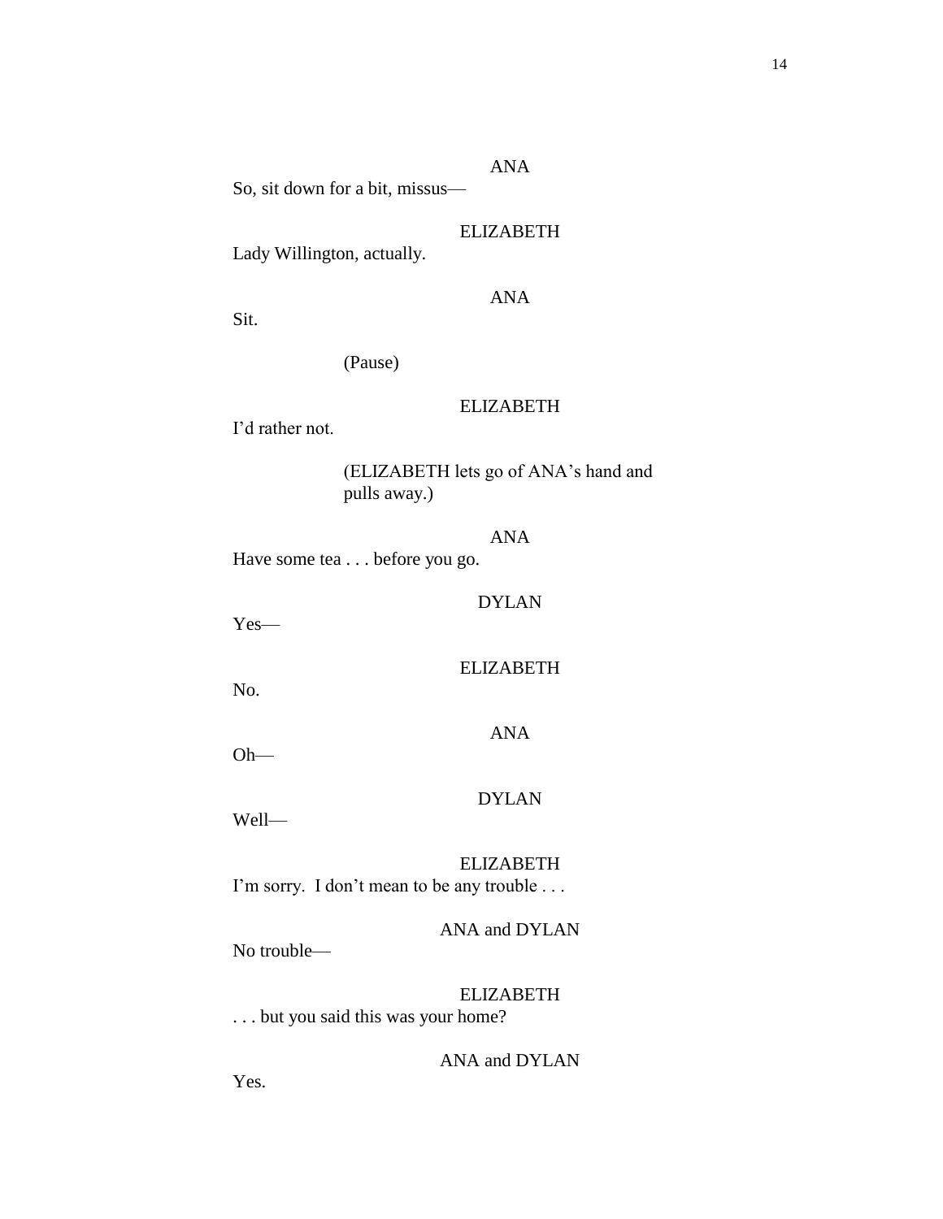ANA

So, sit down for a bit, missus—

ELIZABETH

Lady Willington, actually.

ANA

Sit.

(Pause)

ELIZABETH

I'd rather not.

(ELIZABETH lets go of ANA's hand and pulls away.)

ANA

Have some tea . . . before you go.

DYLAN

Yes—

ELIZABETH

No.

ANA

Oh—

DYLAN

Well—

ELIZABETH

I'm sorry. I don't mean to be any trouble . . .

ANA and DYLAN

No trouble—

ELIZABETH

. . . but you said this was your home?

ANA and DYLAN

Yes.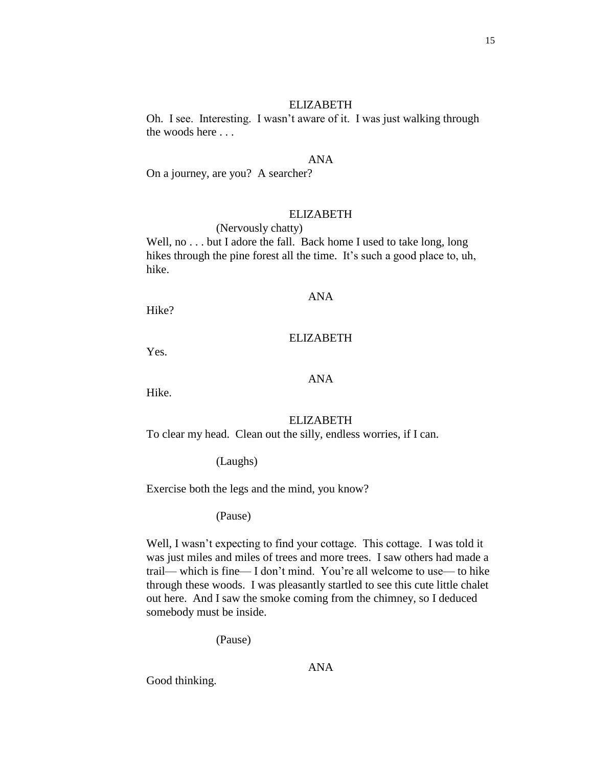ELIZABETH

Oh. I see. Interesting. I wasn't aware of it. I was just walking through the woods here . . .

ANA

On a journey, are you? A searcher?

ELIZABETH

(Nervously chatty)

Well, no . . . but I adore the fall. Back home I used to take long, long hikes through the pine forest all the time. It's such a good place to, uh, hike.

ANA

Hike?

ELIZABETH

Yes.

ANA

Hike.

ELIZABETH

To clear my head. Clean out the silly, endless worries, if I can.

(Laughs)

Exercise both the legs and the mind, you know?

(Pause)

Well, I wasn't expecting to find your cottage. This cottage. I was told it was just miles and miles of trees and more trees. I saw others had made a trail— which is fine— I don't mind. You're all welcome to use— to hike through these woods. I was pleasantly startled to see this cute little chalet out here. And I saw the smoke coming from the chimney, so I deduced somebody must be inside.

(Pause)

ANA

Good thinking.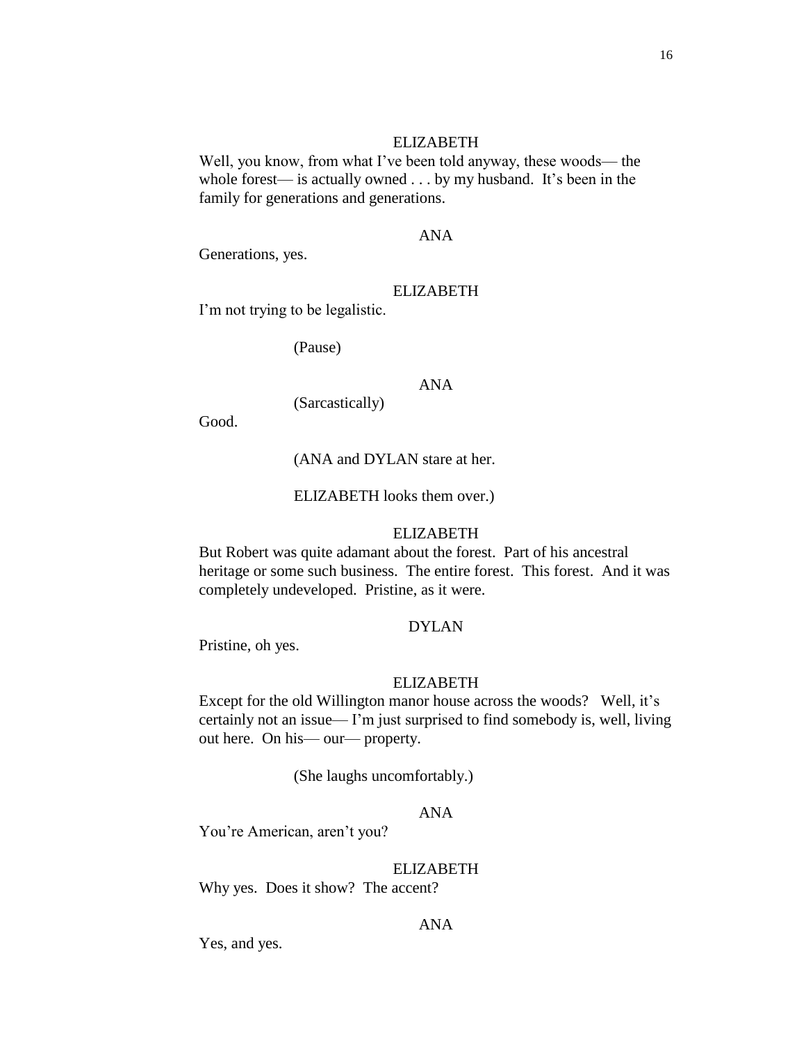ELIZABETH

Well, you know, from what I've been told anyway, these woods— the whole forest— is actually owned . . . by my husband. It's been in the family for generations and generations.

ANA

Generations, yes.

ELIZABETH

I'm not trying to be legalistic.

(Pause)

ANA

(Sarcastically)

Good.

(ANA and DYLAN stare at her.

ELIZABETH looks them over.)

ELIZABETH

But Robert was quite adamant about the forest. Part of his ancestral heritage or some such business. The entire forest. This forest. And it was completely undeveloped. Pristine, as it were.

DYLAN

Pristine, oh yes.

ELIZABETH

Except for the old Willington manor house across the woods? Well, it's certainly not an issue— I'm just surprised to find somebody is, well, living out here. On his— our— property.

(She laughs uncomfortably.)

ANA

You're American, aren't you?

ELIZABETH

Why yes. Does it show? The accent?

ANA

Yes, and yes.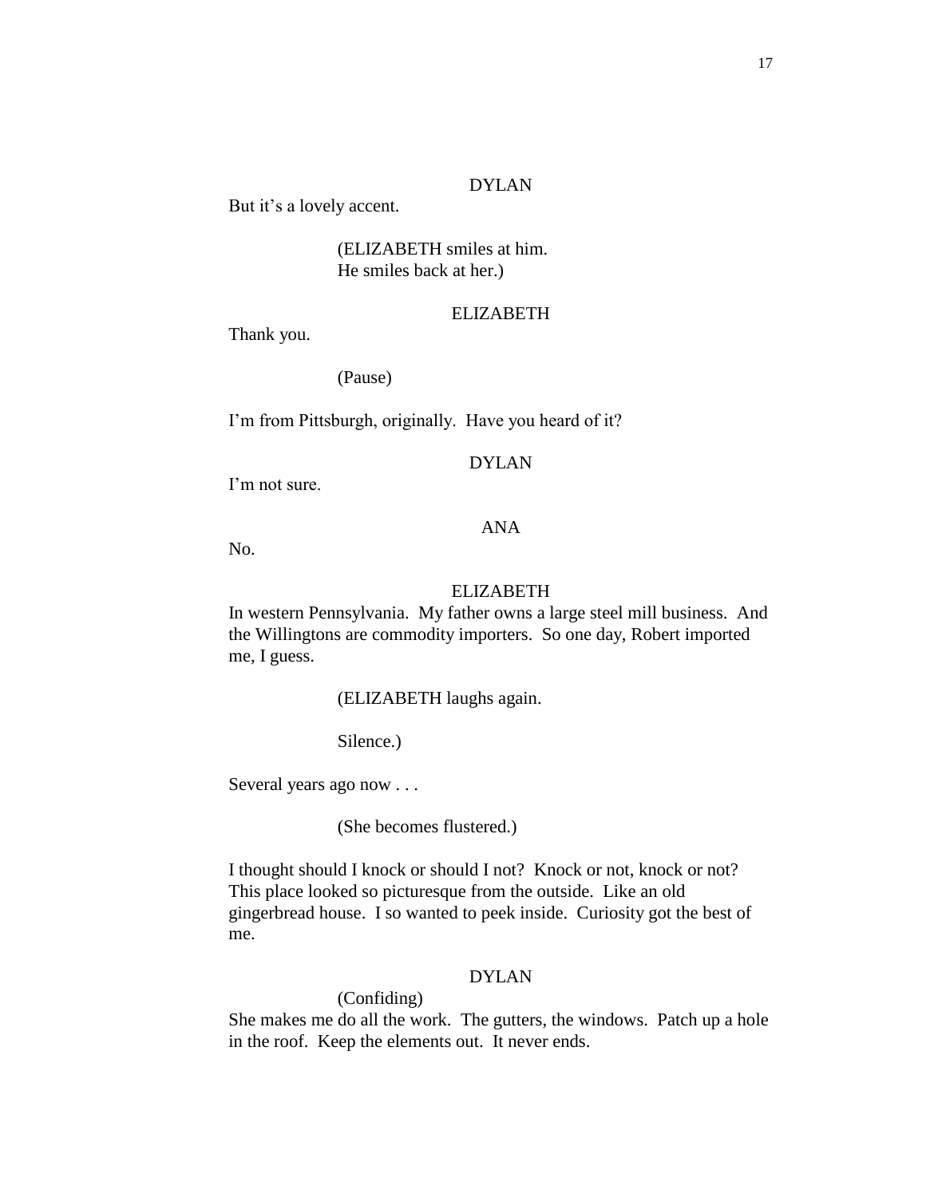DYLAN

But it's a lovely accent.

(ELIZABETH smiles at him.
He smiles back at her.)

ELIZABETH

Thank you.

(Pause)

I'm from Pittsburgh, originally.  Have you heard of it?

DYLAN

I'm not sure.

ANA

No.

ELIZABETH

In western Pennsylvania.  My father owns a large steel mill business.  And the Willingtons are commodity importers.  So one day, Robert imported me, I guess.

(ELIZABETH laughs again.

Silence.)

Several years ago now . . .

(She becomes flustered.)

I thought should I knock or should I not?  Knock or not, knock or not?  This place looked so picturesque from the outside.  Like an old gingerbread house.  I so wanted to peek inside.  Curiosity got the best of me.

DYLAN

(Confiding)

She makes me do all the work.  The gutters, the windows.  Patch up a hole in the roof.  Keep the elements out.  It never ends.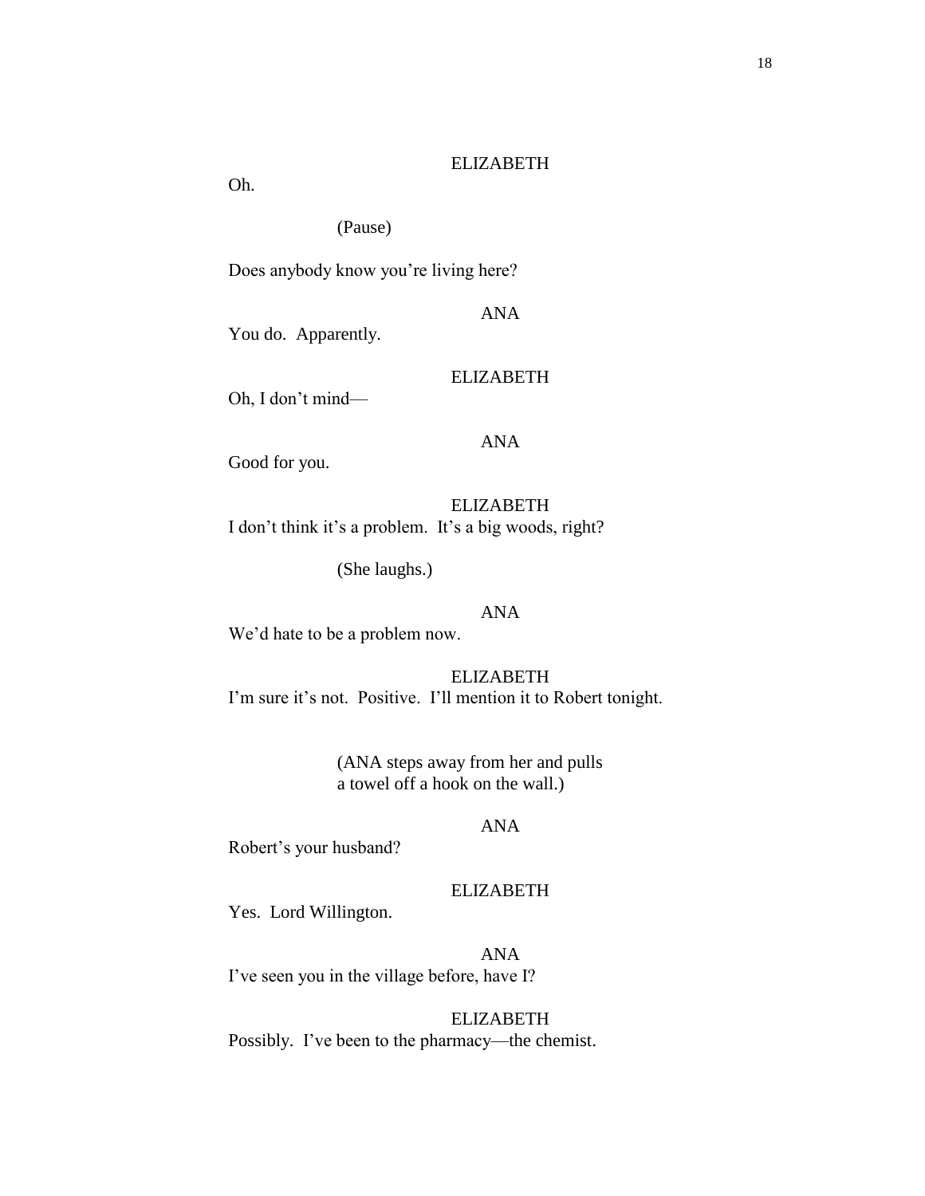ELIZABETH

Oh.

(Pause)

Does anybody know you're living here?

ANA

You do. Apparently.

ELIZABETH

Oh, I don't mind—

ANA

Good for you.

ELIZABETH

I don't think it's a problem. It's a big woods, right?

(She laughs.)

ANA

We'd hate to be a problem now.

ELIZABETH

I'm sure it's not. Positive. I'll mention it to Robert tonight.

(ANA steps away from her and pulls a towel off a hook on the wall.)

ANA

Robert's your husband?

ELIZABETH

Yes. Lord Willington.

ANA

I've seen you in the village before, have I?

ELIZABETH

Possibly. I've been to the pharmacy—the chemist.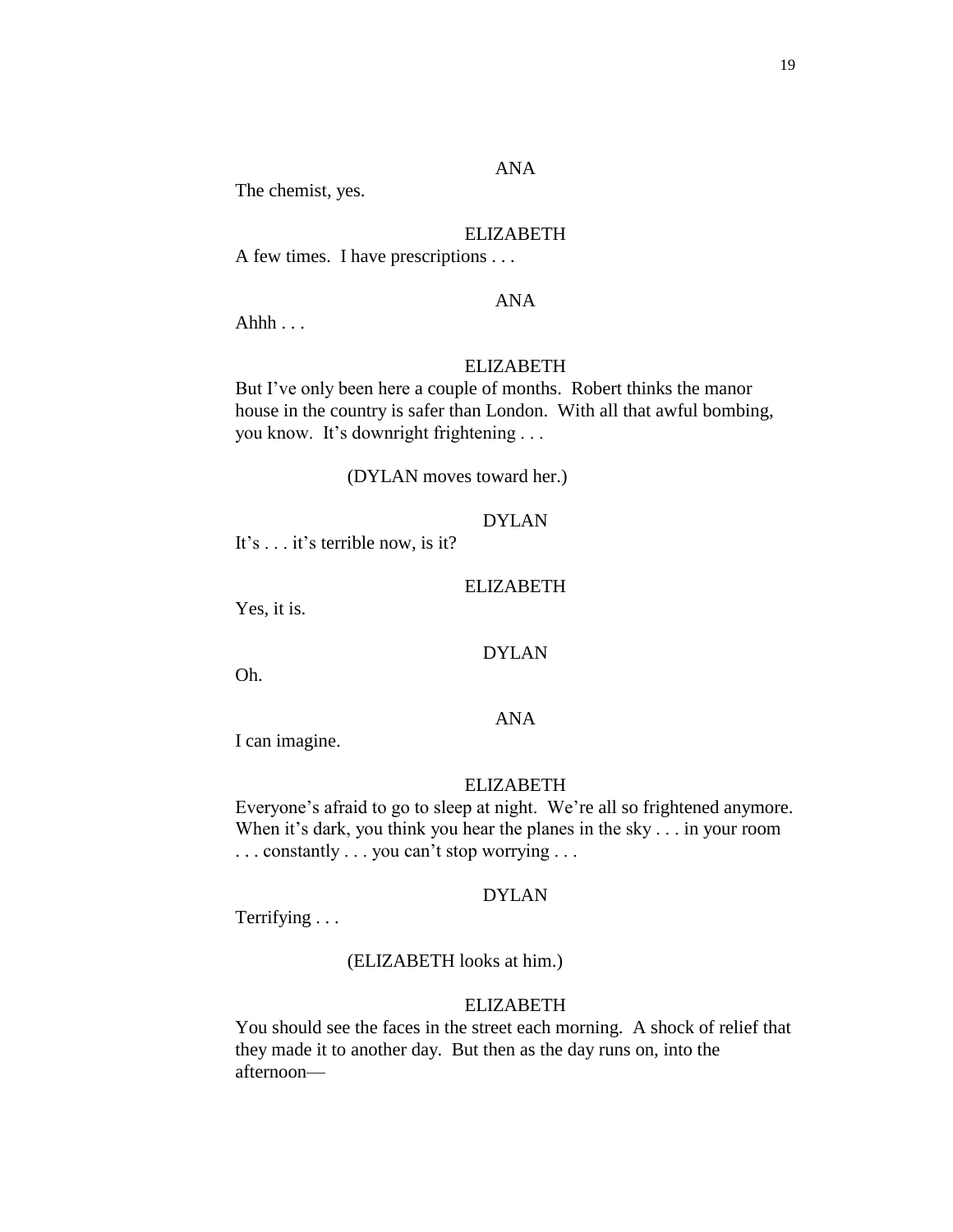ANA

The chemist, yes.

ELIZABETH

A few times. I have prescriptions . . .

ANA

Ahhh . . .

ELIZABETH

But I've only been here a couple of months. Robert thinks the manor house in the country is safer than London. With all that awful bombing, you know. It's downright frightening . . .

(DYLAN moves toward her.)

DYLAN

It's . . . it's terrible now, is it?

ELIZABETH

Yes, it is.

DYLAN

Oh.

ANA

I can imagine.

ELIZABETH

Everyone's afraid to go to sleep at night. We're all so frightened anymore. When it's dark, you think you hear the planes in the sky . . . in your room . . . constantly . . . you can't stop worrying . . .

DYLAN

Terrifying . . .

(ELIZABETH looks at him.)

ELIZABETH

You should see the faces in the street each morning. A shock of relief that they made it to another day. But then as the day runs on, into the afternoon—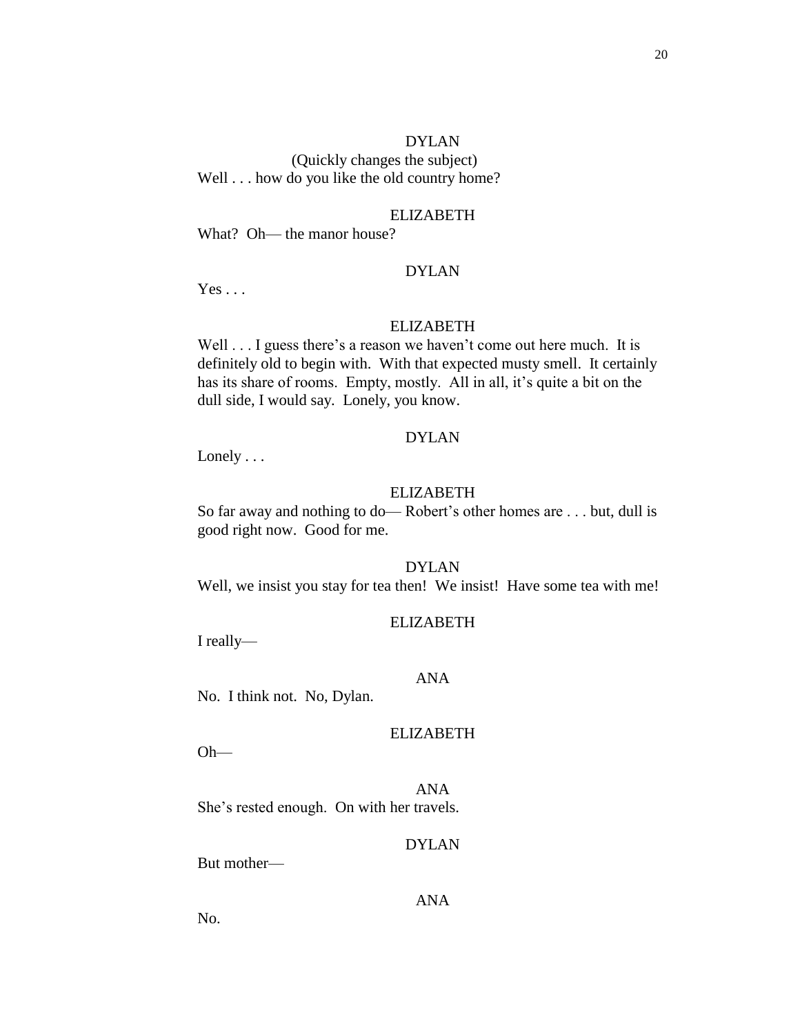DYLAN

(Quickly changes the subject)

Well . . . how do you like the old country home?

ELIZABETH

What? Oh— the manor house?

DYLAN

Yes . . .

ELIZABETH

Well . . . I guess there's a reason we haven't come out here much. It is definitely old to begin with. With that expected musty smell. It certainly has its share of rooms. Empty, mostly. All in all, it's quite a bit on the dull side, I would say. Lonely, you know.

DYLAN

Lonely . . .

ELIZABETH

So far away and nothing to do— Robert's other homes are . . . but, dull is good right now. Good for me.

DYLAN

Well, we insist you stay for tea then! We insist! Have some tea with me!

ELIZABETH

I really—

ANA

No. I think not. No, Dylan.

ELIZABETH

Oh—

ANA

She's rested enough. On with her travels.

DYLAN

But mother—

ANA

No.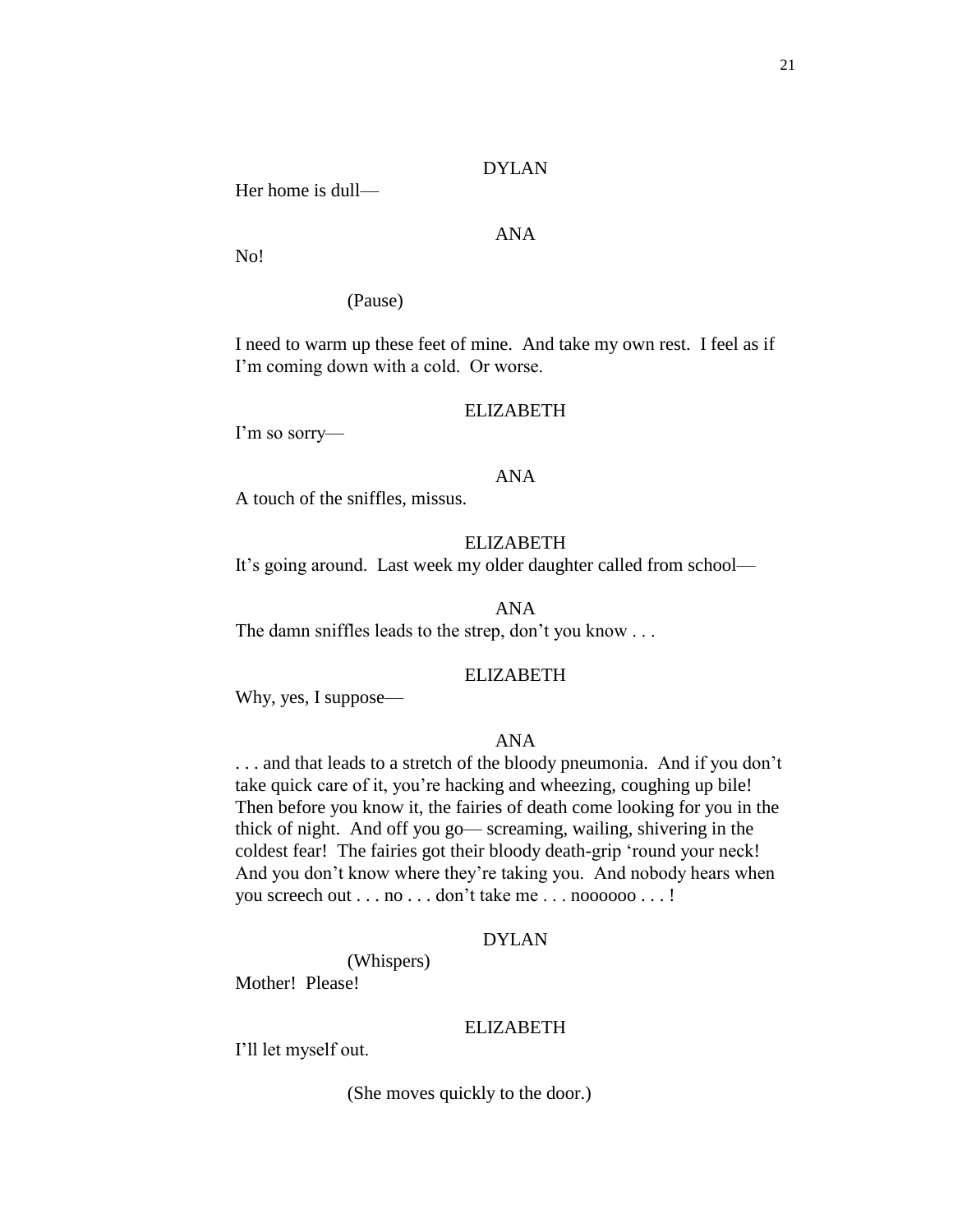DYLAN

Her home is dull—

ANA

No!

(Pause)

I need to warm up these feet of mine. And take my own rest. I feel as if I'm coming down with a cold. Or worse.

ELIZABETH

I'm so sorry—

ANA

A touch of the sniffles, missus.

ELIZABETH

It's going around. Last week my older daughter called from school—

ANA

The damn sniffles leads to the strep, don't you know . . .

ELIZABETH

Why, yes, I suppose—

ANA

. . . and that leads to a stretch of the bloody pneumonia. And if you don't take quick care of it, you're hacking and wheezing, coughing up bile! Then before you know it, the fairies of death come looking for you in the thick of night. And off you go— screaming, wailing, shivering in the coldest fear! The fairies got their bloody death-grip 'round your neck! And you don't know where they're taking you. And nobody hears when you screech out . . . no . . . don't take me . . . noooooo . . . !

DYLAN

(Whispers)

Mother! Please!

ELIZABETH

I'll let myself out.

(She moves quickly to the door.)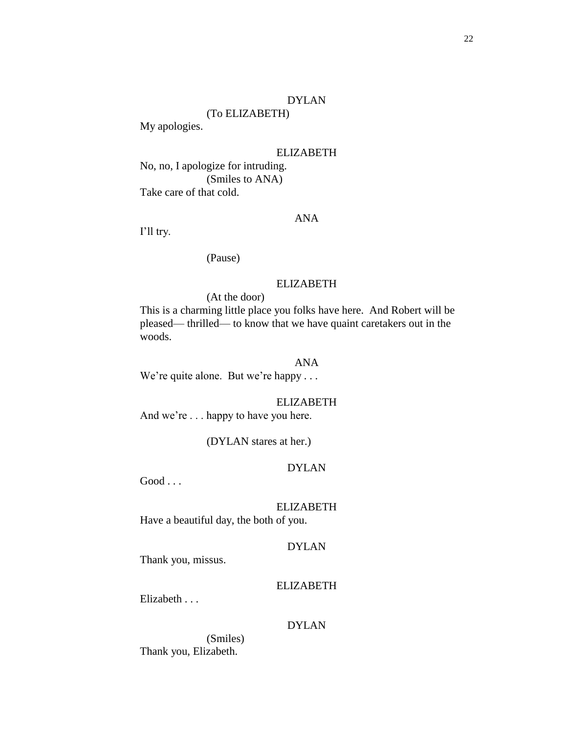DYLAN

(To ELIZABETH)

My apologies.

ELIZABETH

No, no, I apologize for intruding.

(Smiles to ANA)

Take care of that cold.

ANA

I'll try.

(Pause)

ELIZABETH

(At the door)

This is a charming little place you folks have here. And Robert will be pleased— thrilled— to know that we have quaint caretakers out in the woods.

ANA

We're quite alone. But we're happy . . .

ELIZABETH

And we're . . . happy to have you here.

(DYLAN stares at her.)

DYLAN

Good . . .

ELIZABETH

Have a beautiful day, the both of you.

DYLAN

Thank you, missus.

ELIZABETH

Elizabeth . . .

DYLAN

(Smiles)

Thank you, Elizabeth.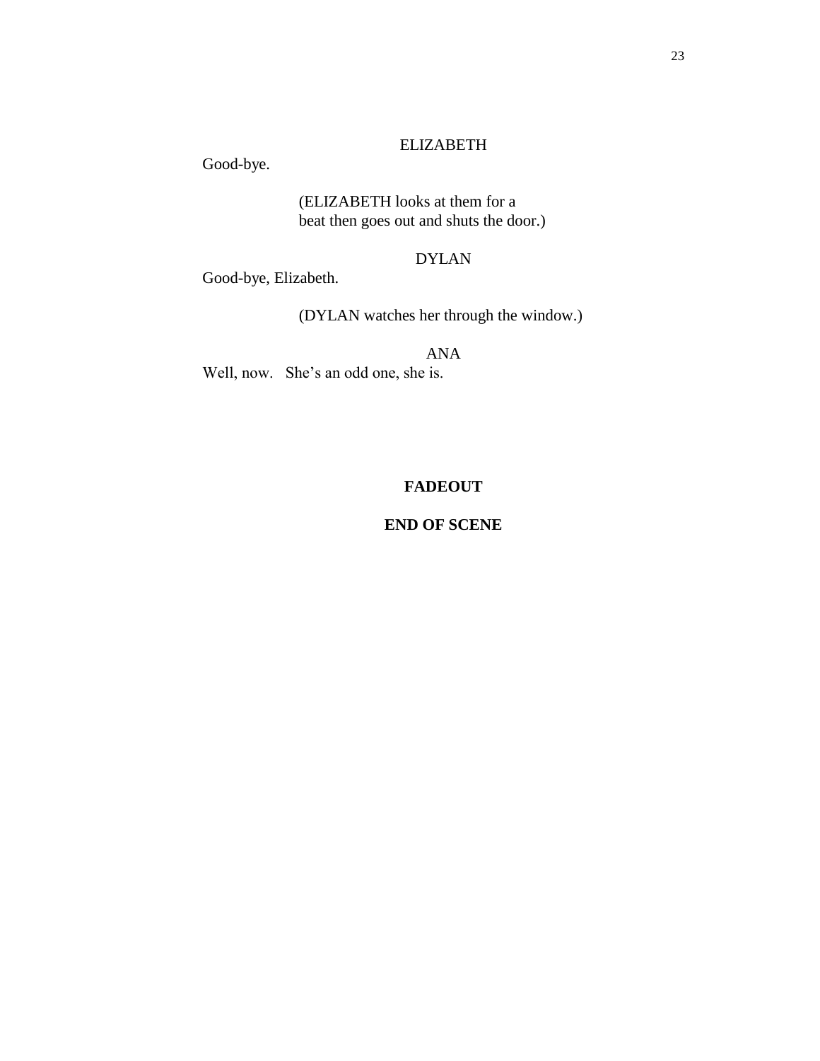ELIZABETH

Good-bye.

(ELIZABETH looks at them for a beat then goes out and shuts the door.)

DYLAN

Good-bye, Elizabeth.

(DYLAN watches her through the window.)

ANA

Well, now.   She's an odd one, she is.

**FADEOUT**

**END OF SCENE**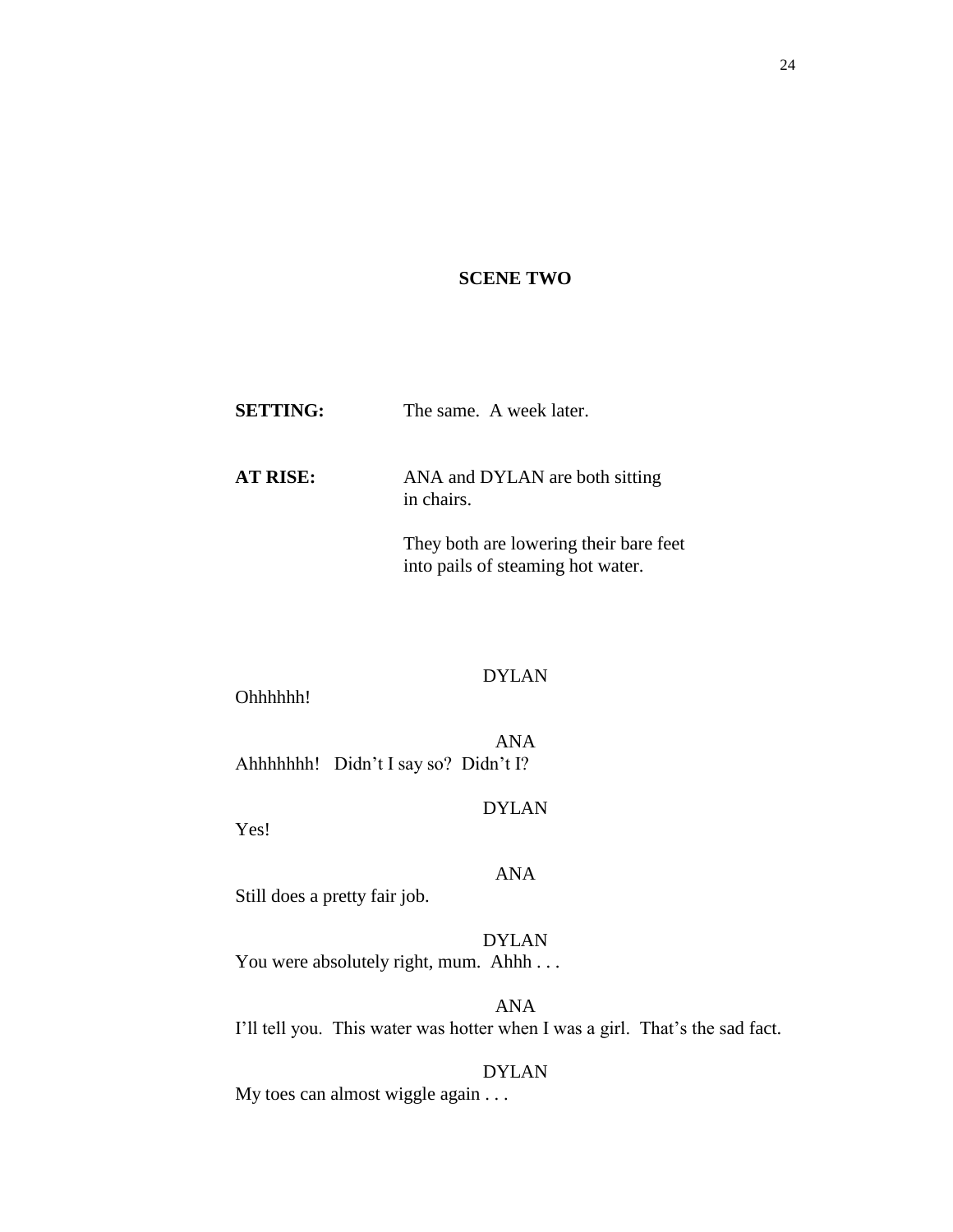## SCENE TWO

**SETTING:** The same. A week later.

**AT RISE:** ANA and DYLAN are both sitting in chairs.

They both are lowering their bare feet into pails of steaming hot water.

DYLAN

Ohhhhhh!

ANA

Ahhhhhhh! Didn't I say so? Didn't I?

DYLAN

Yes!

ANA

Still does a pretty fair job.

DYLAN

You were absolutely right, mum. Ahhh . . .

ANA

I'll tell you. This water was hotter when I was a girl. That's the sad fact.

DYLAN

My toes can almost wiggle again . . .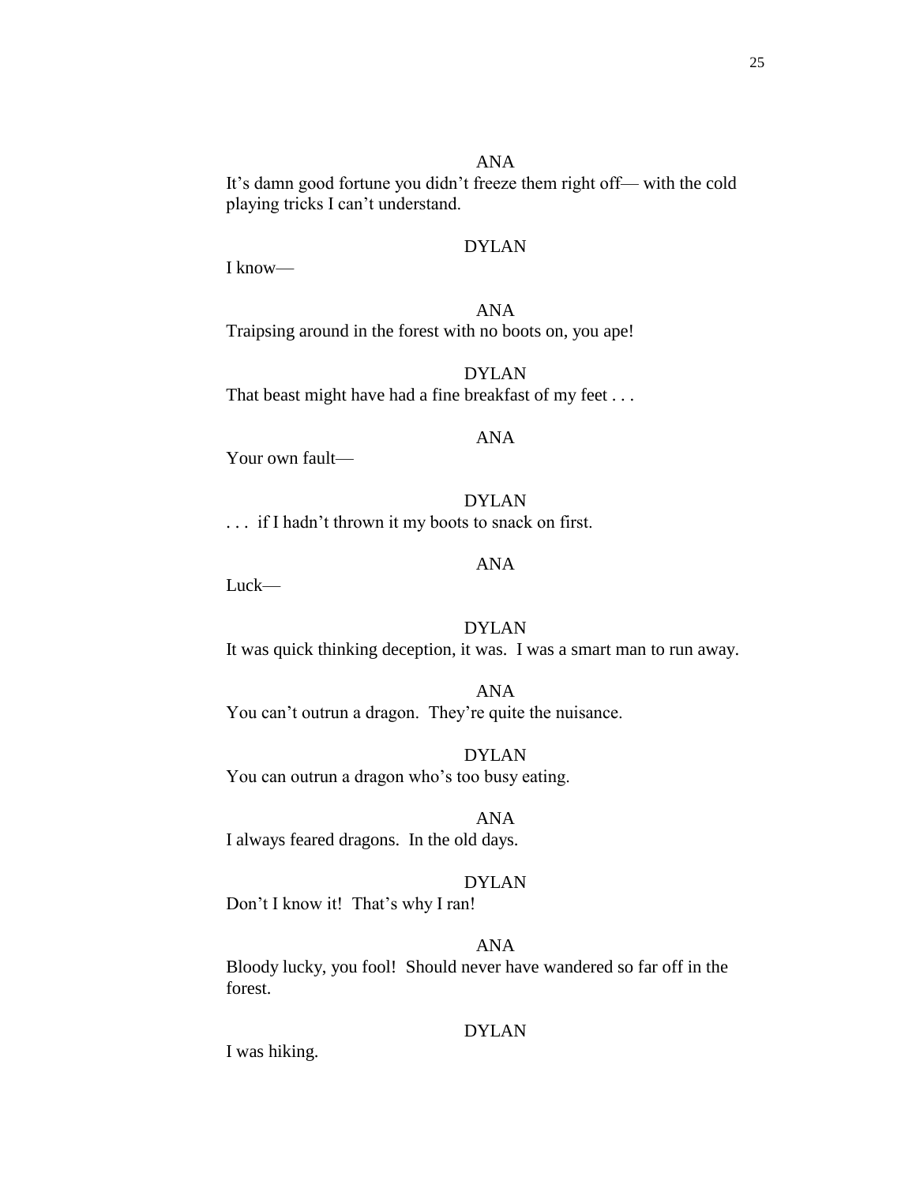ANA

It's damn good fortune you didn't freeze them right off— with the cold playing tricks I can't understand.

DYLAN

I know—

ANA

Traipsing around in the forest with no boots on, you ape!

DYLAN

That beast might have had a fine breakfast of my feet . . .

ANA

Your own fault—

DYLAN

. . . if I hadn't thrown it my boots to snack on first.

ANA

Luck—

DYLAN

It was quick thinking deception, it was. I was a smart man to run away.

ANA

You can't outrun a dragon. They're quite the nuisance.

DYLAN

You can outrun a dragon who's too busy eating.

ANA

I always feared dragons. In the old days.

DYLAN

Don't I know it! That's why I ran!

ANA

Bloody lucky, you fool! Should never have wandered so far off in the forest.

DYLAN

I was hiking.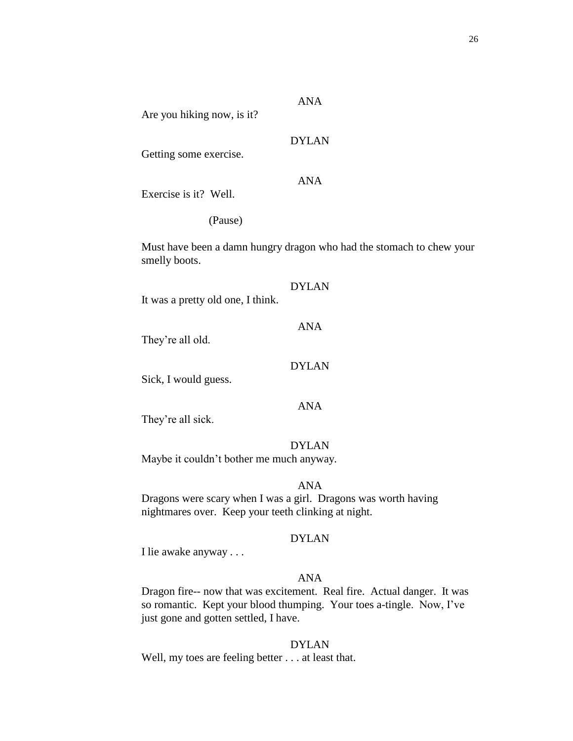ANA

Are you hiking now, is it?

DYLAN

Getting some exercise.

ANA

Exercise is it? Well.

(Pause)

Must have been a damn hungry dragon who had the stomach to chew your smelly boots.

DYLAN

It was a pretty old one, I think.

ANA

They're all old.

DYLAN

Sick, I would guess.

ANA

They're all sick.

DYLAN

Maybe it couldn't bother me much anyway.

ANA

Dragons were scary when I was a girl. Dragons was worth having nightmares over. Keep your teeth clinking at night.

DYLAN

I lie awake anyway . . .

ANA

Dragon fire-- now that was excitement. Real fire. Actual danger. It was so romantic. Kept your blood thumping. Your toes a-tingle. Now, I've just gone and gotten settled, I have.

DYLAN

Well, my toes are feeling better . . . at least that.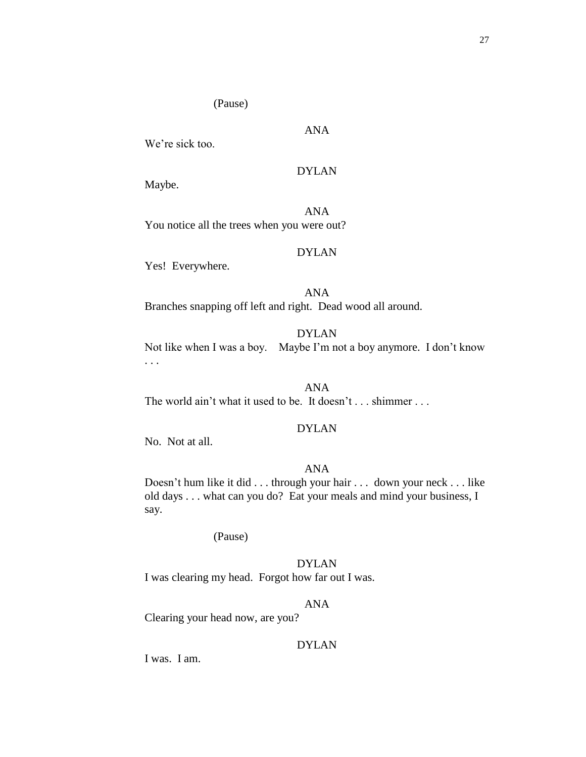(Pause)

ANA

We're sick too.

DYLAN

Maybe.

ANA

You notice all the trees when you were out?

DYLAN

Yes! Everywhere.

ANA

Branches snapping off left and right. Dead wood all around.

DYLAN

Not like when I was a boy. Maybe I'm not a boy anymore. I don't know . . .

ANA

The world ain't what it used to be. It doesn't . . . shimmer . . .

DYLAN

No. Not at all.

ANA

Doesn't hum like it did . . . through your hair . . . down your neck . . . like old days . . . what can you do? Eat your meals and mind your business, I say.

(Pause)

DYLAN

I was clearing my head. Forgot how far out I was.

ANA

Clearing your head now, are you?

DYLAN

I was. I am.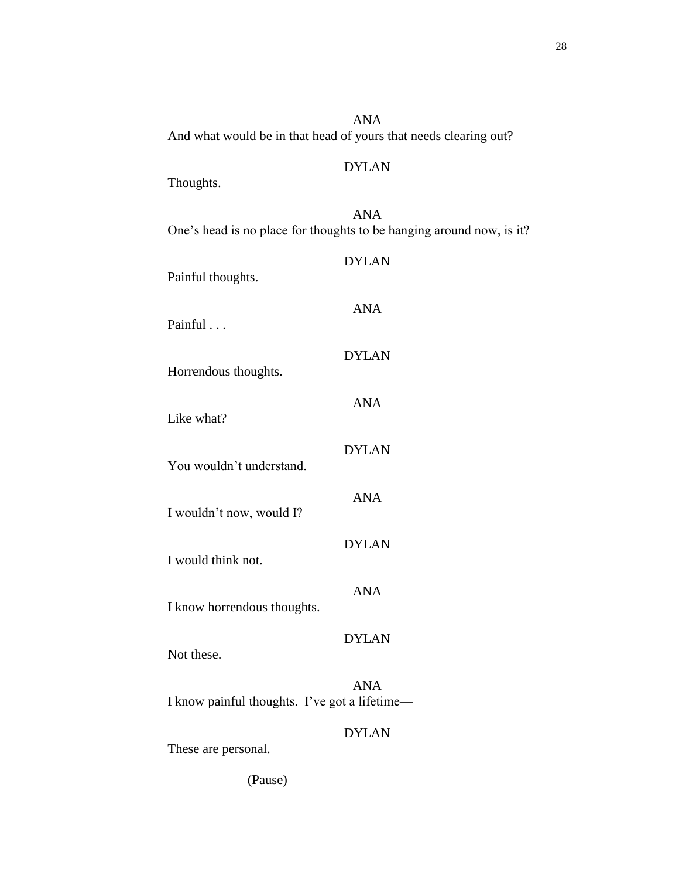ANA

And what would be in that head of yours that needs clearing out?

DYLAN

Thoughts.

ANA

One's head is no place for thoughts to be hanging around now, is it?

DYLAN

Painful thoughts.

ANA

Painful . . .

DYLAN

Horrendous thoughts.

ANA

Like what?

DYLAN

You wouldn't understand.

ANA

I wouldn't now, would I?

DYLAN

I would think not.

ANA

I know horrendous thoughts.

DYLAN

Not these.

ANA

I know painful thoughts. I've got a lifetime—

DYLAN

These are personal.

(Pause)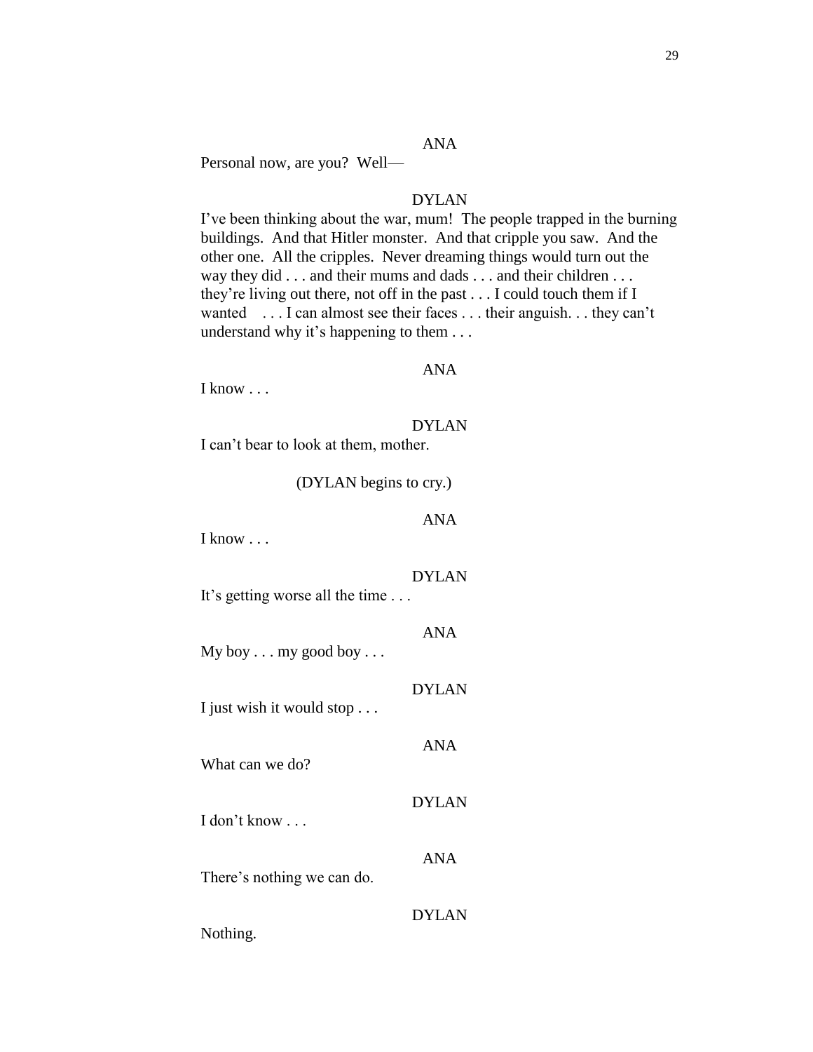ANA

Personal now, are you? Well—

DYLAN

I've been thinking about the war, mum! The people trapped in the burning buildings. And that Hitler monster. And that cripple you saw. And the other one. All the cripples. Never dreaming things would turn out the way they did . . . and their mums and dads . . . and their children . . . they're living out there, not off in the past . . . I could touch them if I wanted . . . I can almost see their faces . . . their anguish. . . they can't understand why it's happening to them . . .

ANA

I know . . .

DYLAN

I can't bear to look at them, mother.

(DYLAN begins to cry.)

ANA

I know . . .

DYLAN

It's getting worse all the time . . .

ANA

My boy . . . my good boy . . .

DYLAN

I just wish it would stop . . .

ANA

What can we do?

DYLAN

I don't know . . .

ANA

There's nothing we can do.

DYLAN

Nothing.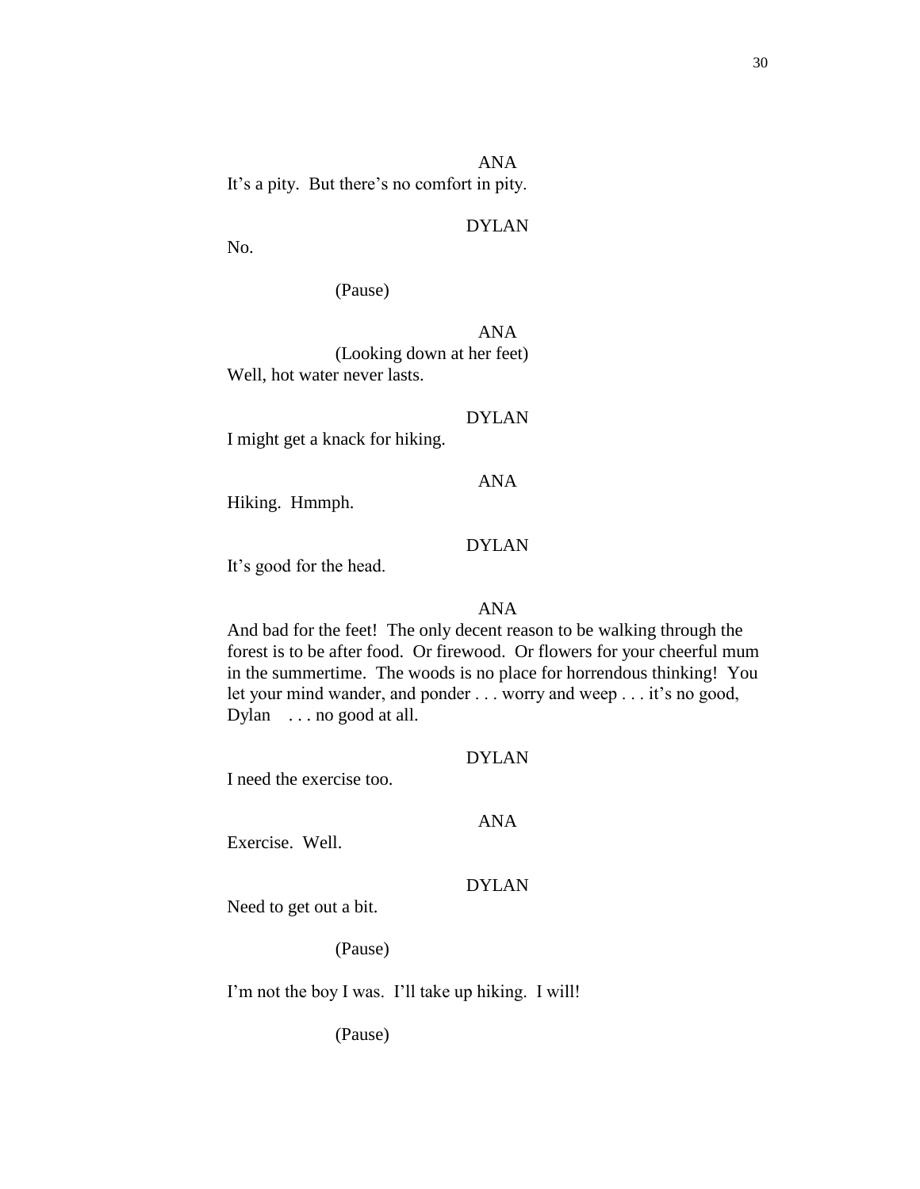ANA

It's a pity. But there's no comfort in pity.

DYLAN

No.

(Pause)

ANA

(Looking down at her feet)

Well, hot water never lasts.

DYLAN

I might get a knack for hiking.

ANA

Hiking. Hmmph.

DYLAN

It's good for the head.

ANA

And bad for the feet! The only decent reason to be walking through the forest is to be after food. Or firewood. Or flowers for your cheerful mum in the summertime. The woods is no place for horrendous thinking! You let your mind wander, and ponder . . . worry and weep . . . it's no good, Dylan . . . no good at all.

DYLAN

I need the exercise too.

ANA

Exercise. Well.

DYLAN

Need to get out a bit.

(Pause)

I'm not the boy I was. I'll take up hiking. I will!

(Pause)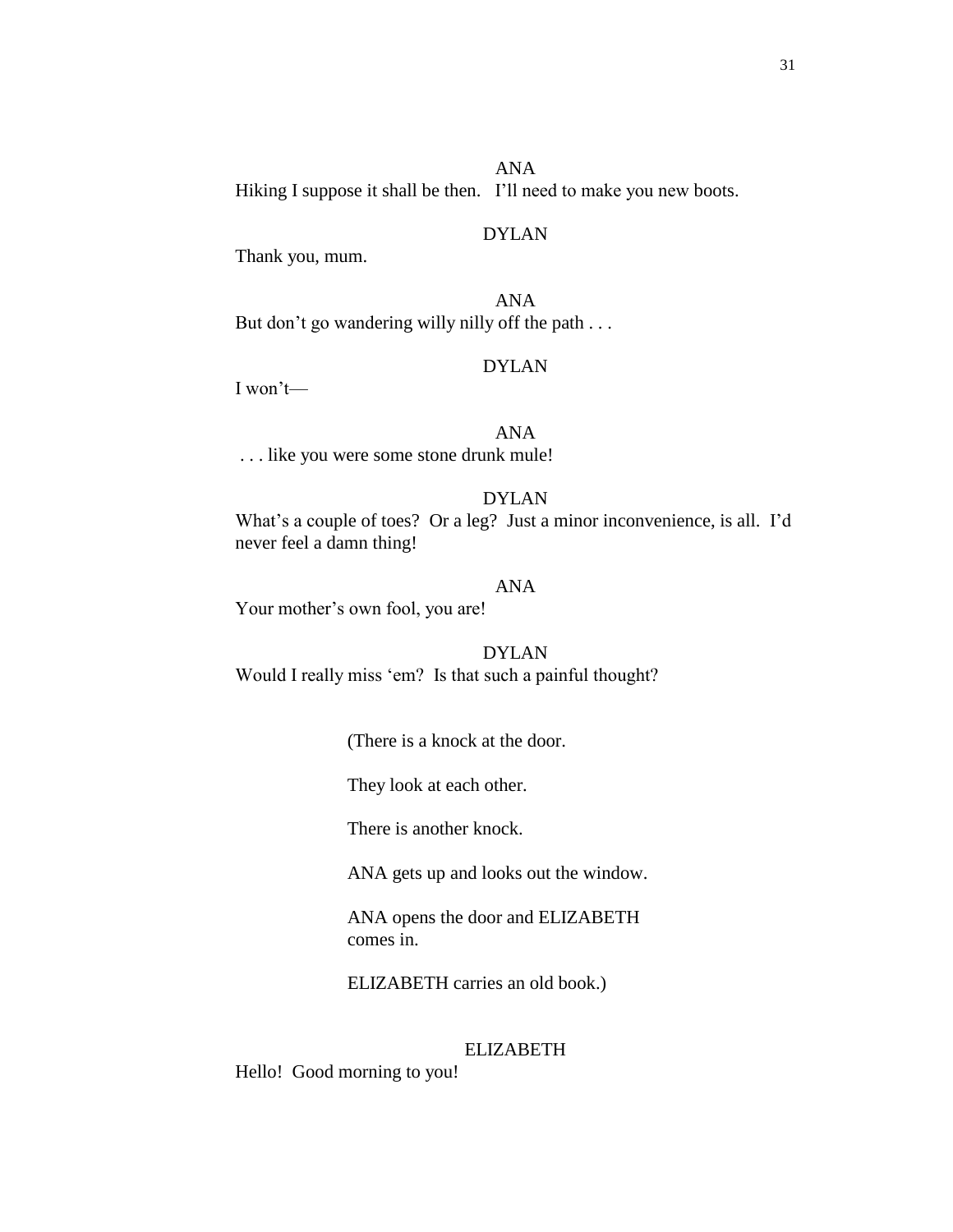ANA

Hiking I suppose it shall be then. I'll need to make you new boots.

DYLAN

Thank you, mum.

ANA

But don't go wandering willy nilly off the path . . .

DYLAN

I won't—

ANA

. . . like you were some stone drunk mule!

DYLAN

What's a couple of toes? Or a leg? Just a minor inconvenience, is all. I'd never feel a damn thing!

ANA

Your mother's own fool, you are!

DYLAN

Would I really miss 'em? Is that such a painful thought?

(There is a knock at the door.

They look at each other.

There is another knock.

ANA gets up and looks out the window.

ANA opens the door and ELIZABETH comes in.

ELIZABETH carries an old book.)

ELIZABETH

Hello! Good morning to you!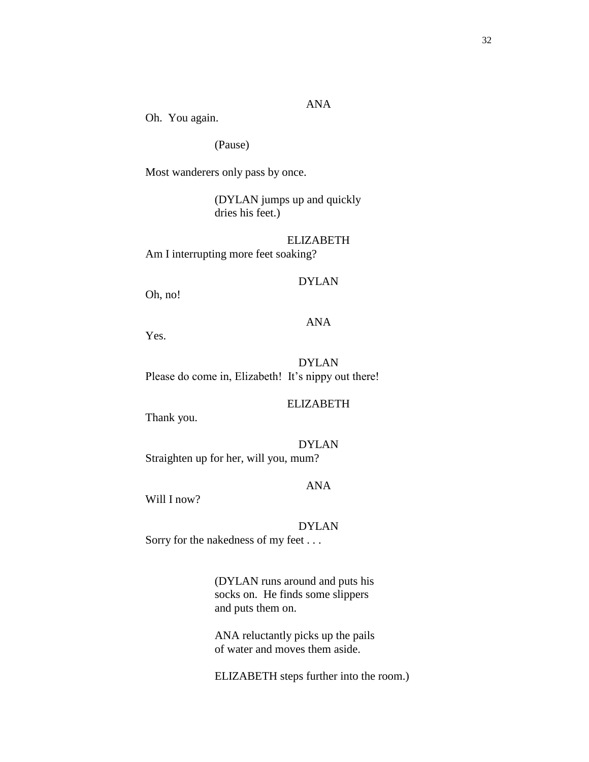ANA

Oh. You again.

(Pause)

Most wanderers only pass by once.

(DYLAN jumps up and quickly dries his feet.)

ELIZABETH

Am I interrupting more feet soaking?

DYLAN

Oh, no!

ANA

Yes.

DYLAN

Please do come in, Elizabeth! It's nippy out there!

ELIZABETH

Thank you.

DYLAN

Straighten up for her, will you, mum?

ANA

Will I now?

DYLAN

Sorry for the nakedness of my feet . . .

(DYLAN runs around and puts his socks on. He finds some slippers and puts them on.

ANA reluctantly picks up the pails of water and moves them aside.

ELIZABETH steps further into the room.)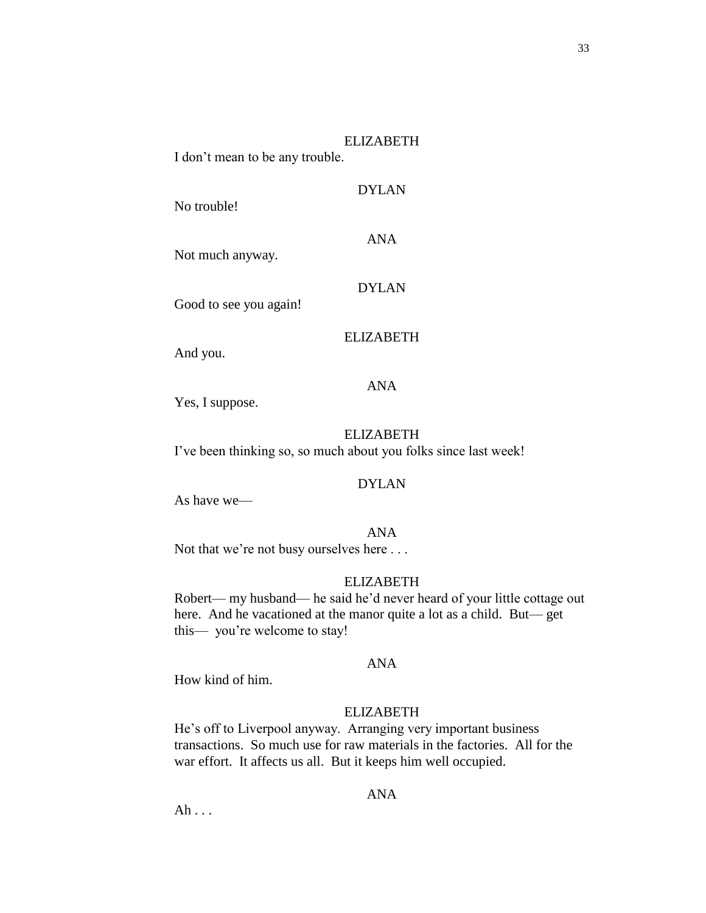ELIZABETH

I don't mean to be any trouble.

DYLAN

No trouble!

ANA

Not much anyway.

DYLAN

Good to see you again!

ELIZABETH

And you.

ANA

Yes, I suppose.

ELIZABETH

I've been thinking so, so much about you folks since last week!

DYLAN

As have we—

ANA

Not that we're not busy ourselves here . . .

ELIZABETH

Robert— my husband— he said he'd never heard of your little cottage out here. And he vacationed at the manor quite a lot as a child. But— get this— you're welcome to stay!

ANA

How kind of him.

ELIZABETH

He's off to Liverpool anyway. Arranging very important business transactions. So much use for raw materials in the factories. All for the war effort. It affects us all. But it keeps him well occupied.

ANA

Ah . . .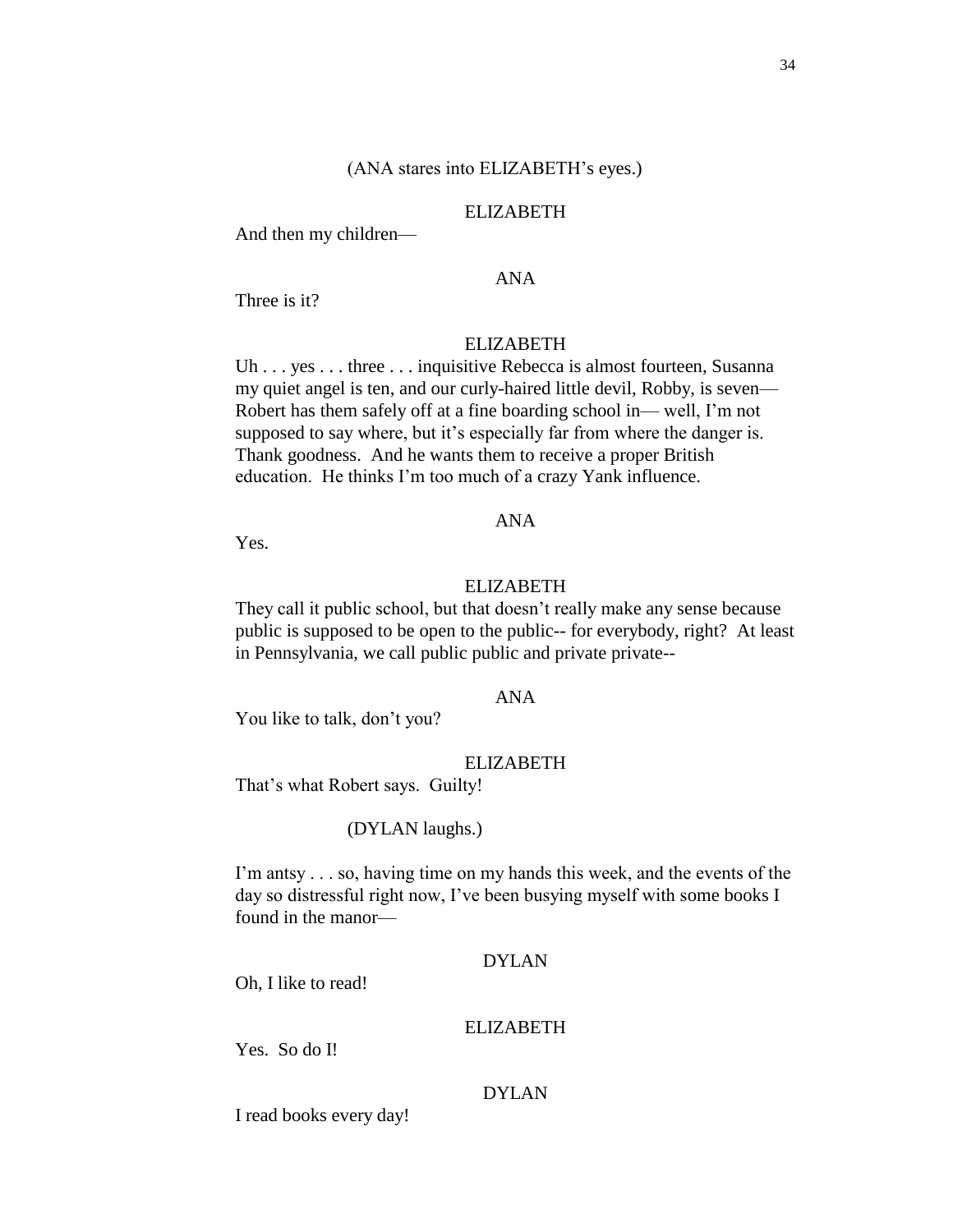(ANA stares into ELIZABETH's eyes.)

ELIZABETH

And then my children—

ANA

Three is it?

ELIZABETH

Uh . . . yes . . . three . . . inquisitive Rebecca is almost fourteen, Susanna my quiet angel is ten, and our curly-haired little devil, Robby, is seven—Robert has them safely off at a fine boarding school in— well, I'm not supposed to say where, but it's especially far from where the danger is. Thank goodness. And he wants them to receive a proper British education. He thinks I'm too much of a crazy Yank influence.

ANA

Yes.

ELIZABETH

They call it public school, but that doesn't really make any sense because public is supposed to be open to the public-- for everybody, right? At least in Pennsylvania, we call public public and private private--

ANA

You like to talk, don't you?

ELIZABETH

That's what Robert says. Guilty!

(DYLAN laughs.)

I'm antsy . . . so, having time on my hands this week, and the events of the day so distressful right now, I've been busying myself with some books I found in the manor—

DYLAN

Oh, I like to read!

ELIZABETH

Yes. So do I!

DYLAN

I read books every day!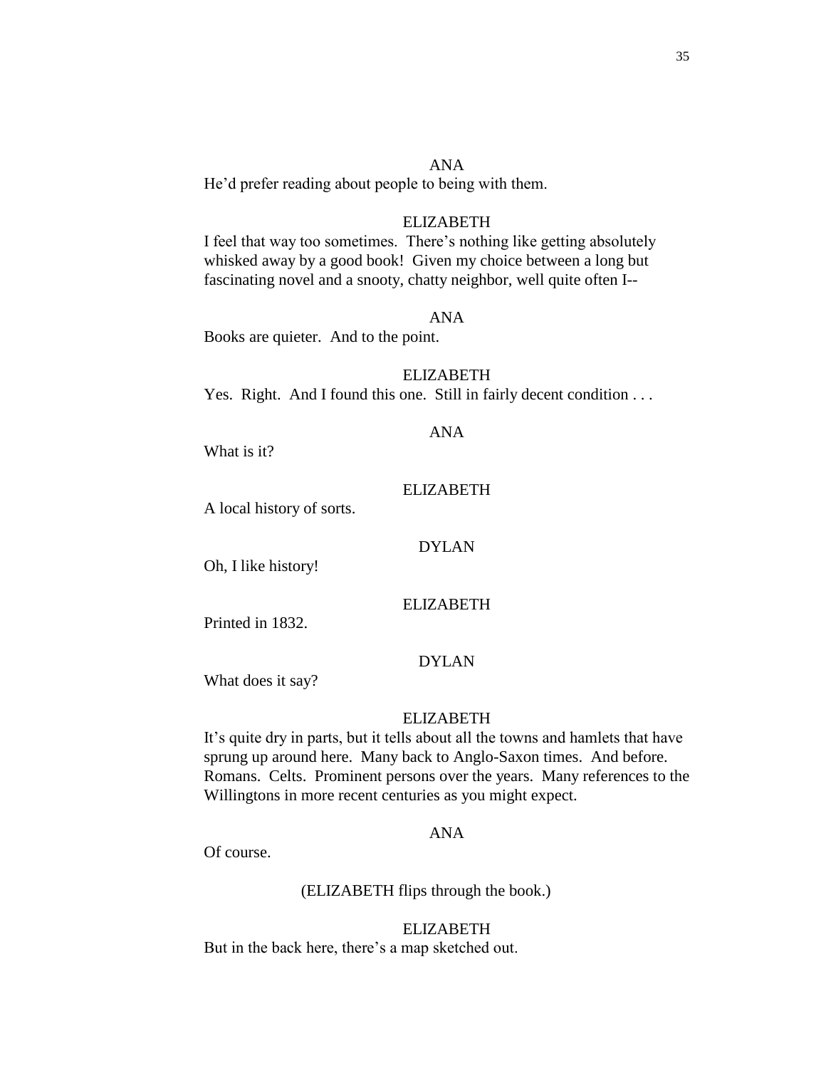ANA

He'd prefer reading about people to being with them.

ELIZABETH

I feel that way too sometimes. There's nothing like getting absolutely whisked away by a good book! Given my choice between a long but fascinating novel and a snooty, chatty neighbor, well quite often I--

ANA

Books are quieter. And to the point.

ELIZABETH

Yes. Right. And I found this one. Still in fairly decent condition . . .

ANA

What is it?

ELIZABETH

A local history of sorts.

DYLAN

Oh, I like history!

ELIZABETH

Printed in 1832.

DYLAN

What does it say?

ELIZABETH

It's quite dry in parts, but it tells about all the towns and hamlets that have sprung up around here. Many back to Anglo-Saxon times. And before. Romans. Celts. Prominent persons over the years. Many references to the Willingtons in more recent centuries as you might expect.

ANA

Of course.

(ELIZABETH flips through the book.)

ELIZABETH

But in the back here, there's a map sketched out.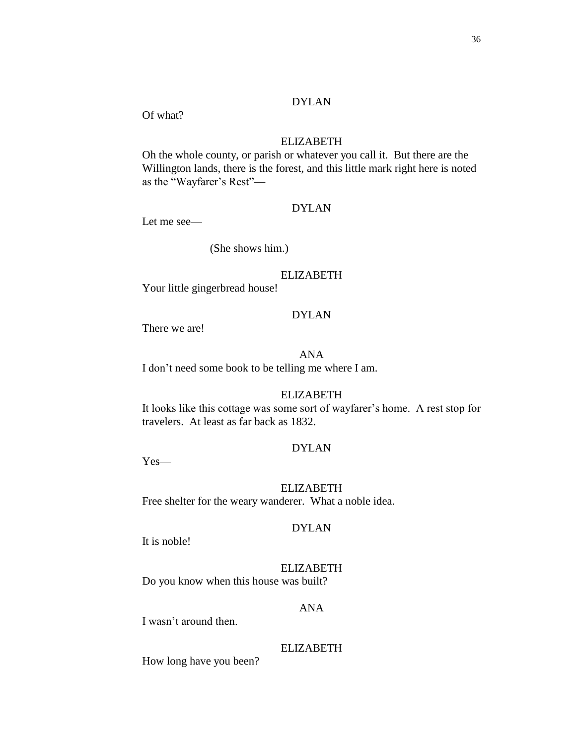DYLAN

Of what?

ELIZABETH

Oh the whole county, or parish or whatever you call it. But there are the Willington lands, there is the forest, and this little mark right here is noted as the "Wayfarer's Rest"—

DYLAN

Let me see—

(She shows him.)

ELIZABETH

Your little gingerbread house!

DYLAN

There we are!

ANA

I don't need some book to be telling me where I am.

ELIZABETH

It looks like this cottage was some sort of wayfarer's home. A rest stop for travelers. At least as far back as 1832.

DYLAN

Yes—

ELIZABETH

Free shelter for the weary wanderer. What a noble idea.

DYLAN

It is noble!

ELIZABETH

Do you know when this house was built?

ANA

I wasn't around then.

ELIZABETH

How long have you been?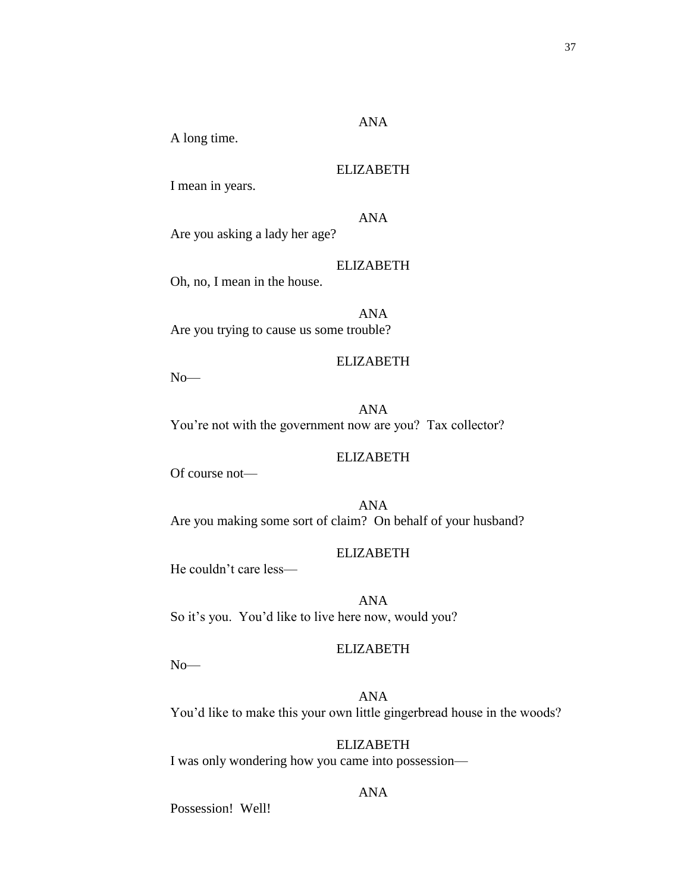ANA

A long time.

ELIZABETH

I mean in years.

ANA

Are you asking a lady her age?

ELIZABETH

Oh, no, I mean in the house.

ANA

Are you trying to cause us some trouble?

ELIZABETH

No—

ANA

You're not with the government now are you? Tax collector?

ELIZABETH

Of course not—

ANA

Are you making some sort of claim? On behalf of your husband?

ELIZABETH

He couldn't care less—

ANA

So it's you. You'd like to live here now, would you?

ELIZABETH

No—

ANA

You'd like to make this your own little gingerbread house in the woods?

ELIZABETH

I was only wondering how you came into possession—

ANA

Possession! Well!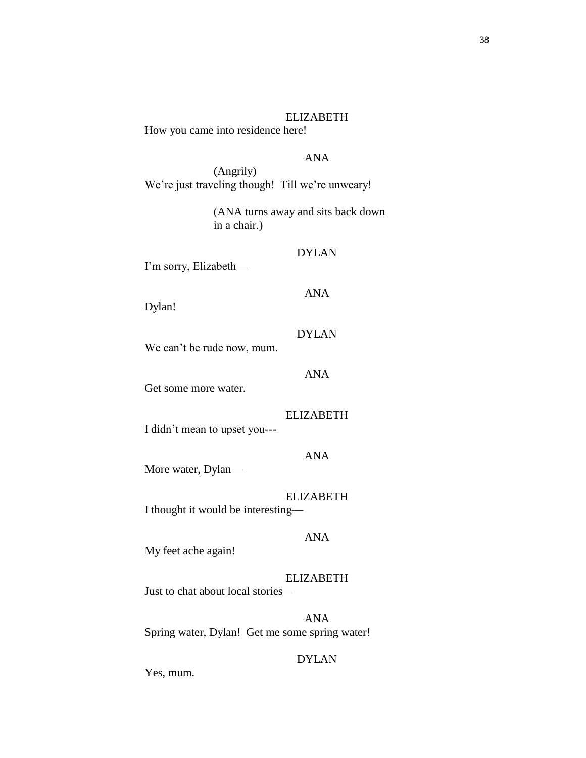ELIZABETH

How you came into residence here!

ANA

(Angrily)

We're just traveling though! Till we're unweary!

(ANA turns away and sits back down in a chair.)

DYLAN

I'm sorry, Elizabeth—

ANA

Dylan!

DYLAN

We can't be rude now, mum.

ANA

Get some more water.

ELIZABETH

I didn't mean to upset you---

ANA

More water, Dylan—

ELIZABETH

I thought it would be interesting—

ANA

My feet ache again!

ELIZABETH

Just to chat about local stories—

ANA

Spring water, Dylan! Get me some spring water!

DYLAN

Yes, mum.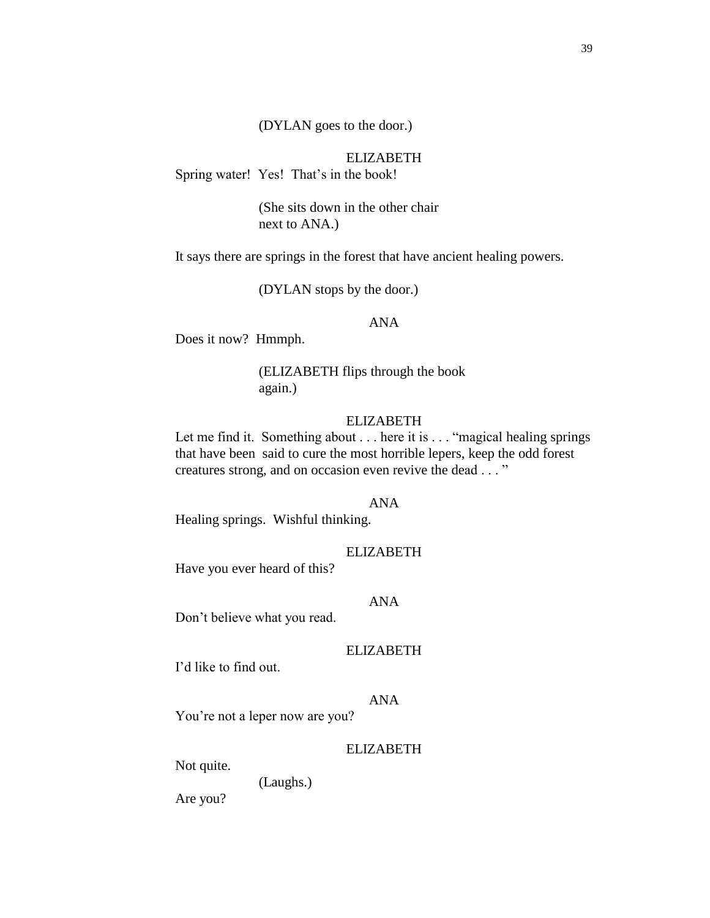(DYLAN goes to the door.)

ELIZABETH

Spring water! Yes! That's in the book!

(She sits down in the other chair next to ANA.)

It says there are springs in the forest that have ancient healing powers.

(DYLAN stops by the door.)

ANA

Does it now? Hmmph.

(ELIZABETH flips through the book again.)

ELIZABETH

Let me find it. Something about . . . here it is . . . "magical healing springs that have been said to cure the most horrible lepers, keep the odd forest creatures strong, and on occasion even revive the dead . . . "

ANA

Healing springs. Wishful thinking.

ELIZABETH

Have you ever heard of this?

ANA

Don't believe what you read.

ELIZABETH

I'd like to find out.

ANA

You're not a leper now are you?

ELIZABETH

Not quite.

(Laughs.)

Are you?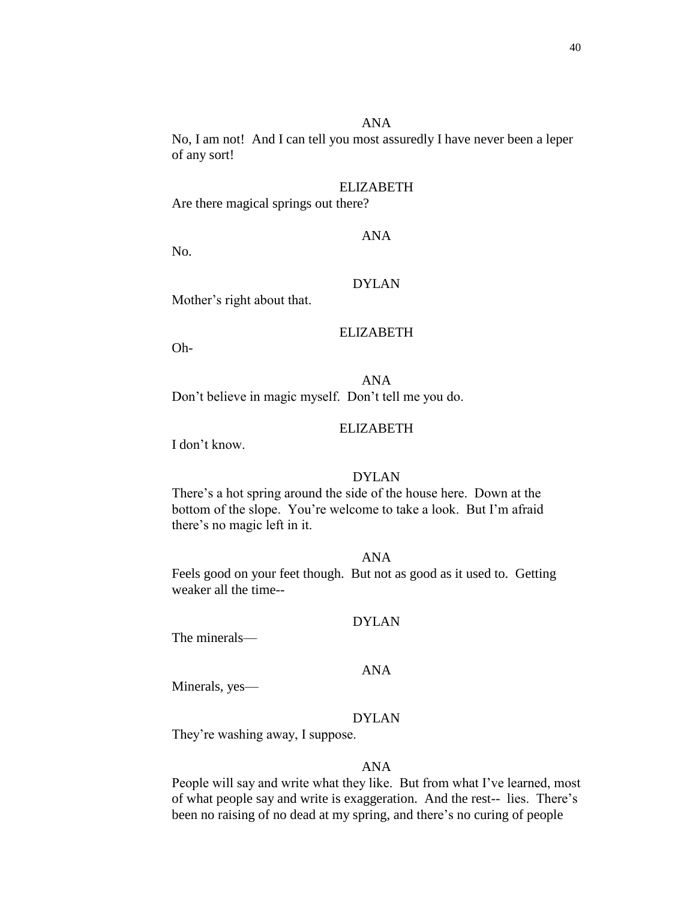ANA

No, I am not!  And I can tell you most assuredly I have never been a leper of any sort!

ELIZABETH

Are there magical springs out there?

ANA

No.

DYLAN

Mother's right about that.

ELIZABETH

Oh-

ANA

Don't believe in magic myself.  Don't tell me you do.

ELIZABETH

I don't know.

DYLAN

There's a hot spring around the side of the house here.  Down at the bottom of the slope.  You're welcome to take a look.  But I'm afraid there's no magic left in it.

ANA

Feels good on your feet though.  But not as good as it used to.  Getting weaker all the time--

DYLAN

The minerals—

ANA

Minerals, yes—

DYLAN

They're washing away, I suppose.

ANA

People will say and write what they like.  But from what I've learned, most of what people say and write is exaggeration.  And the rest--  lies.  There's been no raising of no dead at my spring, and there's no curing of people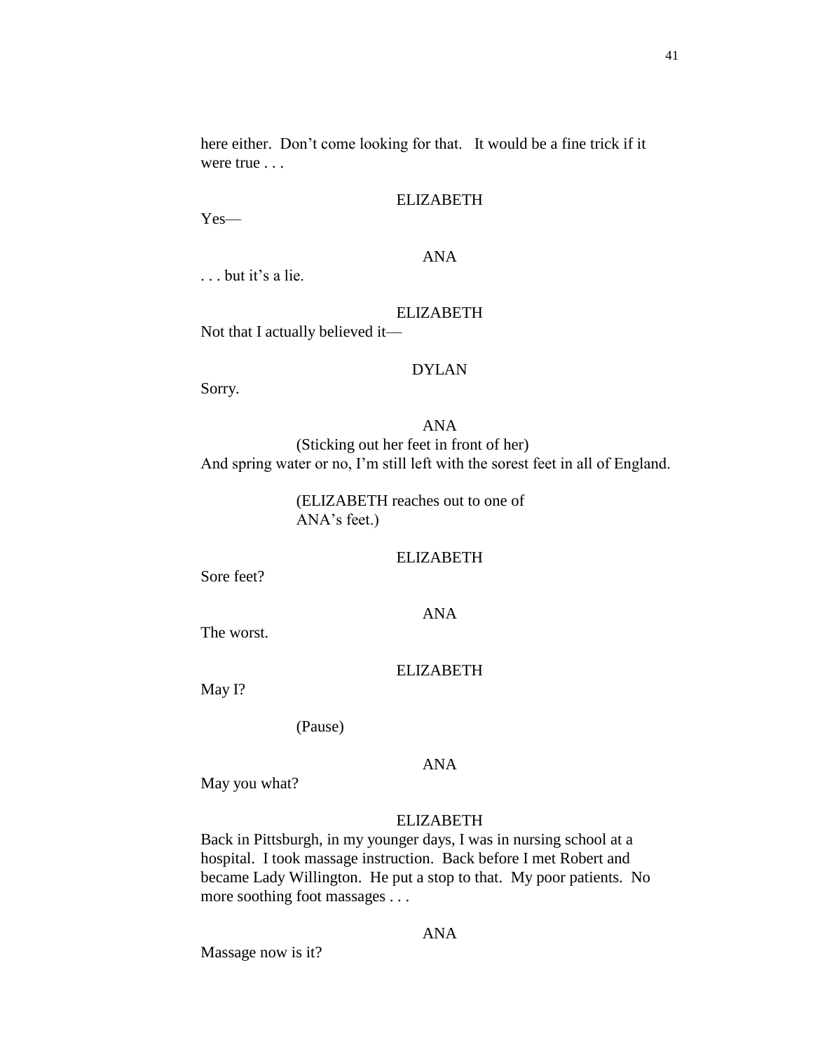here either.  Don't come looking for that.   It would be a fine trick if it were true . . .

ELIZABETH

Yes—

ANA

. . . but it's a lie.

ELIZABETH

Not that I actually believed it—

DYLAN

Sorry.

ANA

(Sticking out her feet in front of her)

And spring water or no, I'm still left with the sorest feet in all of England.

(ELIZABETH reaches out to one of ANA's feet.)

ELIZABETH

Sore feet?

ANA

The worst.

ELIZABETH

May I?

(Pause)

ANA

May you what?

ELIZABETH

Back in Pittsburgh, in my younger days, I was in nursing school at a hospital.  I took massage instruction.  Back before I met Robert and became Lady Willington.  He put a stop to that.  My poor patients.  No more soothing foot massages . . .

ANA

Massage now is it?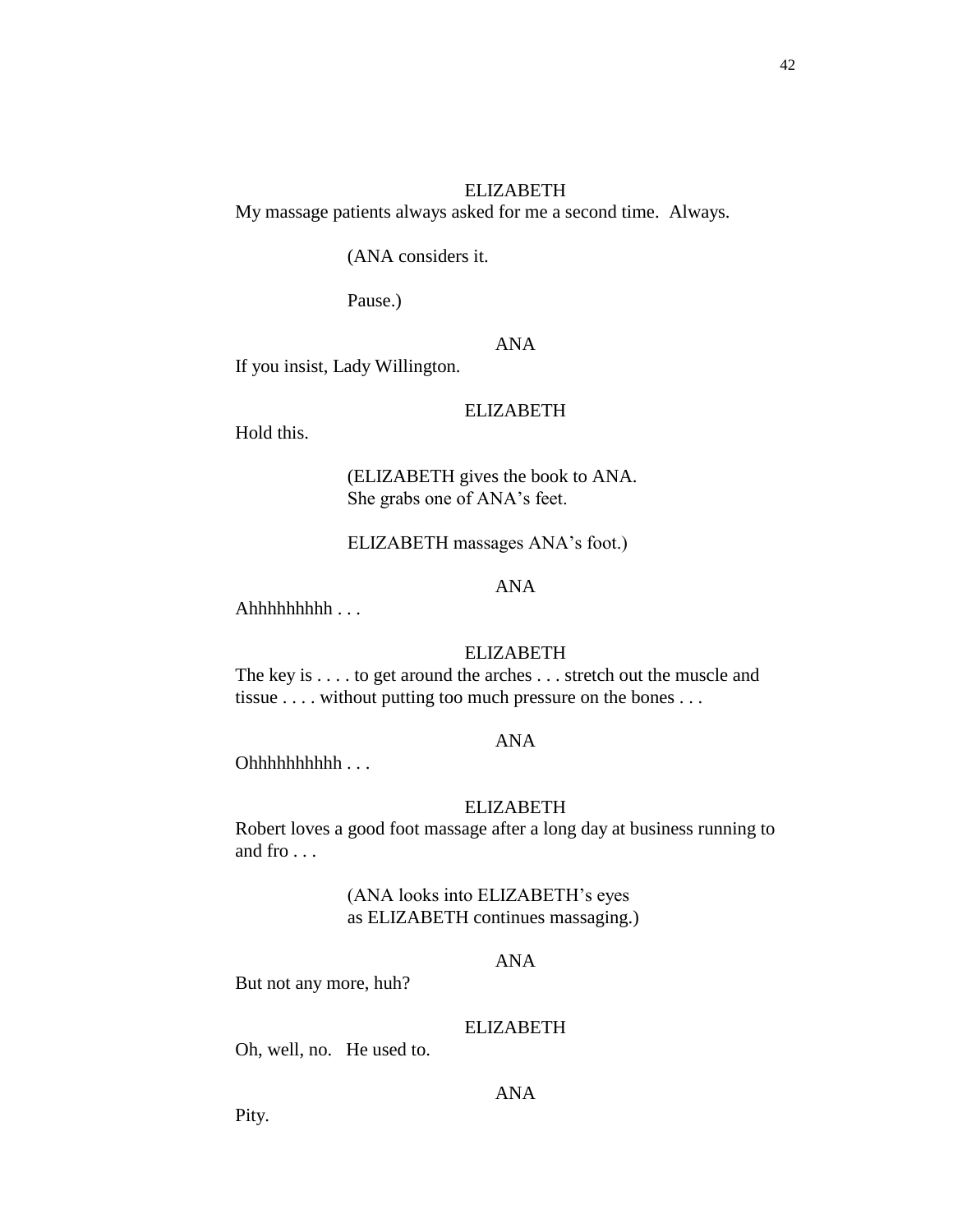ELIZABETH

My massage patients always asked for me a second time.  Always.

(ANA considers it.

Pause.)

ANA

If you insist, Lady Willington.

ELIZABETH

Hold this.

(ELIZABETH gives the book to ANA. She grabs one of ANA's feet.

ELIZABETH massages ANA's foot.)

ANA

Ahhhhhhhhh . . .

ELIZABETH

The key is . . . . to get around the arches . . . stretch out the muscle and tissue . . . . without putting too much pressure on the bones . . .

ANA

Ohhhhhhhhhh . . .

ELIZABETH

Robert loves a good foot massage after a long day at business running to and fro . . .

(ANA looks into ELIZABETH's eyes as ELIZABETH continues massaging.)

ANA

But not any more, huh?

ELIZABETH

Oh, well, no.   He used to.

ANA

Pity.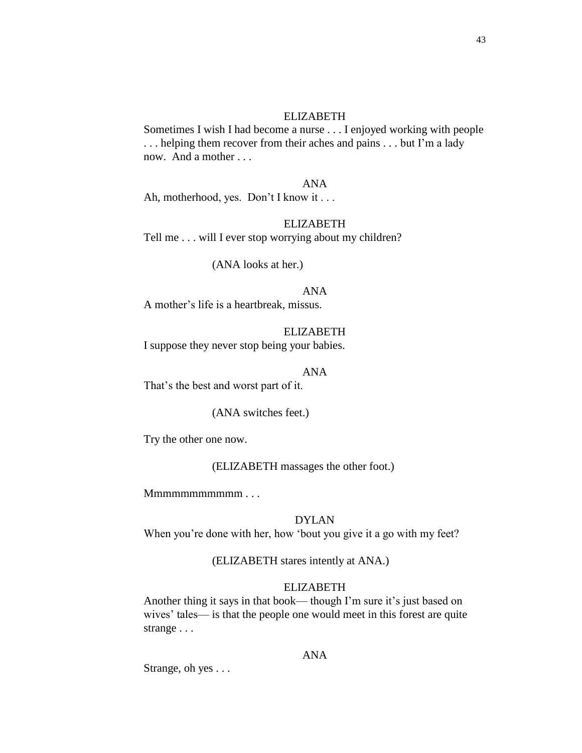ELIZABETH

Sometimes I wish I had become a nurse . . . I enjoyed working with people . . . helping them recover from their aches and pains . . . but I'm a lady now. And a mother . . .

ANA

Ah, motherhood, yes. Don't I know it . . .

ELIZABETH

Tell me . . . will I ever stop worrying about my children?

(ANA looks at her.)

ANA

A mother's life is a heartbreak, missus.

ELIZABETH

I suppose they never stop being your babies.

ANA

That's the best and worst part of it.

(ANA switches feet.)

Try the other one now.

(ELIZABETH massages the other foot.)

Mmmmmmmmmmm . . .

DYLAN

When you're done with her, how 'bout you give it a go with my feet?

(ELIZABETH stares intently at ANA.)

ELIZABETH

Another thing it says in that book— though I'm sure it's just based on wives' tales— is that the people one would meet in this forest are quite strange . . .

ANA

Strange, oh yes . . .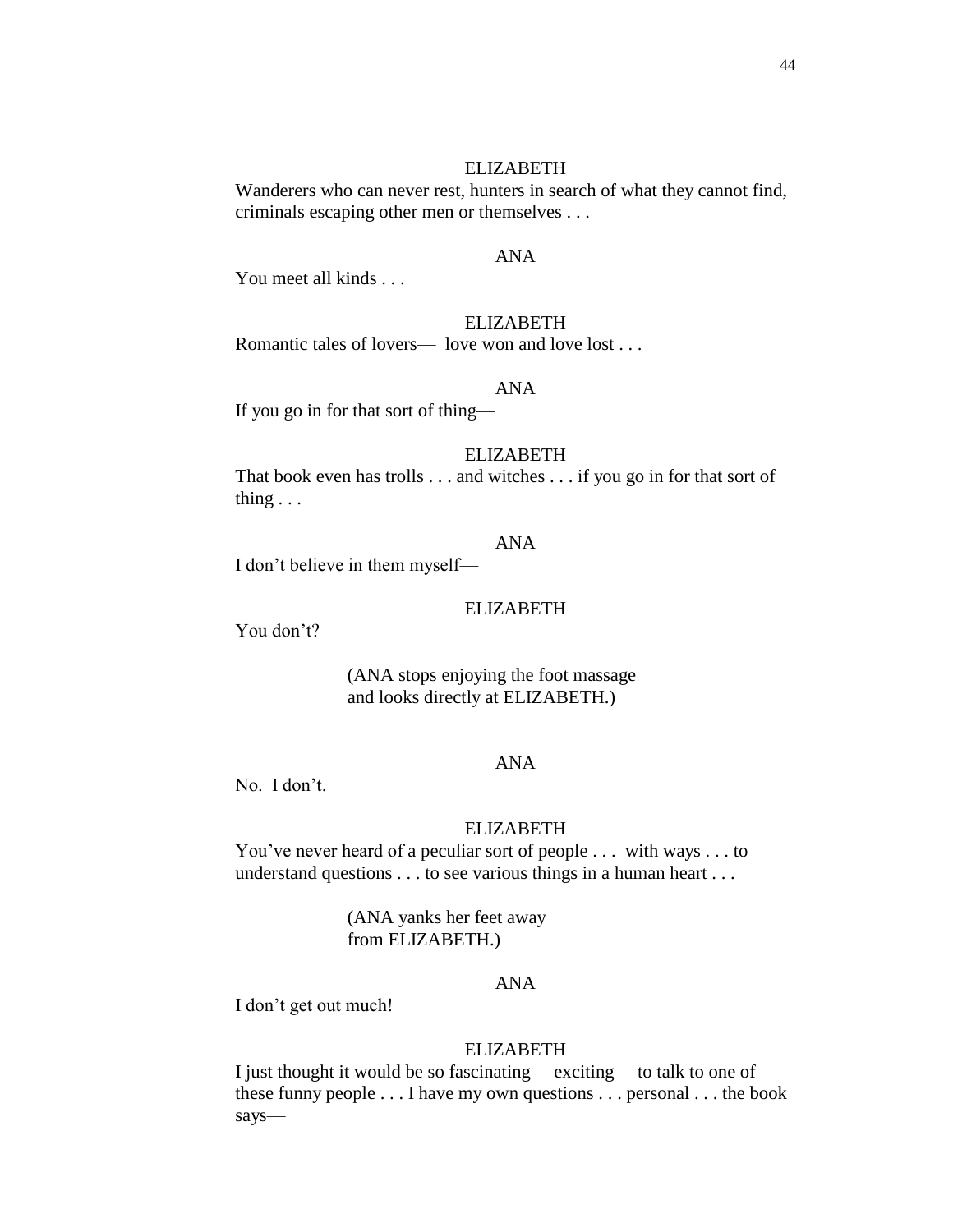ELIZABETH

Wanderers who can never rest, hunters in search of what they cannot find, criminals escaping other men or themselves . . .

ANA

You meet all kinds . . .

ELIZABETH

Romantic tales of lovers— love won and love lost . . .

ANA

If you go in for that sort of thing—

ELIZABETH

That book even has trolls . . . and witches . . . if you go in for that sort of thing . . .

ANA

I don't believe in them myself—

ELIZABETH

You don't?

(ANA stops enjoying the foot massage and looks directly at ELIZABETH.)

ANA

No. I don't.

ELIZABETH

You've never heard of a peculiar sort of people . . . with ways . . . to understand questions . . . to see various things in a human heart . . .

(ANA yanks her feet away from ELIZABETH.)

ANA

I don't get out much!

ELIZABETH

I just thought it would be so fascinating— exciting— to talk to one of these funny people . . . I have my own questions . . . personal . . . the book says—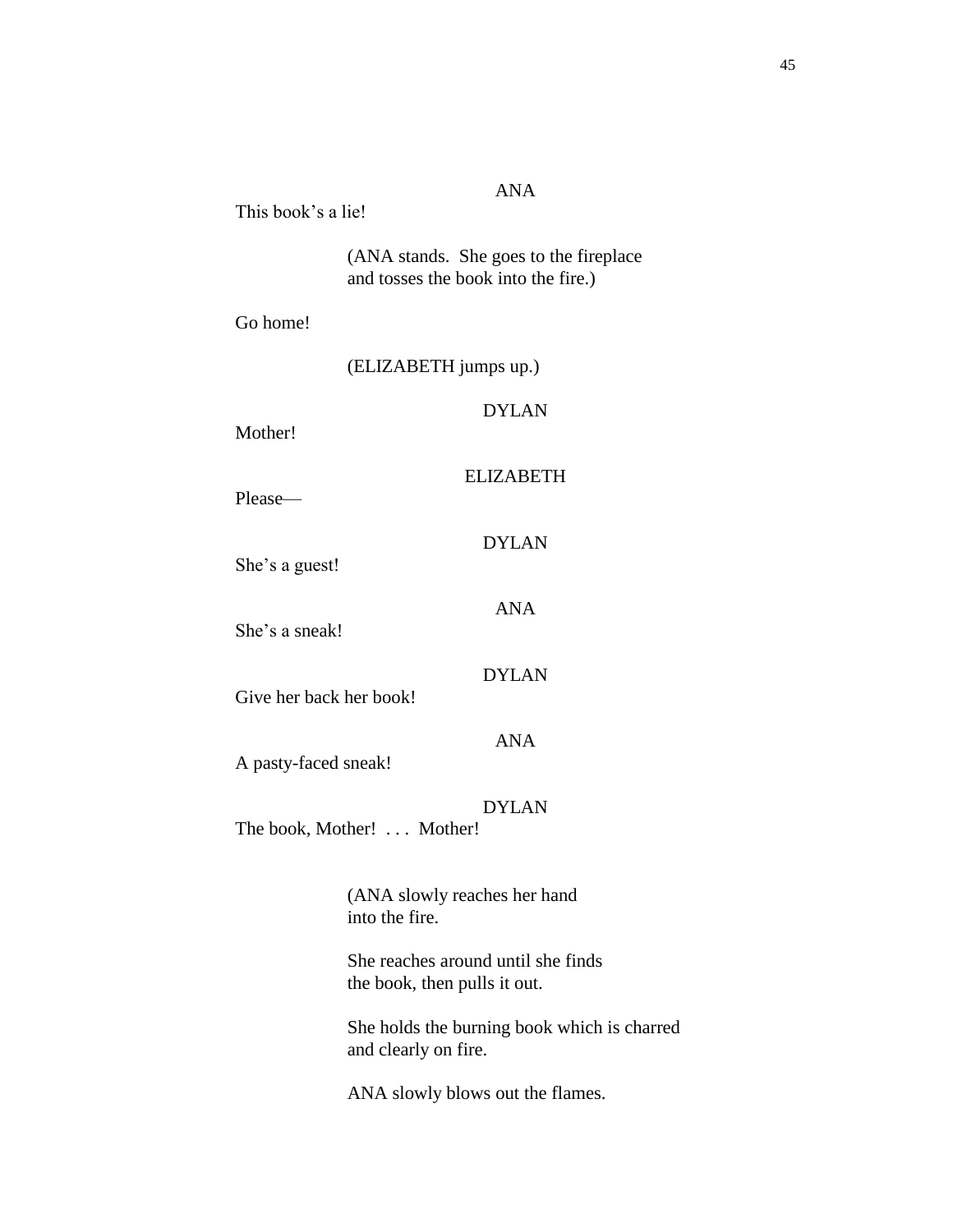ANA

This book's a lie!

(ANA stands. She goes to the fireplace and tosses the book into the fire.)

Go home!

(ELIZABETH jumps up.)

DYLAN

Mother!

ELIZABETH

Please—

DYLAN

She's a guest!

ANA

She's a sneak!

DYLAN

Give her back her book!

ANA

A pasty-faced sneak!

DYLAN

The book, Mother! . . . Mother!

(ANA slowly reaches her hand into the fire.

She reaches around until she finds the book, then pulls it out.

She holds the burning book which is charred and clearly on fire.

ANA slowly blows out the flames.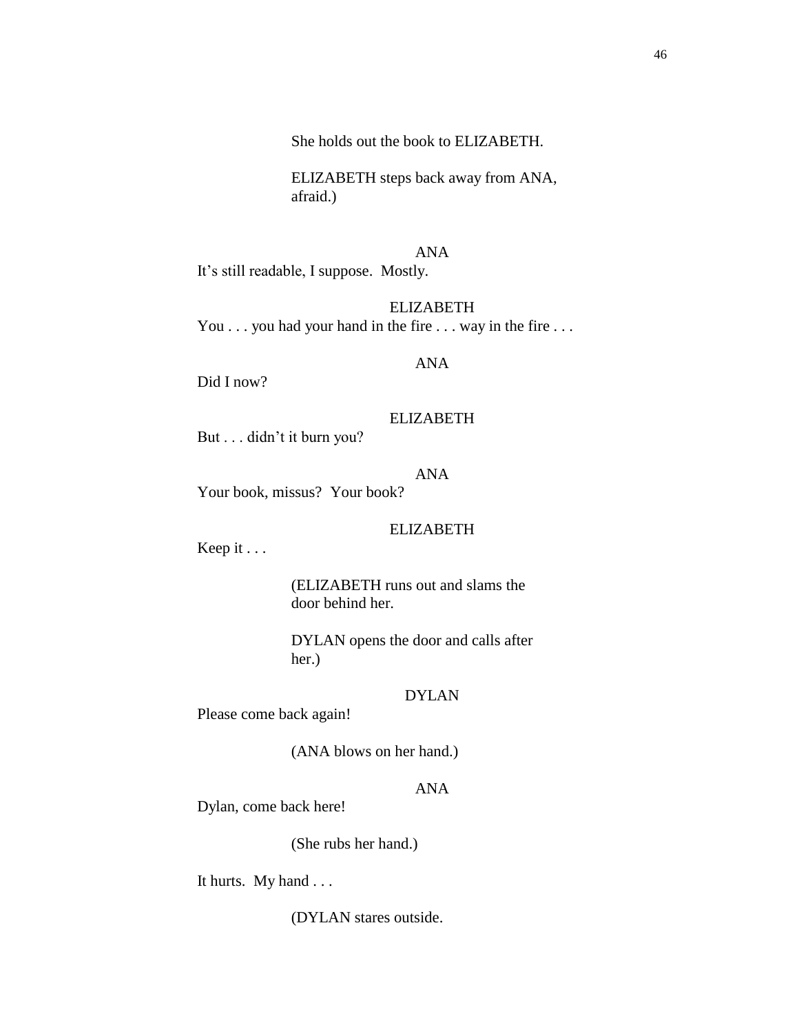She holds out the book to ELIZABETH.

ELIZABETH steps back away from ANA, afraid.)

ANA

It's still readable, I suppose.  Mostly.

ELIZABETH

You . . . you had your hand in the fire . . . way in the fire . . .

ANA

Did I now?

ELIZABETH

But . . . didn't it burn you?

ANA

Your book, missus?  Your book?

ELIZABETH

Keep it . . .

(ELIZABETH runs out and slams the door behind her.

DYLAN opens the door and calls after her.)

DYLAN

Please come back again!

(ANA blows on her hand.)

ANA

Dylan, come back here!

(She rubs her hand.)

It hurts.  My hand . . .

(DYLAN stares outside.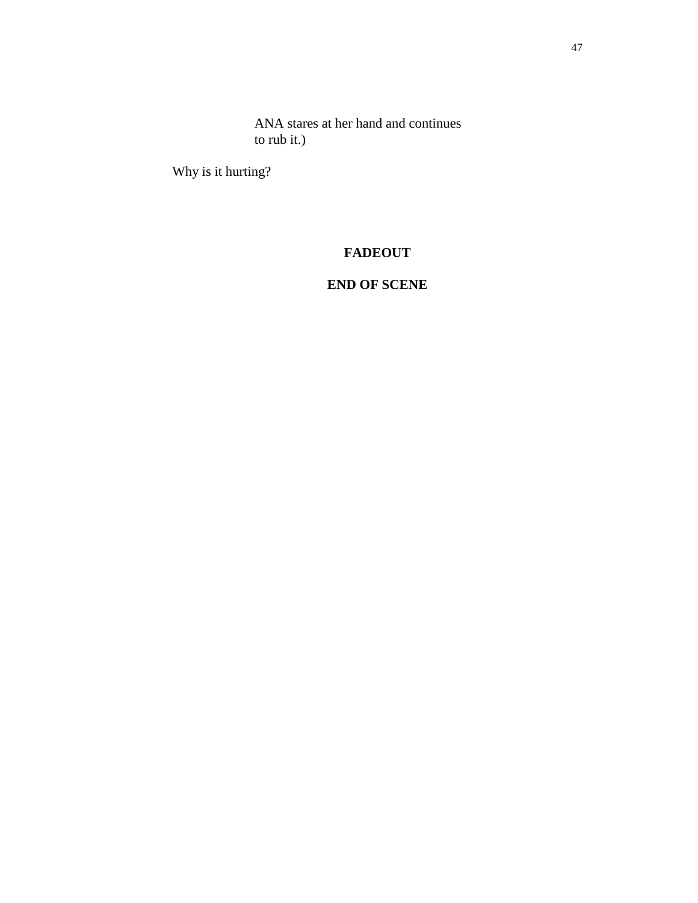ANA stares at her hand and continues to rub it.)

Why is it hurting?

**FADEOUT**

**END OF SCENE**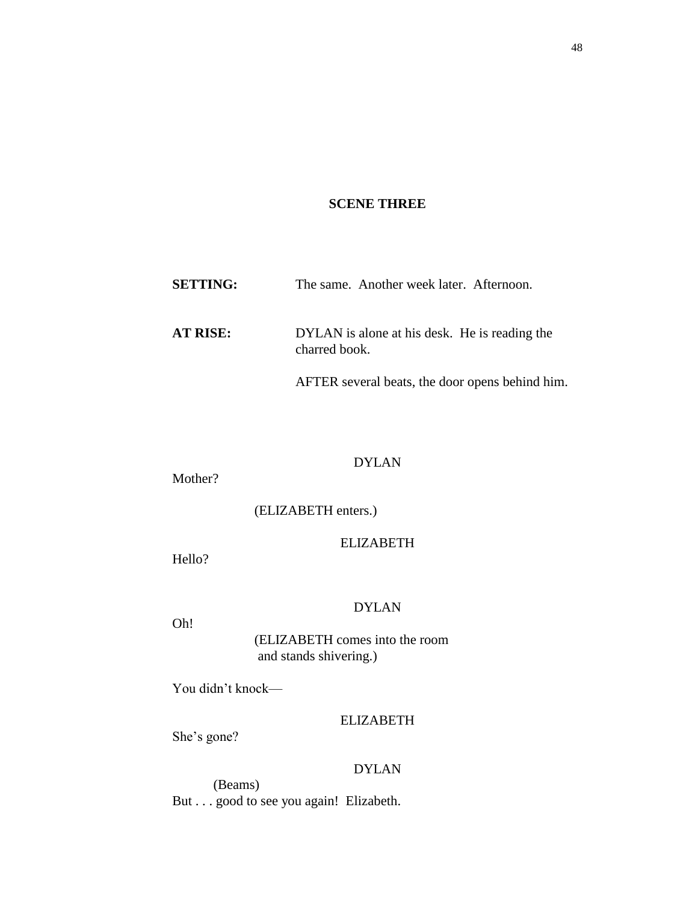## SCENE THREE

**SETTING:** The same. Another week later. Afternoon.

**AT RISE:** DYLAN is alone at his desk. He is reading the charred book.

AFTER several beats, the door opens behind him.

DYLAN

Mother?

(ELIZABETH enters.)

ELIZABETH

Hello?

DYLAN

Oh!

(ELIZABETH comes into the room and stands shivering.)

You didn't knock—

ELIZABETH

She's gone?

DYLAN

(Beams)

But . . . good to see you again! Elizabeth.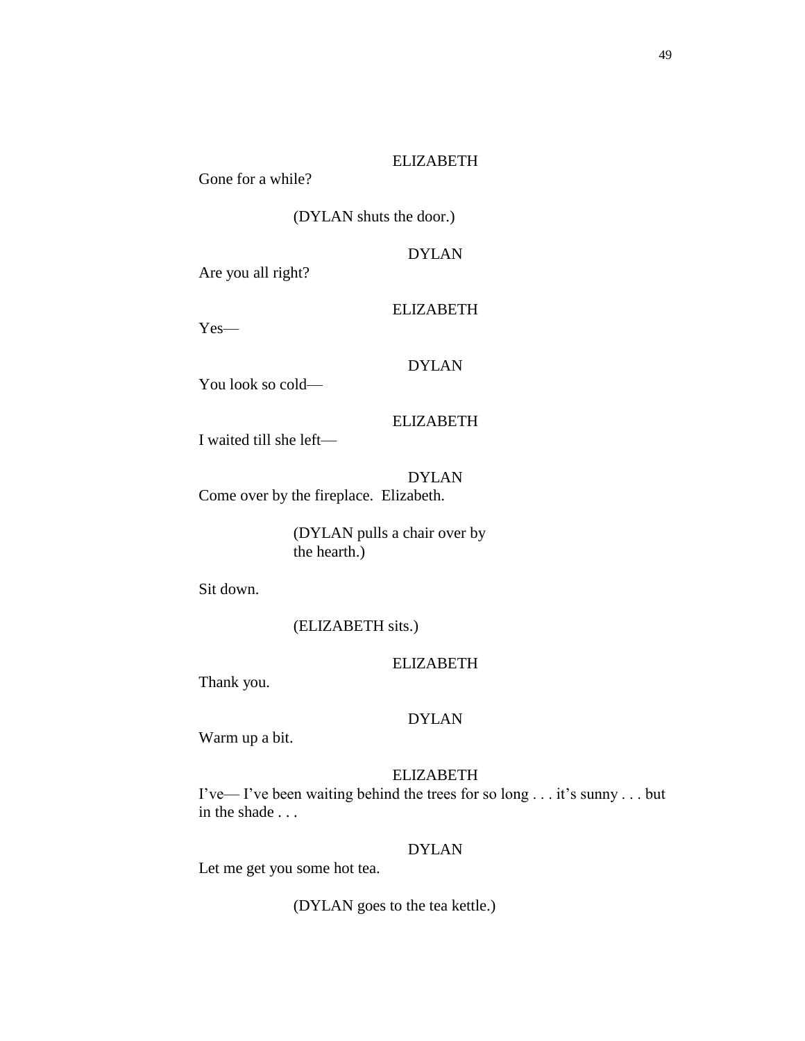ELIZABETH

Gone for a while?

(DYLAN shuts the door.)

DYLAN

Are you all right?

ELIZABETH

Yes—

DYLAN

You look so cold—

ELIZABETH

I waited till she left—

DYLAN

Come over by the fireplace.  Elizabeth.

(DYLAN pulls a chair over by the hearth.)

Sit down.

(ELIZABETH sits.)

ELIZABETH

Thank you.

DYLAN

Warm up a bit.

ELIZABETH

I've— I've been waiting behind the trees for so long . . . it's sunny . . . but in the shade . . .

DYLAN

Let me get you some hot tea.

(DYLAN goes to the tea kettle.)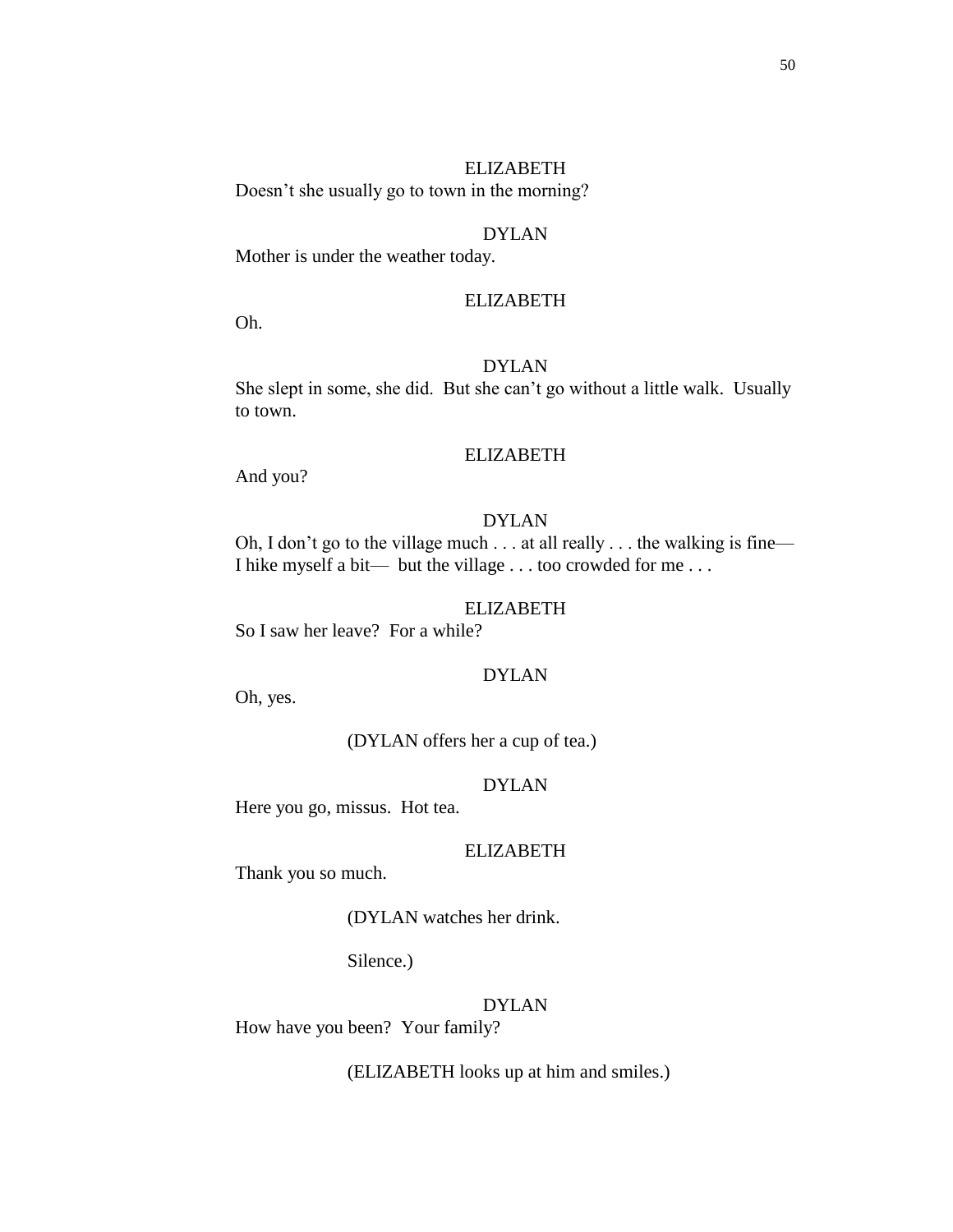ELIZABETH

Doesn't she usually go to town in the morning?

DYLAN

Mother is under the weather today.

ELIZABETH

Oh.

DYLAN

She slept in some, she did. But she can't go without a little walk. Usually to town.

ELIZABETH

And you?

DYLAN

Oh, I don't go to the village much . . . at all really . . . the walking is fine— I hike myself a bit— but the village . . . too crowded for me . . .

ELIZABETH

So I saw her leave? For a while?

DYLAN

Oh, yes.

(DYLAN offers her a cup of tea.)

DYLAN

Here you go, missus. Hot tea.

ELIZABETH

Thank you so much.

(DYLAN watches her drink.

Silence.)

DYLAN

How have you been? Your family?

(ELIZABETH looks up at him and smiles.)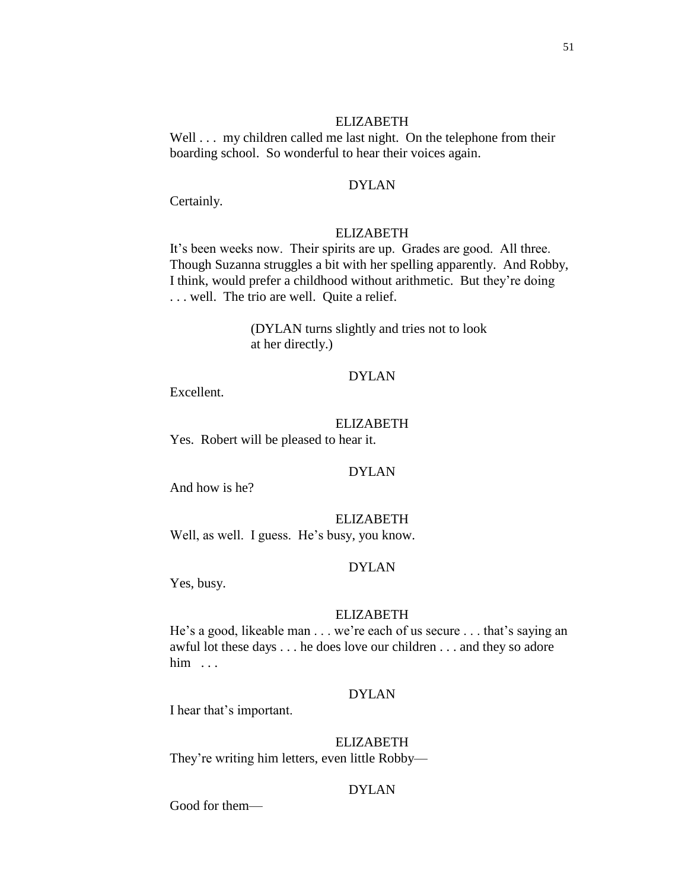ELIZABETH

Well . . . my children called me last night. On the telephone from their boarding school. So wonderful to hear their voices again.

DYLAN

Certainly.

ELIZABETH

It's been weeks now. Their spirits are up. Grades are good. All three. Though Suzanna struggles a bit with her spelling apparently. And Robby, I think, would prefer a childhood without arithmetic. But they're doing . . . well. The trio are well. Quite a relief.

(DYLAN turns slightly and tries not to look at her directly.)

DYLAN

Excellent.

ELIZABETH

Yes. Robert will be pleased to hear it.

DYLAN

And how is he?

ELIZABETH

Well, as well. I guess. He's busy, you know.

DYLAN

Yes, busy.

ELIZABETH

He's a good, likeable man . . . we're each of us secure . . . that's saying an awful lot these days . . . he does love our children . . . and they so adore him . . .

DYLAN

I hear that's important.

ELIZABETH

They're writing him letters, even little Robby—

DYLAN

Good for them—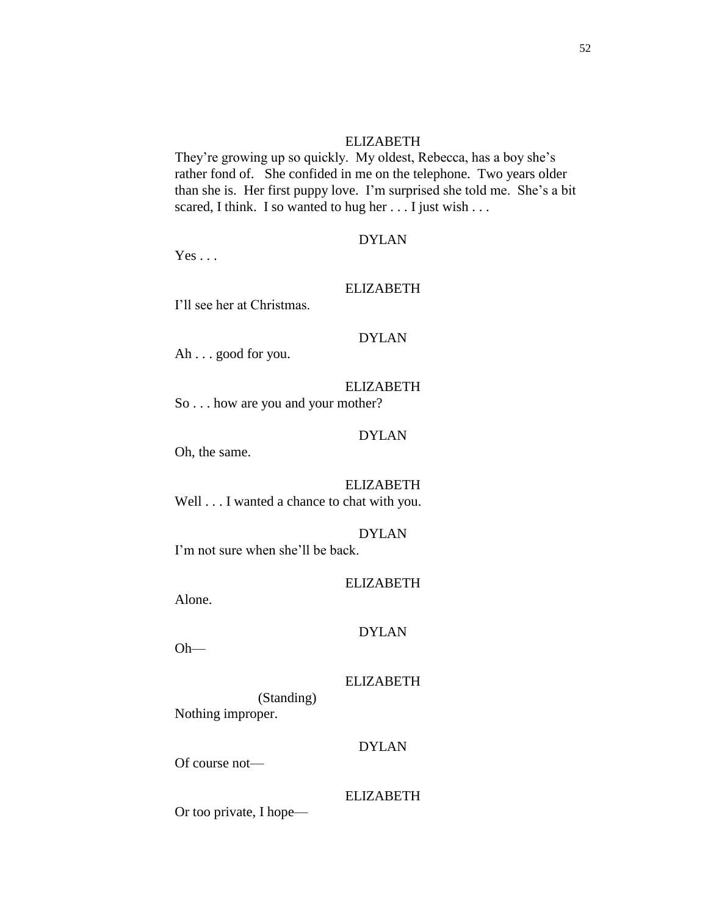ELIZABETH

They're growing up so quickly. My oldest, Rebecca, has a boy she's rather fond of. She confided in me on the telephone. Two years older than she is. Her first puppy love. I'm surprised she told me. She's a bit scared, I think. I so wanted to hug her . . . I just wish . . .

DYLAN

Yes . . .

ELIZABETH

I'll see her at Christmas.

DYLAN

Ah . . . good for you.

ELIZABETH

So . . . how are you and your mother?

DYLAN

Oh, the same.

ELIZABETH

Well . . . I wanted a chance to chat with you.

DYLAN

I'm not sure when she'll be back.

ELIZABETH

Alone.

DYLAN

Oh—

ELIZABETH

(Standing)

Nothing improper.

DYLAN

Of course not—

ELIZABETH

Or too private, I hope—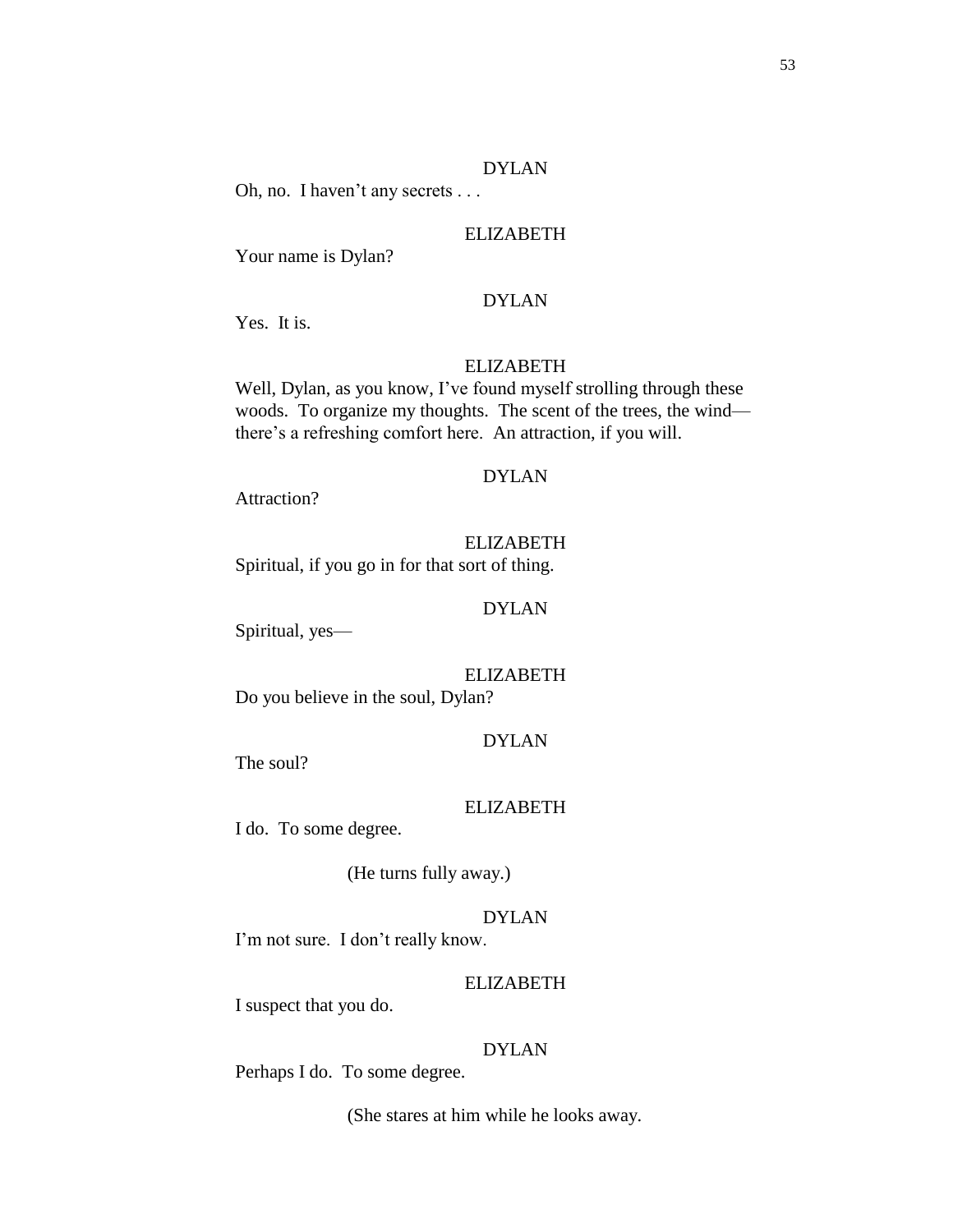DYLAN

Oh, no. I haven't any secrets . . .

ELIZABETH

Your name is Dylan?

DYLAN

Yes. It is.

ELIZABETH

Well, Dylan, as you know, I've found myself strolling through these woods. To organize my thoughts. The scent of the trees, the wind—there's a refreshing comfort here. An attraction, if you will.

DYLAN

Attraction?

ELIZABETH

Spiritual, if you go in for that sort of thing.

DYLAN

Spiritual, yes—

ELIZABETH

Do you believe in the soul, Dylan?

DYLAN

The soul?

ELIZABETH

I do. To some degree.

(He turns fully away.)

DYLAN

I'm not sure. I don't really know.

ELIZABETH

I suspect that you do.

DYLAN

Perhaps I do. To some degree.

(She stares at him while he looks away.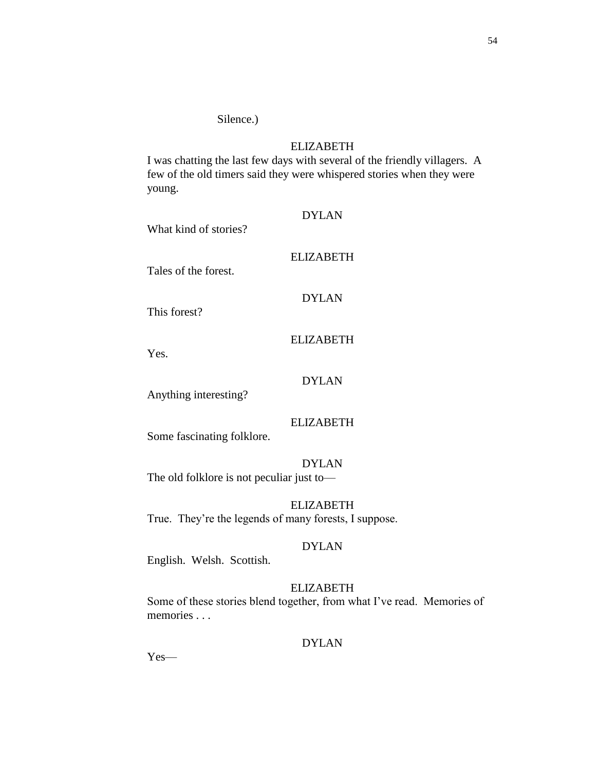Silence.)

ELIZABETH

I was chatting the last few days with several of the friendly villagers.  A few of the old timers said they were whispered stories when they were young.

DYLAN

What kind of stories?

ELIZABETH

Tales of the forest.

DYLAN

This forest?

ELIZABETH

Yes.

DYLAN

Anything interesting?

ELIZABETH

Some fascinating folklore.

DYLAN

The old folklore is not peculiar just to—

ELIZABETH

True.  They're the legends of many forests, I suppose.

DYLAN

English.  Welsh.  Scottish.

ELIZABETH

Some of these stories blend together, from what I've read.  Memories of memories . . .

DYLAN

Yes—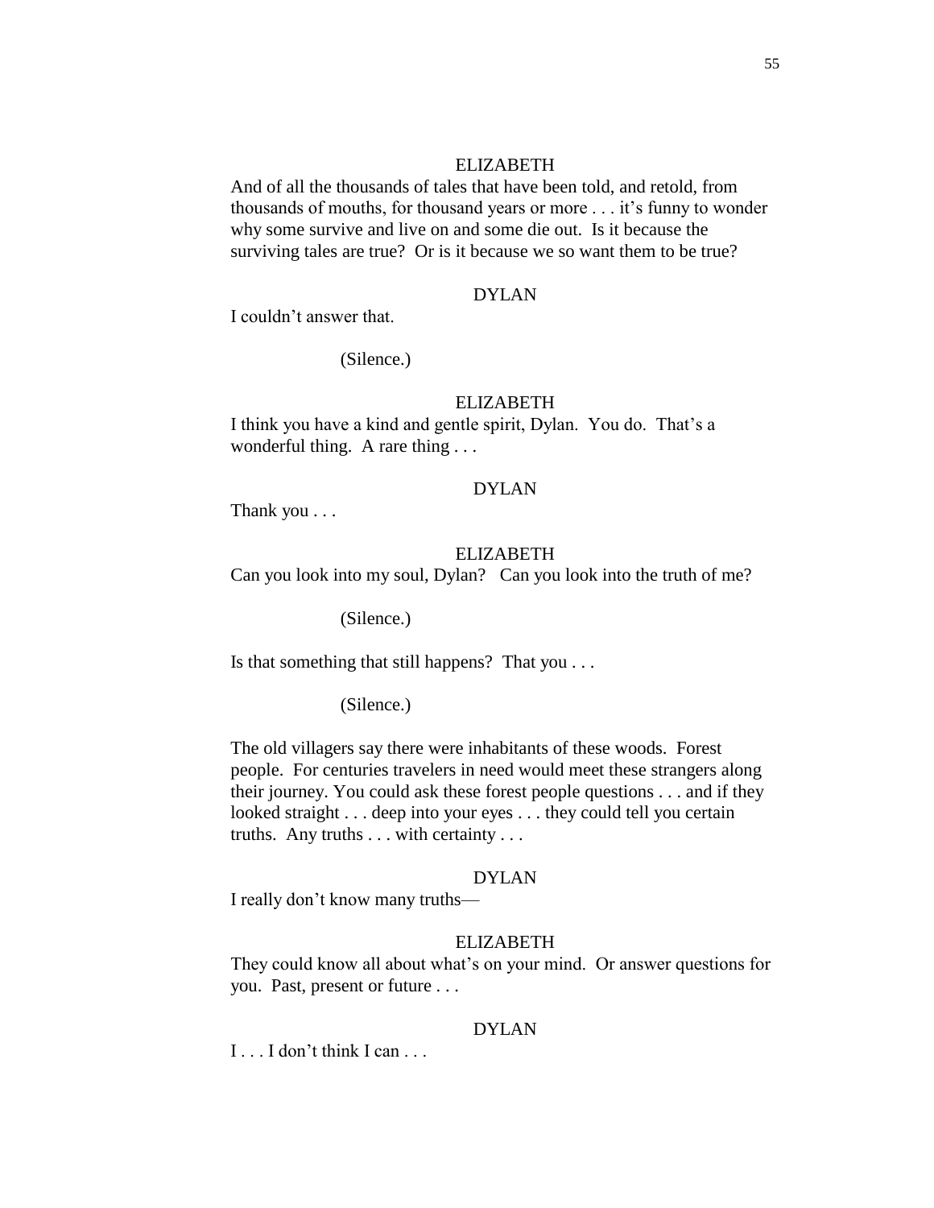ELIZABETH

And of all the thousands of tales that have been told, and retold, from thousands of mouths, for thousand years or more . . . it's funny to wonder why some survive and live on and some die out. Is it because the surviving tales are true? Or is it because we so want them to be true?

DYLAN

I couldn't answer that.

(Silence.)

ELIZABETH

I think you have a kind and gentle spirit, Dylan. You do. That's a wonderful thing. A rare thing . . .

DYLAN

Thank you . . .

ELIZABETH

Can you look into my soul, Dylan? Can you look into the truth of me?

(Silence.)

Is that something that still happens? That you . . .

(Silence.)

The old villagers say there were inhabitants of these woods. Forest people. For centuries travelers in need would meet these strangers along their journey. You could ask these forest people questions . . . and if they looked straight . . . deep into your eyes . . . they could tell you certain truths. Any truths . . . with certainty . . .

DYLAN

I really don't know many truths—

ELIZABETH

They could know all about what's on your mind. Or answer questions for you. Past, present or future . . .

DYLAN

I . . . I don't think I can . . .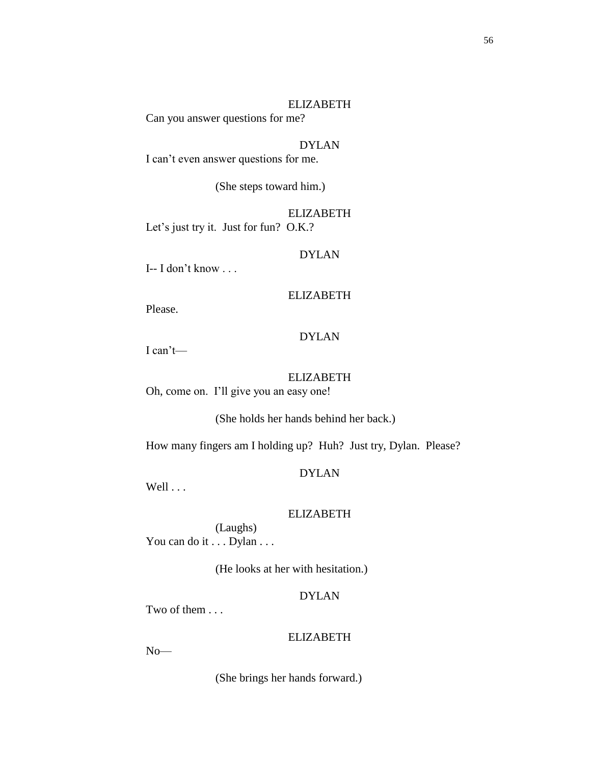ELIZABETH

Can you answer questions for me?

DYLAN

I can't even answer questions for me.

(She steps toward him.)

ELIZABETH

Let's just try it. Just for fun? O.K.?

DYLAN

I-- I don't know . . .

ELIZABETH

Please.

DYLAN

I can't—

ELIZABETH

Oh, come on. I'll give you an easy one!

(She holds her hands behind her back.)

How many fingers am I holding up? Huh? Just try, Dylan. Please?

DYLAN

Well . . .

ELIZABETH

(Laughs)

You can do it . . . Dylan . . .

(He looks at her with hesitation.)

DYLAN

Two of them . . .

ELIZABETH

No—

(She brings her hands forward.)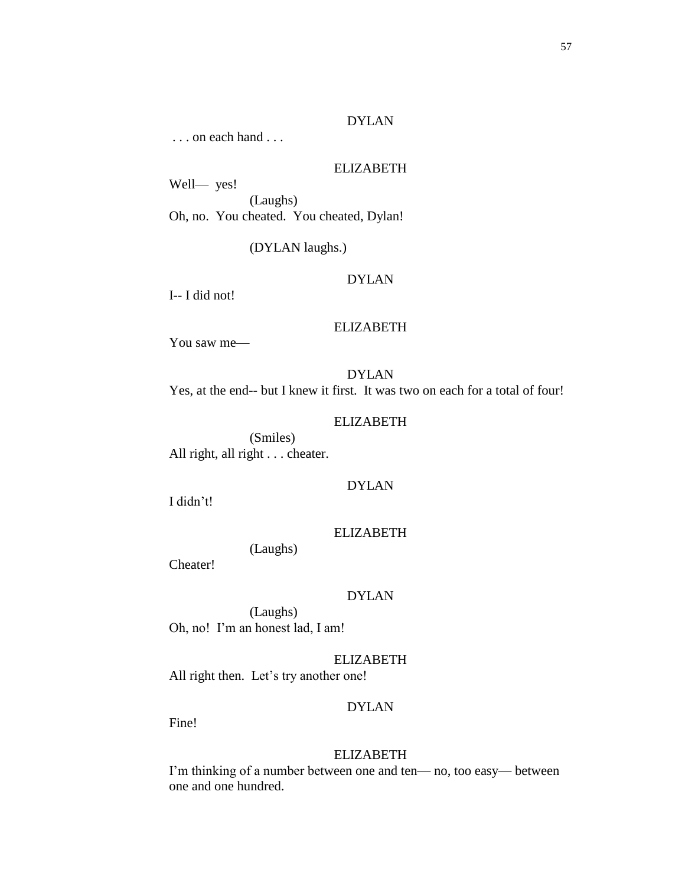DYLAN

. . . on each hand . . .

ELIZABETH

Well— yes!

(Laughs)

Oh, no. You cheated. You cheated, Dylan!

(DYLAN laughs.)

DYLAN

I-- I did not!

ELIZABETH

You saw me—

DYLAN

Yes, at the end-- but I knew it first. It was two on each for a total of four!

ELIZABETH

(Smiles)

All right, all right . . . cheater.

DYLAN

I didn't!

ELIZABETH

(Laughs)

Cheater!

DYLAN

(Laughs)

Oh, no! I'm an honest lad, I am!

ELIZABETH

All right then. Let's try another one!

DYLAN

Fine!

ELIZABETH

I'm thinking of a number between one and ten— no, too easy— between one and one hundred.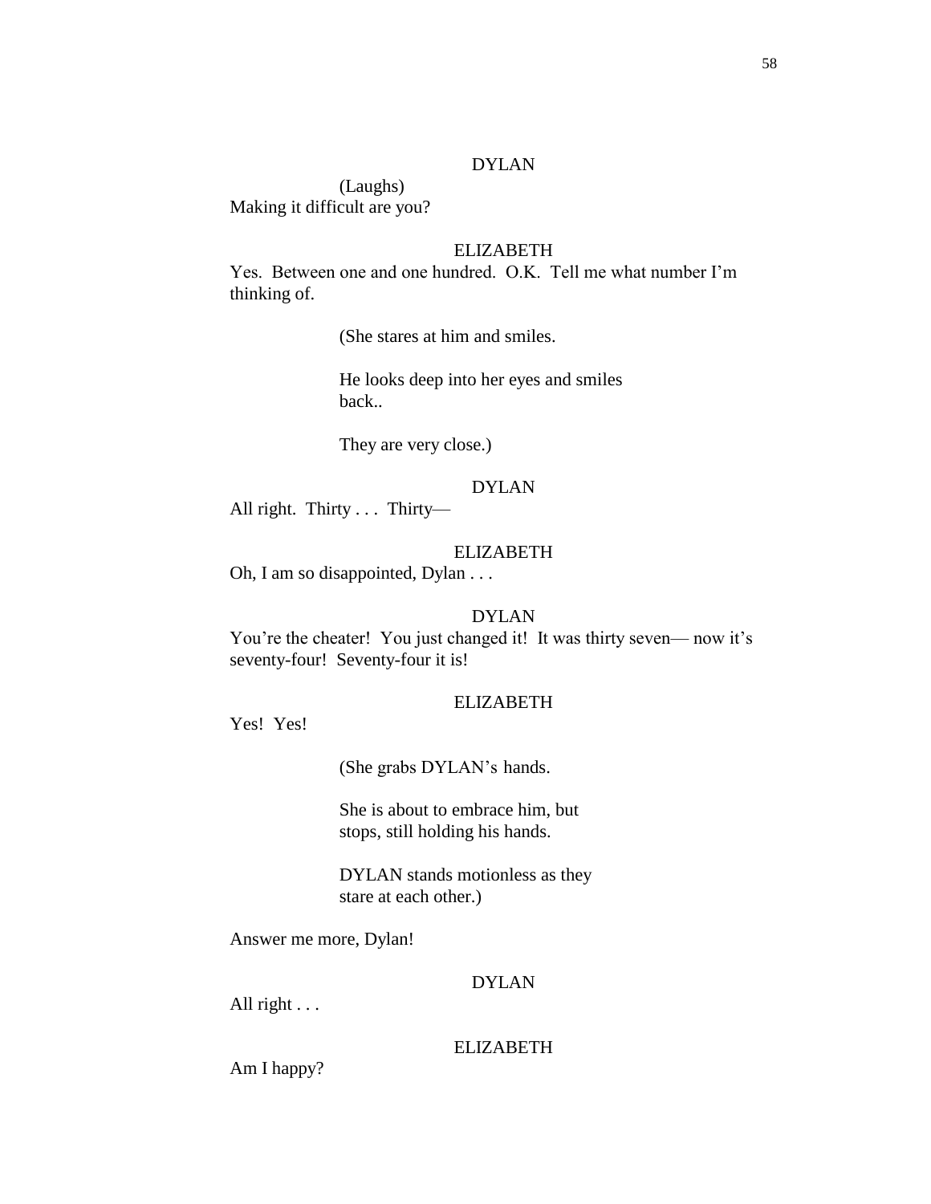DYLAN

(Laughs)

Making it difficult are you?

ELIZABETH

Yes. Between one and one hundred. O.K. Tell me what number I'm thinking of.

(She stares at him and smiles.

He looks deep into her eyes and smiles back..

They are very close.)

DYLAN

All right. Thirty . . . Thirty—

ELIZABETH

Oh, I am so disappointed, Dylan . . .

DYLAN

You're the cheater! You just changed it! It was thirty seven— now it's seventy-four! Seventy-four it is!

ELIZABETH

Yes! Yes!

(She grabs DYLAN's hands.

She is about to embrace him, but stops, still holding his hands.

DYLAN stands motionless as they stare at each other.)

Answer me more, Dylan!

DYLAN

All right . . .

ELIZABETH

Am I happy?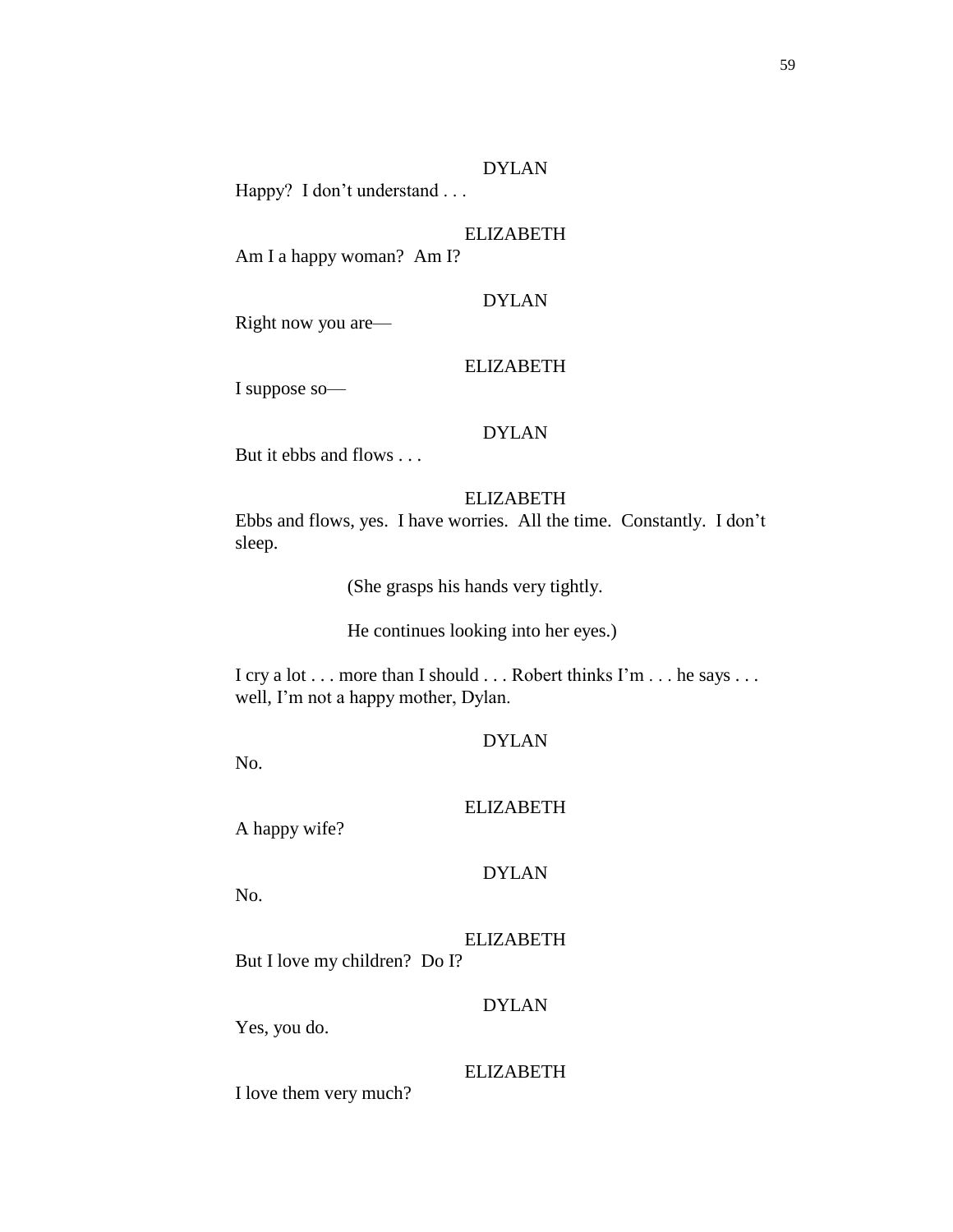DYLAN

Happy? I don't understand . . .

ELIZABETH

Am I a happy woman? Am I?

DYLAN

Right now you are—

ELIZABETH

I suppose so—

DYLAN

But it ebbs and flows . . .

ELIZABETH

Ebbs and flows, yes. I have worries. All the time. Constantly. I don't sleep.

(She grasps his hands very tightly.

He continues looking into her eyes.)

I cry a lot . . . more than I should . . . Robert thinks I'm . . . he says . . . well, I'm not a happy mother, Dylan.

DYLAN

No.

ELIZABETH

A happy wife?

DYLAN

No.

ELIZABETH

But I love my children? Do I?

DYLAN

Yes, you do.

ELIZABETH

I love them very much?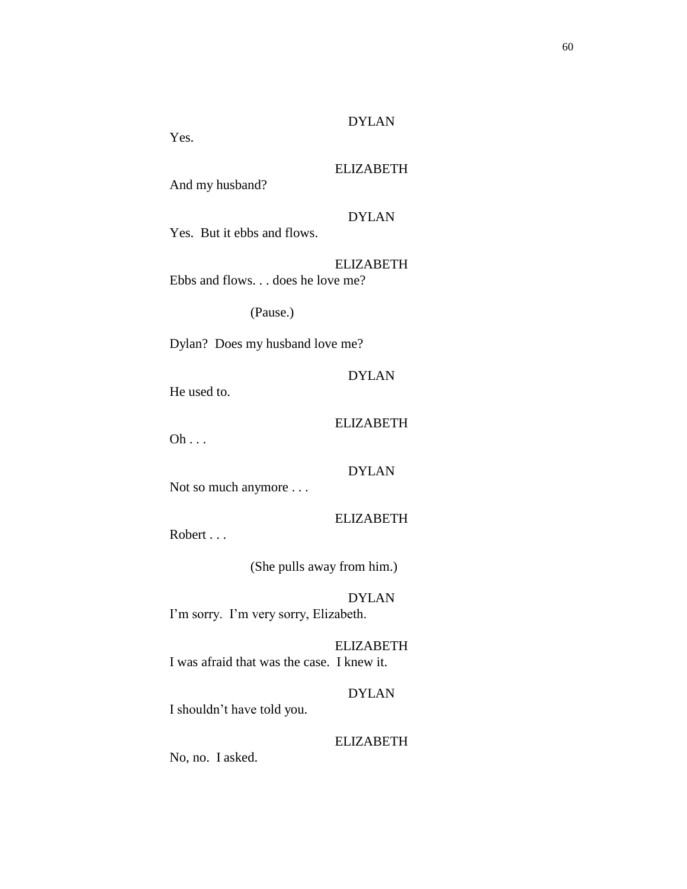DYLAN

Yes.

ELIZABETH

And my husband?

DYLAN

Yes.  But it ebbs and flows.

ELIZABETH

Ebbs and flows. . . does he love me?

(Pause.)

Dylan?  Does my husband love me?

DYLAN

He used to.

ELIZABETH

Oh . . .

DYLAN

Not so much anymore . . .

ELIZABETH

Robert . . .

(She pulls away from him.)

DYLAN

I'm sorry.  I'm very sorry, Elizabeth.

ELIZABETH

I was afraid that was the case.  I knew it.

DYLAN

I shouldn't have told you.

ELIZABETH

No, no.  I asked.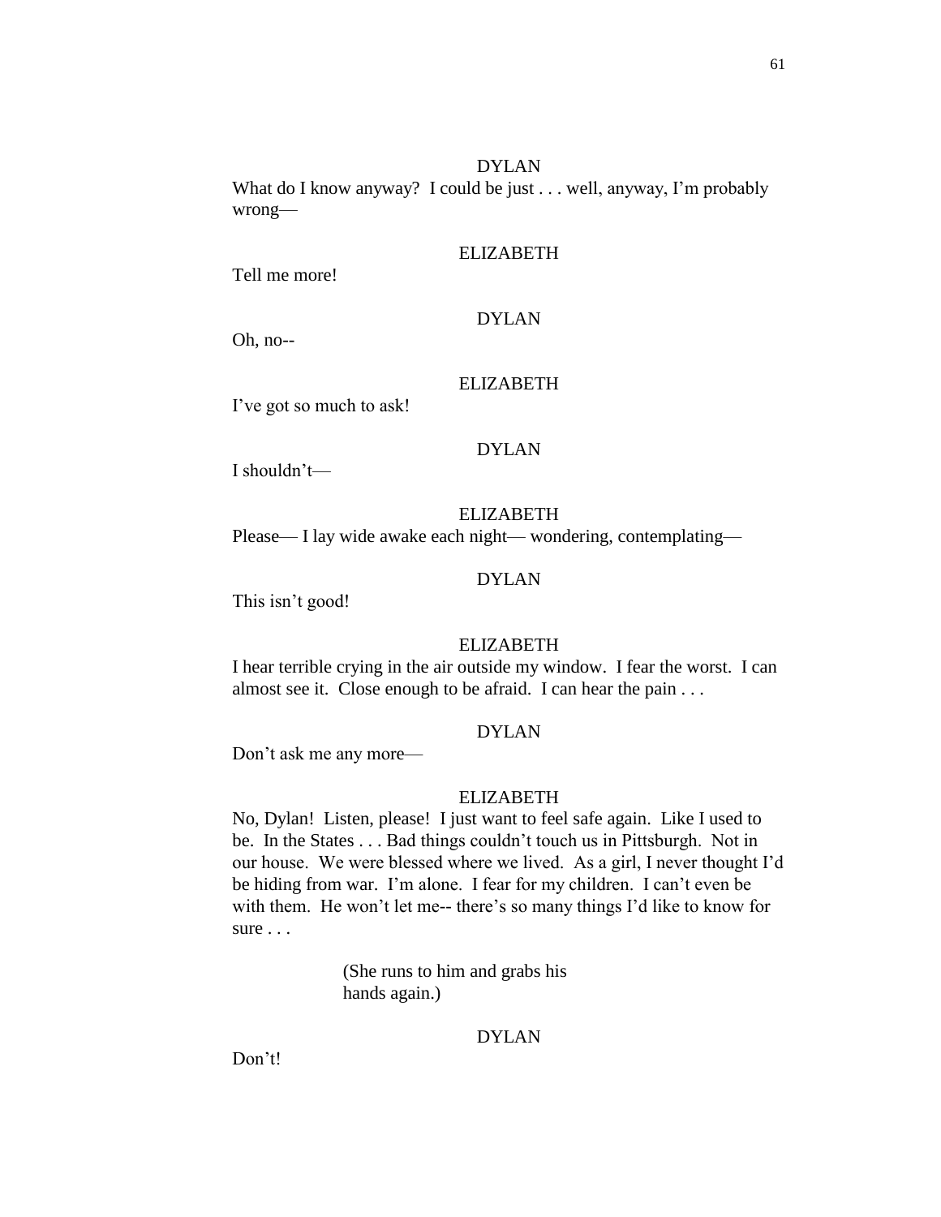DYLAN

What do I know anyway? I could be just . . . well, anyway, I'm probably wrong—

ELIZABETH

Tell me more!

DYLAN

Oh, no--

ELIZABETH

I've got so much to ask!

DYLAN

I shouldn't—

ELIZABETH

Please— I lay wide awake each night— wondering, contemplating—

DYLAN

This isn't good!

ELIZABETH

I hear terrible crying in the air outside my window. I fear the worst. I can almost see it. Close enough to be afraid. I can hear the pain . . .

DYLAN

Don't ask me any more—

ELIZABETH

No, Dylan! Listen, please! I just want to feel safe again. Like I used to be. In the States . . . Bad things couldn't touch us in Pittsburgh. Not in our house. We were blessed where we lived. As a girl, I never thought I'd be hiding from war. I'm alone. I fear for my children. I can't even be with them. He won't let me-- there's so many things I'd like to know for sure . . .

(She runs to him and grabs his hands again.)

DYLAN

Don't!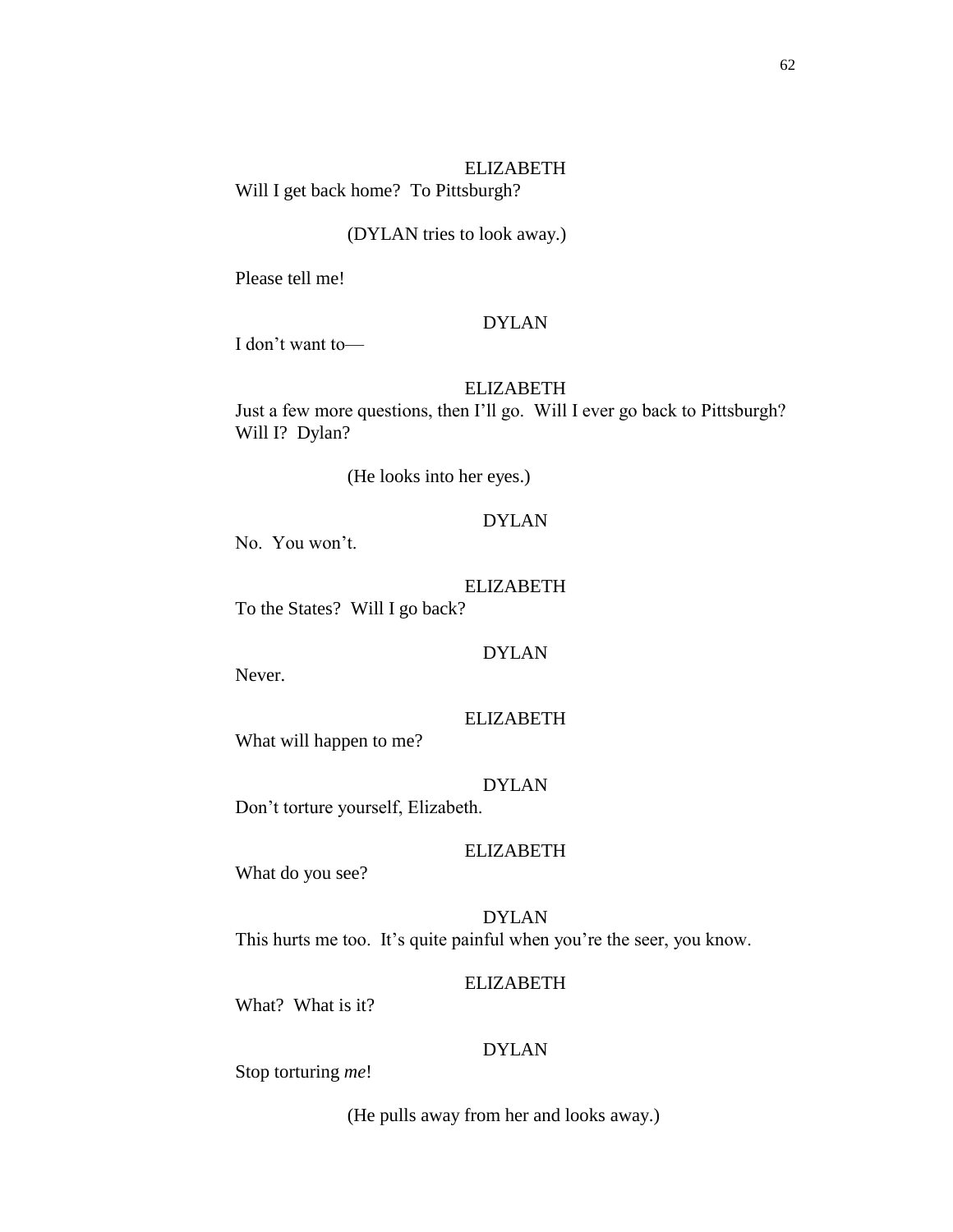ELIZABETH

Will I get back home?  To Pittsburgh?

(DYLAN tries to look away.)

Please tell me!

DYLAN

I don't want to—

ELIZABETH

Just a few more questions, then I'll go.  Will I ever go back to Pittsburgh?  Will I?  Dylan?

(He looks into her eyes.)

DYLAN

No.  You won't.

ELIZABETH

To the States?  Will I go back?

DYLAN

Never.

ELIZABETH

What will happen to me?

DYLAN

Don't torture yourself, Elizabeth.

ELIZABETH

What do you see?

DYLAN

This hurts me too.  It's quite painful when you're the seer, you know.

ELIZABETH

What?  What is it?

DYLAN

Stop torturing *me*!

(He pulls away from her and looks away.)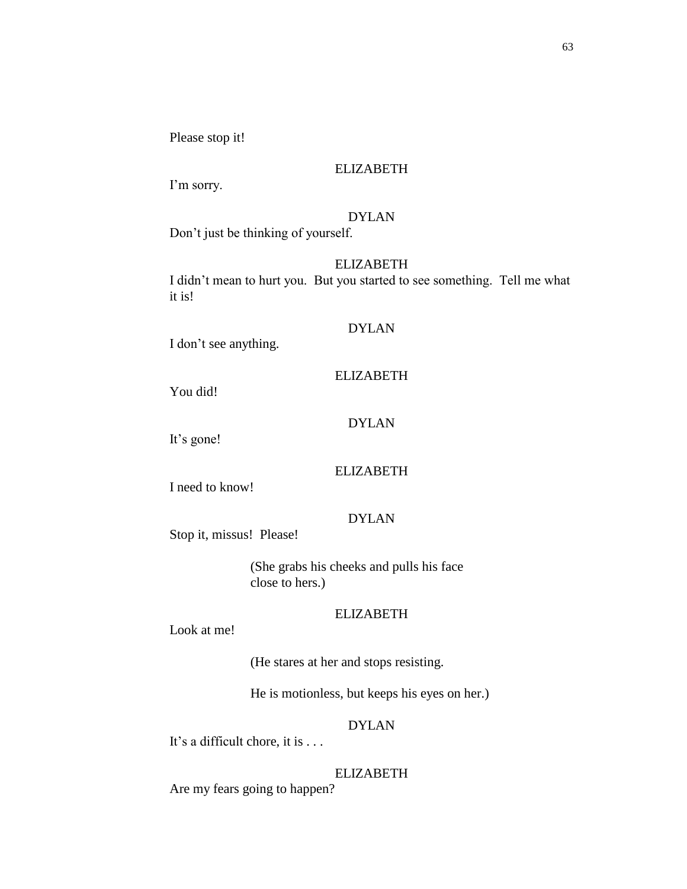Please stop it!

ELIZABETH

I'm sorry.

DYLAN

Don't just be thinking of yourself.

ELIZABETH

I didn't mean to hurt you. But you started to see something. Tell me what it is!

DYLAN

I don't see anything.

ELIZABETH

You did!

DYLAN

It's gone!

ELIZABETH

I need to know!

DYLAN

Stop it, missus! Please!

(She grabs his cheeks and pulls his face close to hers.)

ELIZABETH

Look at me!

(He stares at her and stops resisting.

He is motionless, but keeps his eyes on her.)

DYLAN

It's a difficult chore, it is . . .

ELIZABETH

Are my fears going to happen?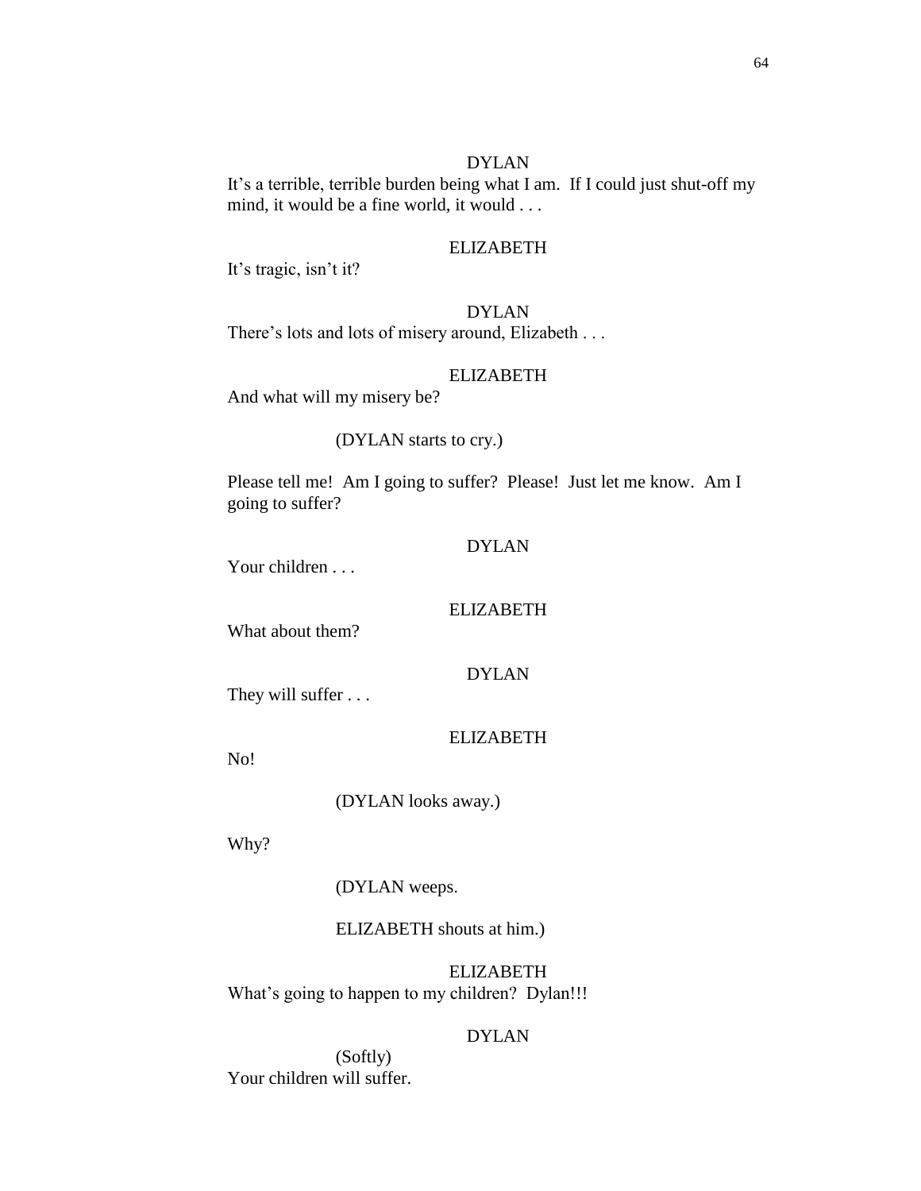DYLAN

It's a terrible, terrible burden being what I am. If I could just shut-off my mind, it would be a fine world, it would . . .

ELIZABETH

It's tragic, isn't it?

DYLAN

There's lots and lots of misery around, Elizabeth . . .

ELIZABETH

And what will my misery be?

(DYLAN starts to cry.)

Please tell me! Am I going to suffer? Please! Just let me know. Am I going to suffer?

DYLAN

Your children . . .

ELIZABETH

What about them?

DYLAN

They will suffer . . .

ELIZABETH

No!

(DYLAN looks away.)

Why?

(DYLAN weeps.

ELIZABETH shouts at him.)

ELIZABETH

What's going to happen to my children? Dylan!!!

DYLAN

(Softly)

Your children will suffer.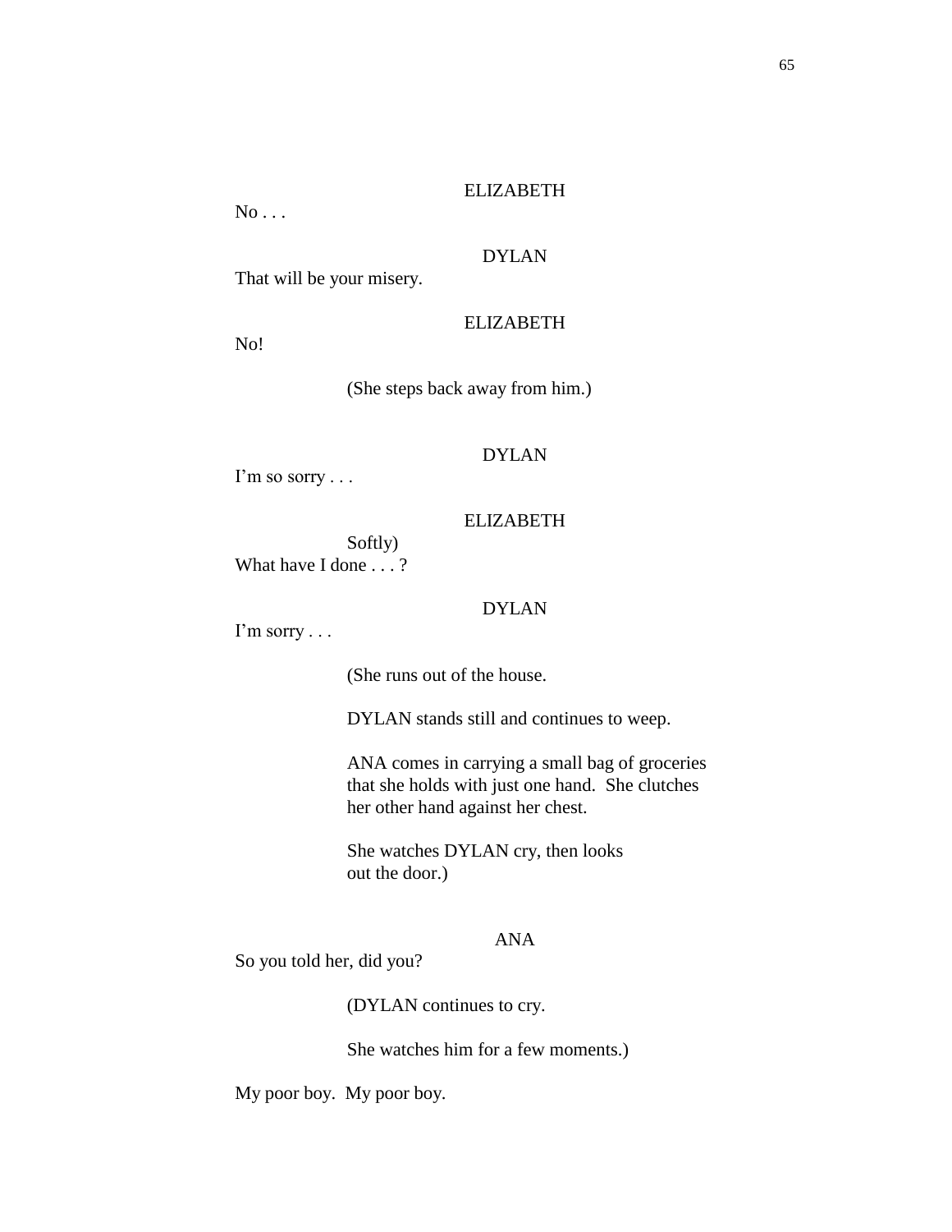ELIZABETH

No . . .

DYLAN

That will be your misery.

ELIZABETH

No!

(She steps back away from him.)

DYLAN

I'm so sorry . . .

ELIZABETH

Softly)

What have I done . . . ?

DYLAN

I'm sorry . . .

(She runs out of the house.

DYLAN stands still and continues to weep.

ANA comes in carrying a small bag of groceries that she holds with just one hand. She clutches her other hand against her chest.

She watches DYLAN cry, then looks out the door.)

ANA

So you told her, did you?

(DYLAN continues to cry.

She watches him for a few moments.)

My poor boy. My poor boy.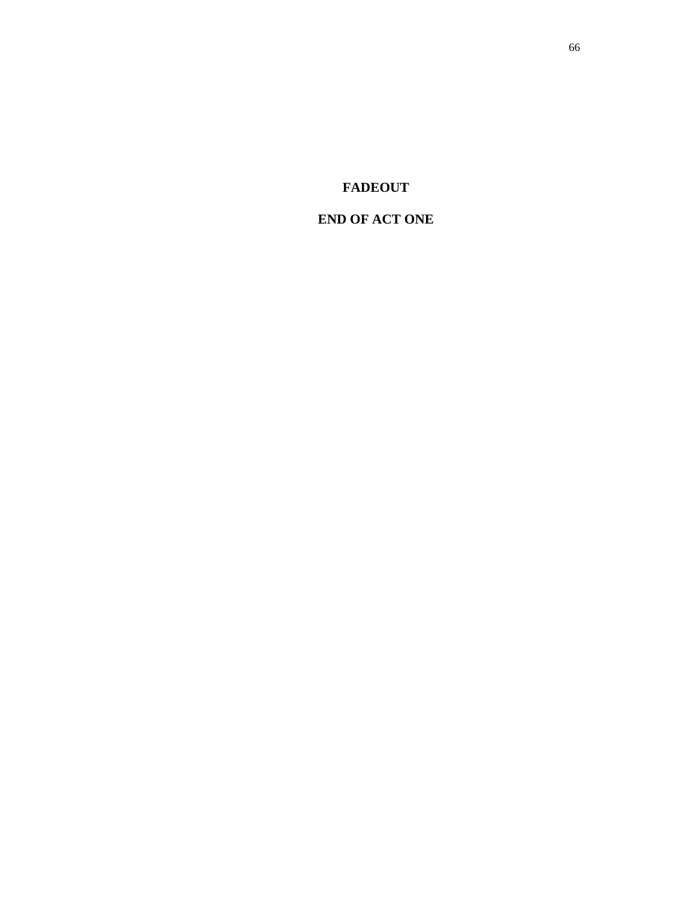**FADEOUT**

**END OF ACT ONE**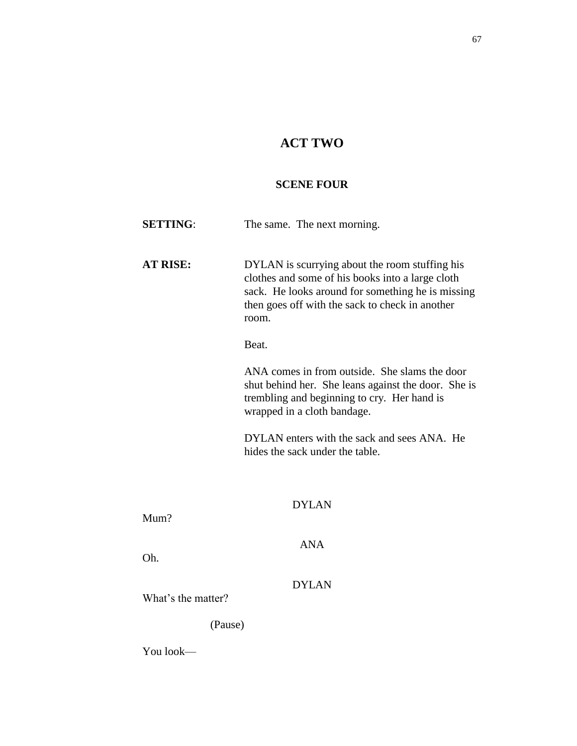# ACT TWO

## SCENE FOUR

**SETTING**: The same. The next morning.

**AT RISE:** DYLAN is scurrying about the room stuffing his clothes and some of his books into a large cloth sack. He looks around for something he is missing then goes off with the sack to check in another room.

Beat.

ANA comes in from outside. She slams the door shut behind her. She leans against the door. She is trembling and beginning to cry. Her hand is wrapped in a cloth bandage.

DYLAN enters with the sack and sees ANA. He hides the sack under the table.

DYLAN

Mum?

ANA

Oh.

DYLAN

What's the matter?

(Pause)

You look—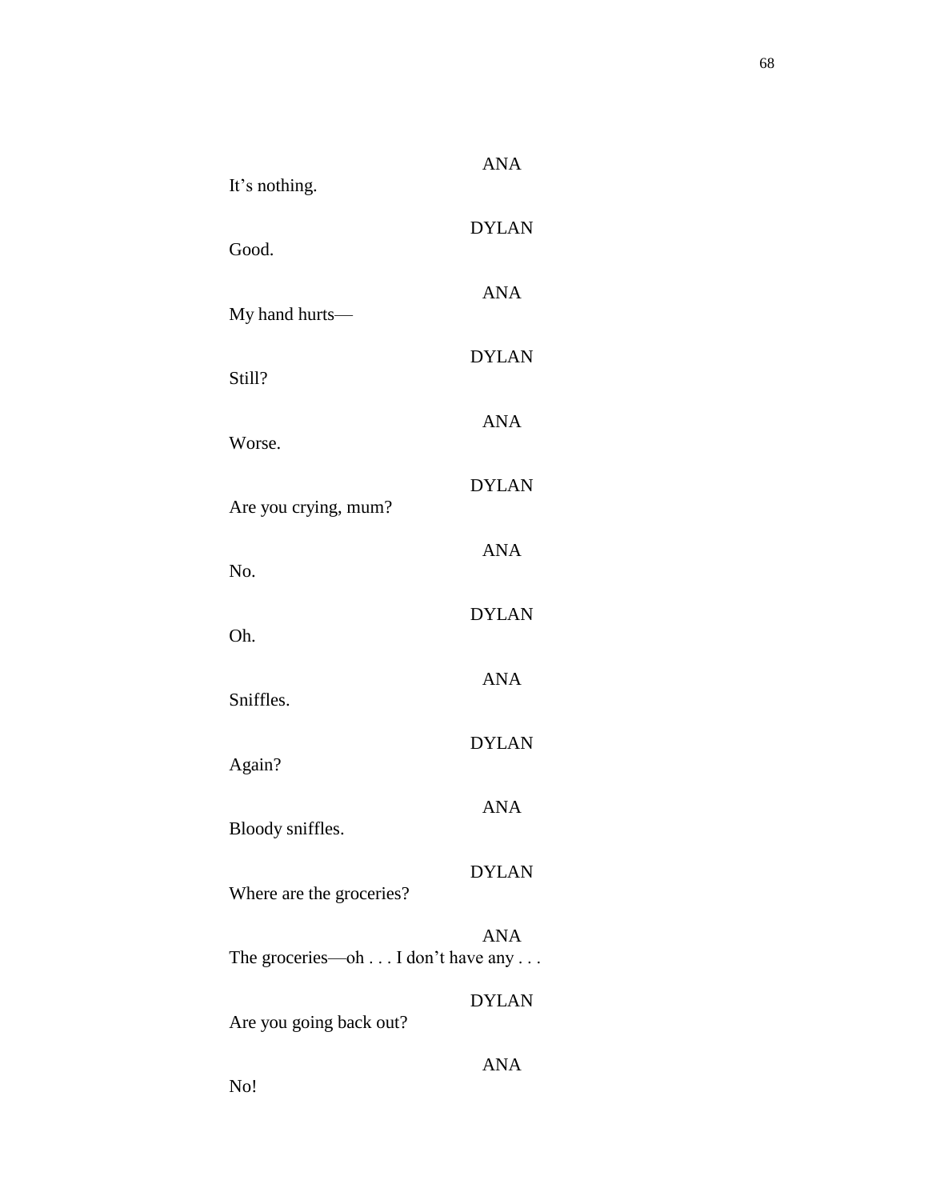ANA

It's nothing.

DYLAN

Good.

ANA

My hand hurts—

DYLAN

Still?

ANA

Worse.

DYLAN

Are you crying, mum?

ANA

No.

DYLAN

Oh.

ANA

Sniffles.

DYLAN

Again?

ANA

Bloody sniffles.

DYLAN

Where are the groceries?

ANA

The groceries—oh . . . I don't have any . . .

DYLAN

Are you going back out?

ANA

No!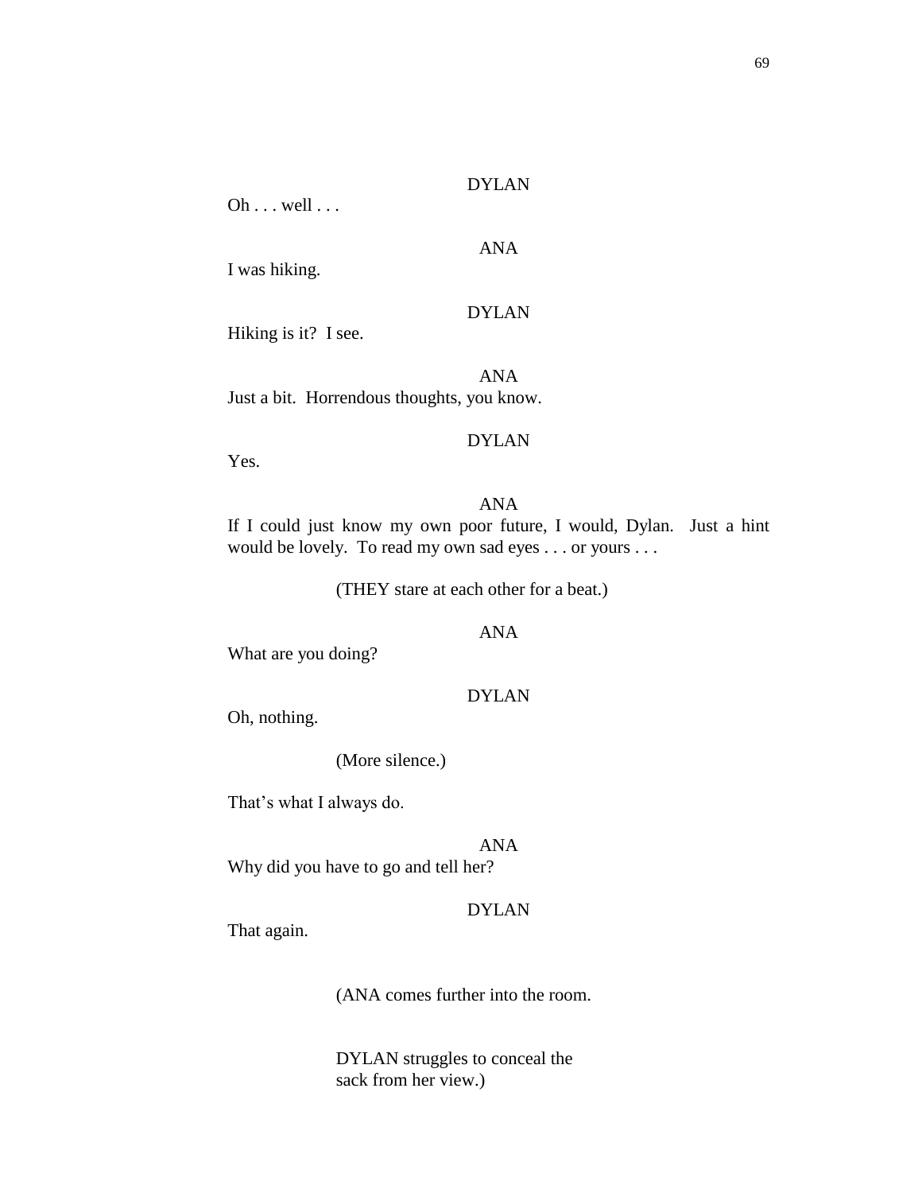DYLAN

Oh . . . well . . .

ANA

I was hiking.

DYLAN

Hiking is it? I see.

ANA

Just a bit. Horrendous thoughts, you know.

DYLAN

Yes.

ANA

If I could just know my own poor future, I would, Dylan. Just a hint would be lovely. To read my own sad eyes . . . or yours . . .

(THEY stare at each other for a beat.)

ANA

What are you doing?

DYLAN

Oh, nothing.

(More silence.)

That's what I always do.

ANA

Why did you have to go and tell her?

DYLAN

That again.

(ANA comes further into the room.

DYLAN struggles to conceal the sack from her view.)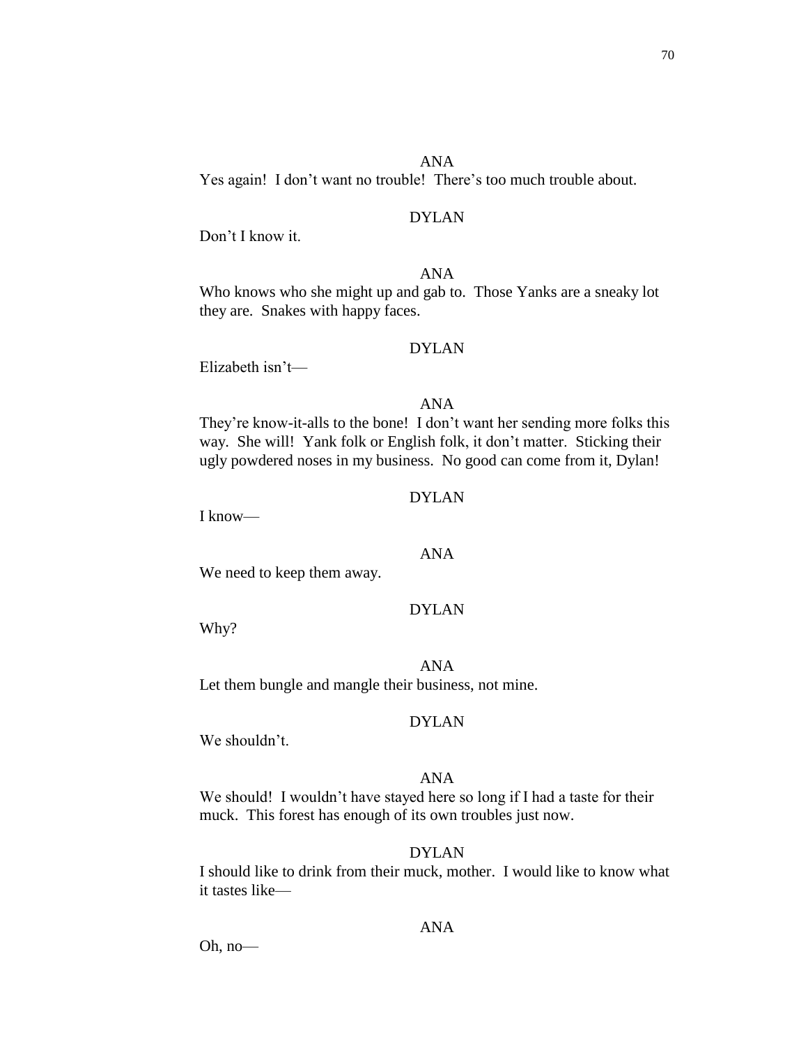ANA

Yes again!  I don't want no trouble!  There's too much trouble about.

DYLAN

Don't I know it.

ANA

Who knows who she might up and gab to.  Those Yanks are a sneaky lot they are.  Snakes with happy faces.

DYLAN

Elizabeth isn't—

ANA

They're know-it-alls to the bone!  I don't want her sending more folks this way.  She will!  Yank folk or English folk, it don't matter.  Sticking their ugly powdered noses in my business.  No good can come from it, Dylan!

DYLAN

I know—

ANA

We need to keep them away.

DYLAN

Why?

ANA

Let them bungle and mangle their business, not mine.

DYLAN

We shouldn't.

ANA

We should!  I wouldn't have stayed here so long if I had a taste for their muck.  This forest has enough of its own troubles just now.

DYLAN

I should like to drink from their muck, mother.  I would like to know what it tastes like—

ANA

Oh, no—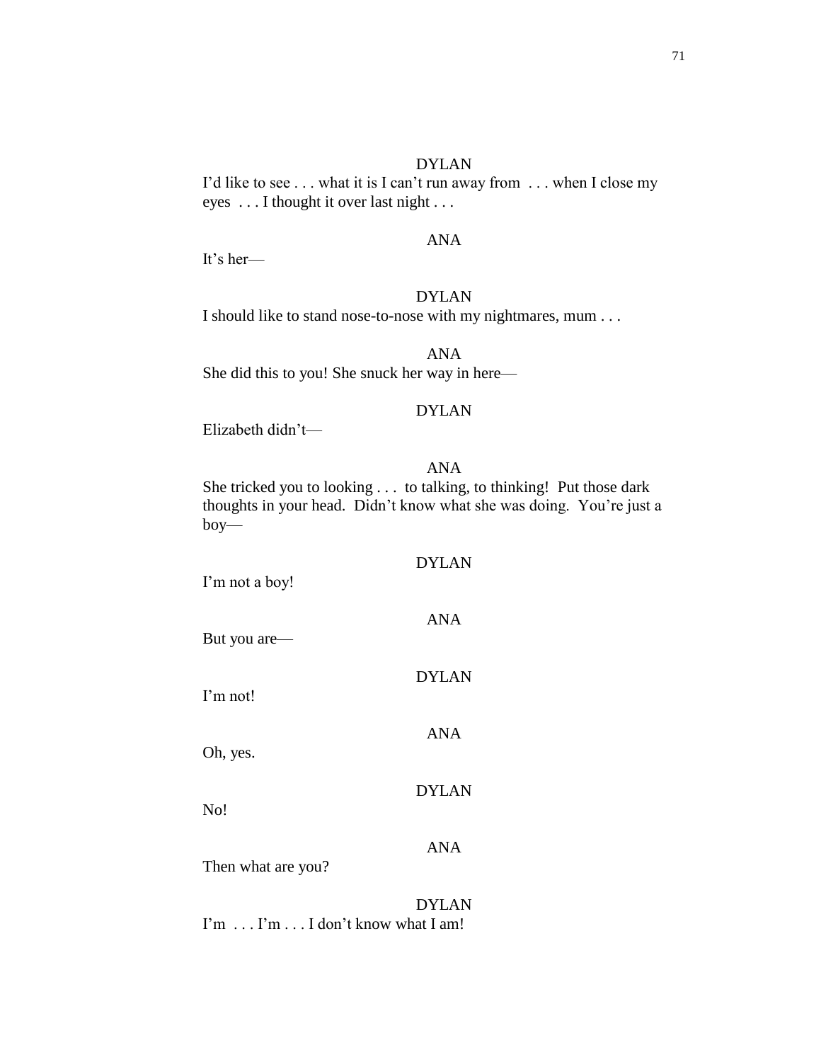DYLAN

I'd like to see . . . what it is I can't run away from . . . when I close my eyes . . . I thought it over last night . . .

ANA

It's her—

DYLAN

I should like to stand nose-to-nose with my nightmares, mum . . .

ANA

She did this to you! She snuck her way in here—

DYLAN

Elizabeth didn't—

ANA

She tricked you to looking . . . to talking, to thinking! Put those dark thoughts in your head. Didn't know what she was doing. You're just a boy—

DYLAN

I'm not a boy!

ANA

But you are—

DYLAN

I'm not!

ANA

Oh, yes.

DYLAN

No!

ANA

Then what are you?

DYLAN

I'm . . . I'm . . . I don't know what I am!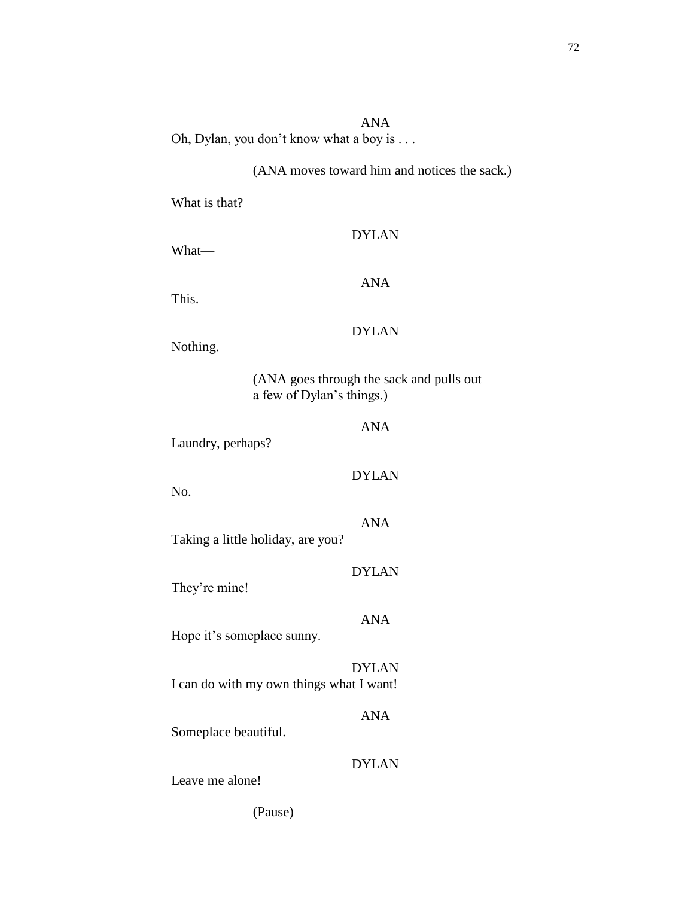ANA

Oh, Dylan, you don't know what a boy is . . .

(ANA moves toward him and notices the sack.)

What is that?

DYLAN

What—

ANA

This.

DYLAN

Nothing.

(ANA goes through the sack and pulls out a few of Dylan's things.)

ANA

Laundry, perhaps?

DYLAN

No.

ANA

Taking a little holiday, are you?

DYLAN

They're mine!

ANA

Hope it's someplace sunny.

DYLAN

I can do with my own things what I want!

ANA

Someplace beautiful.

DYLAN

Leave me alone!

(Pause)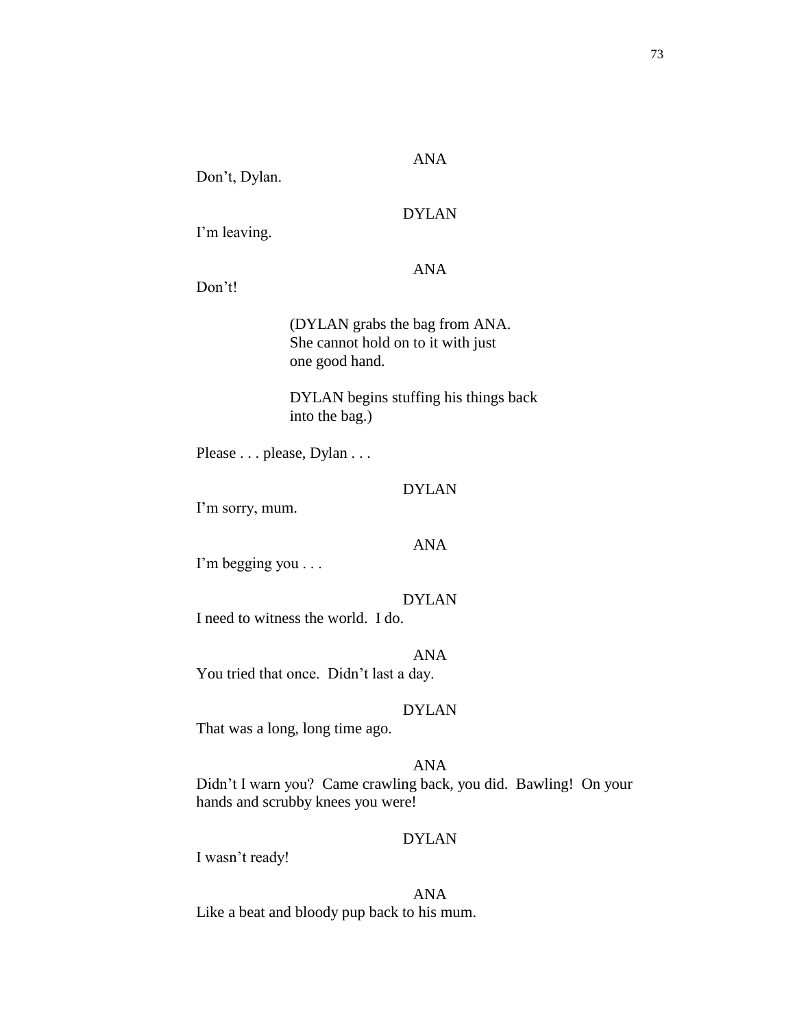ANA

Don't, Dylan.

DYLAN

I'm leaving.

ANA

Don't!

(DYLAN grabs the bag from ANA. She cannot hold on to it with just one good hand.

DYLAN begins stuffing his things back into the bag.)

Please . . . please, Dylan . . .

DYLAN

I'm sorry, mum.

ANA

I'm begging you . . .

DYLAN

I need to witness the world. I do.

ANA

You tried that once. Didn't last a day.

DYLAN

That was a long, long time ago.

ANA

Didn't I warn you? Came crawling back, you did. Bawling! On your hands and scrubby knees you were!

DYLAN

I wasn't ready!

ANA

Like a beat and bloody pup back to his mum.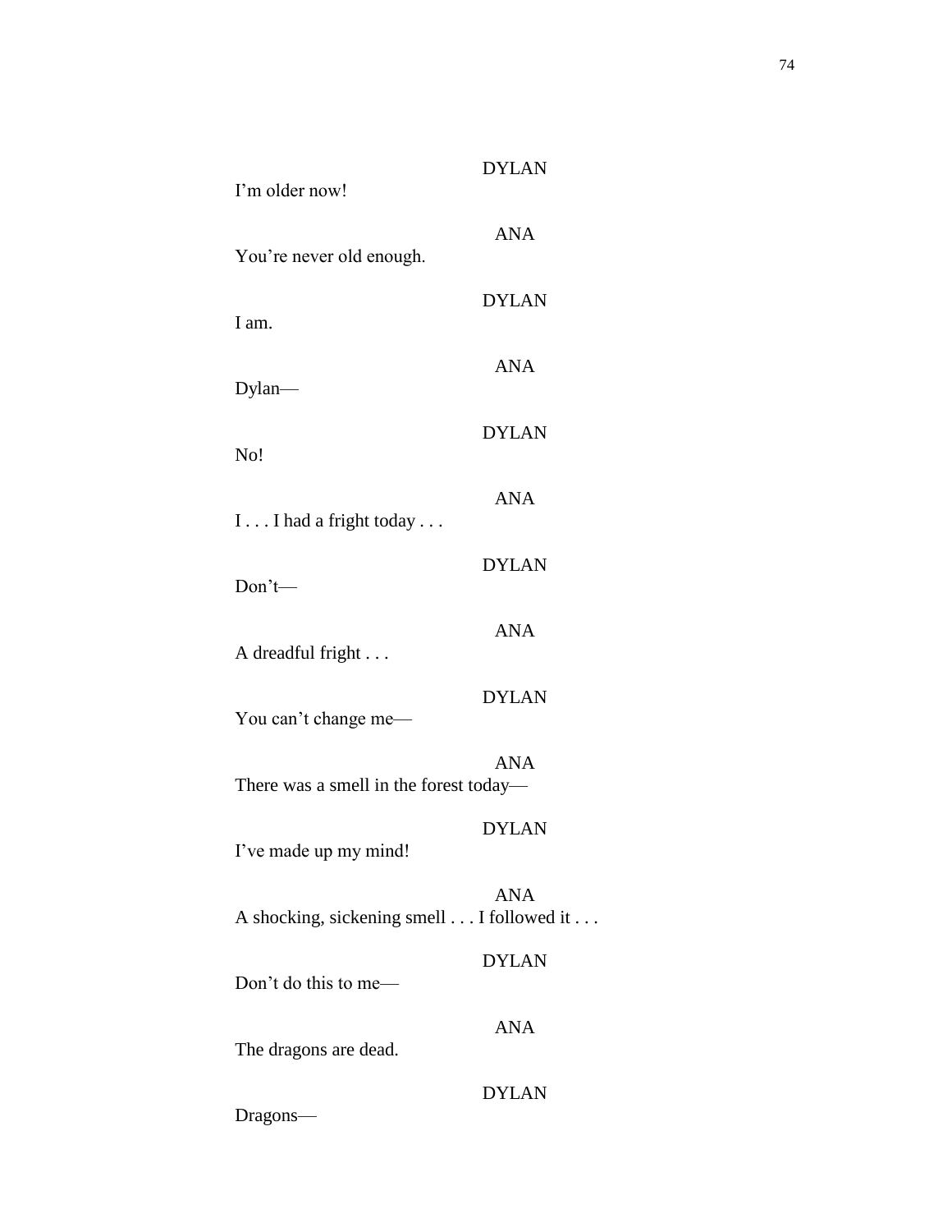DYLAN

I'm older now!

ANA

You're never old enough.

DYLAN

I am.

ANA

Dylan—

DYLAN

No!

ANA

I . . . I had a fright today . . .

DYLAN

Don't—

ANA

A dreadful fright . . .

DYLAN

You can't change me—

ANA

There was a smell in the forest today—

DYLAN

I've made up my mind!

ANA

A shocking, sickening smell . . . I followed it . . .

DYLAN

Don't do this to me—

ANA

The dragons are dead.

DYLAN

Dragons—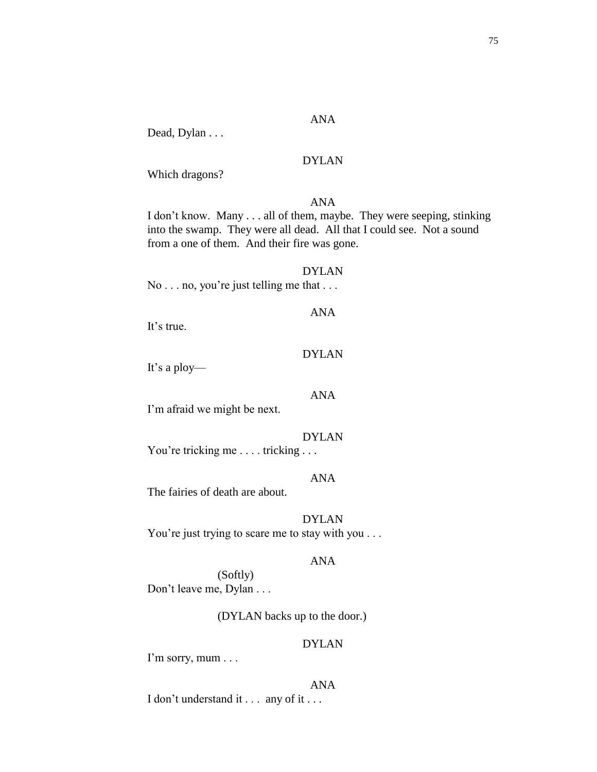ANA

Dead, Dylan . . .

DYLAN

Which dragons?

ANA

I don't know. Many . . . all of them, maybe. They were seeping, stinking into the swamp. They were all dead. All that I could see. Not a sound from a one of them. And their fire was gone.

DYLAN

No . . . no, you're just telling me that . . .

ANA

It's true.

DYLAN

It's a ploy—

ANA

I'm afraid we might be next.

DYLAN

You're tricking me . . . . tricking . . .

ANA

The fairies of death are about.

DYLAN

You're just trying to scare me to stay with you . . .

ANA

(Softly)

Don't leave me, Dylan . . .

(DYLAN backs up to the door.)

DYLAN

I'm sorry, mum . . .

ANA

I don't understand it . . . any of it . . .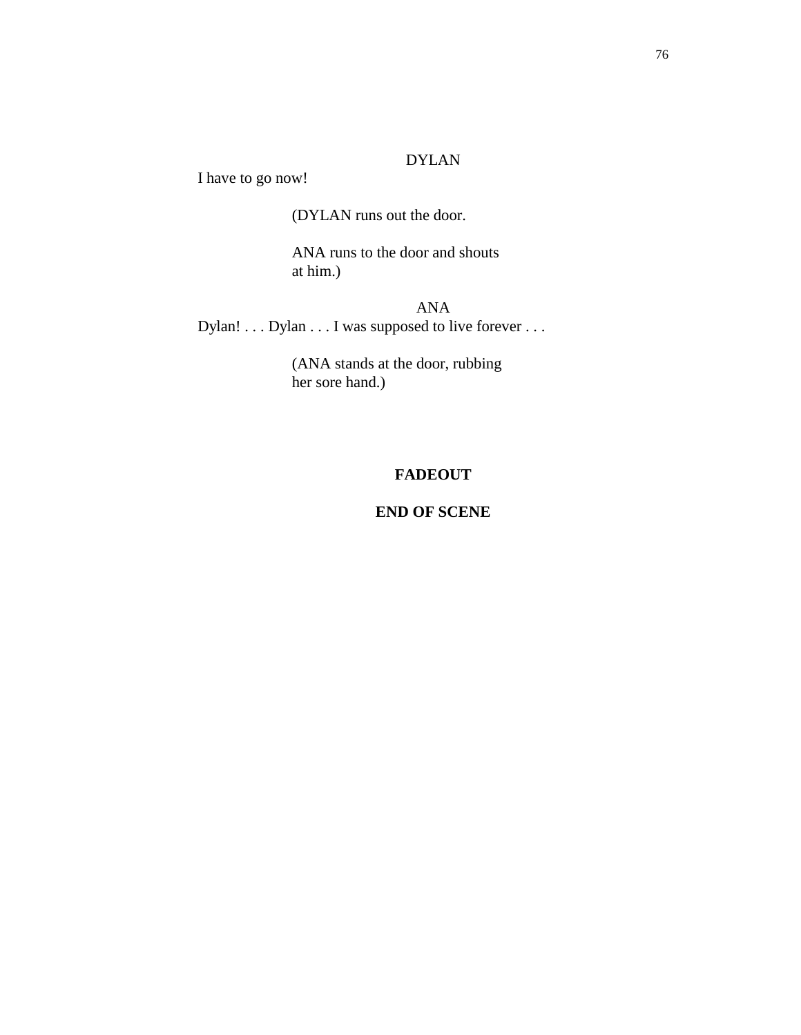DYLAN

I have to go now!

(DYLAN runs out the door.

ANA runs to the door and shouts at him.)

ANA

Dylan! . . . Dylan . . . I was supposed to live forever . . .

(ANA stands at the door, rubbing her sore hand.)

**FADEOUT**

**END OF SCENE**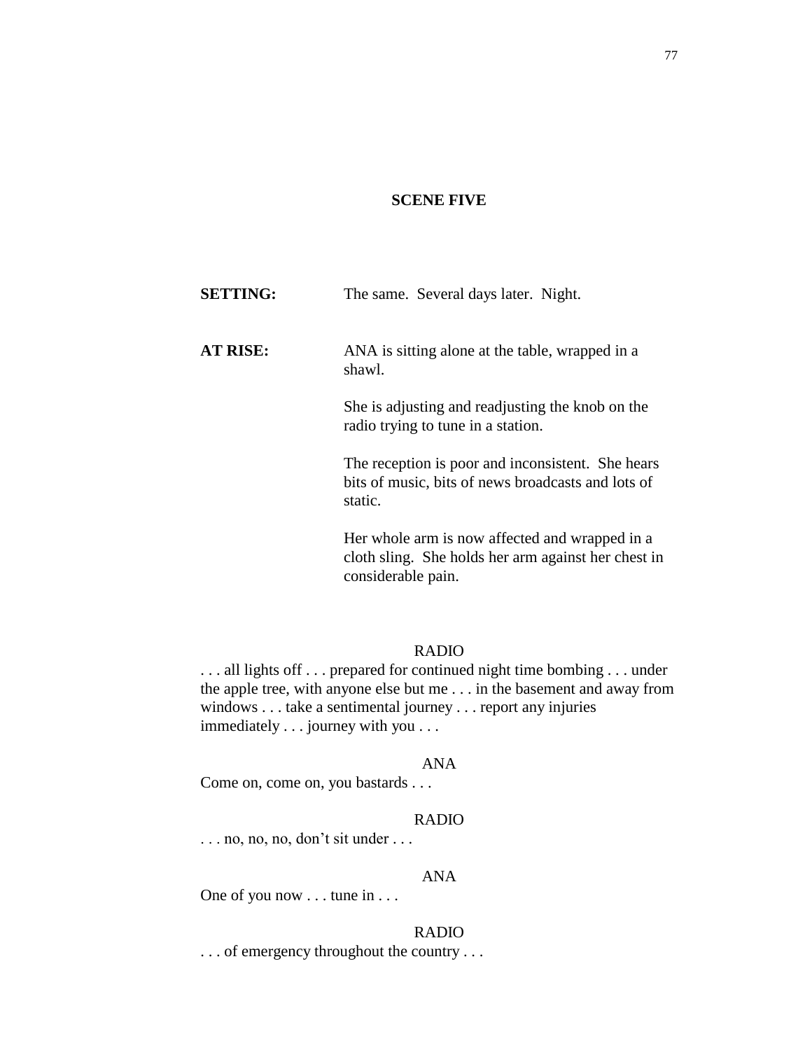## SCENE FIVE

**SETTING:** The same. Several days later. Night.

**AT RISE:** ANA is sitting alone at the table, wrapped in a shawl.

She is adjusting and readjusting the knob on the radio trying to tune in a station.

The reception is poor and inconsistent. She hears bits of music, bits of news broadcasts and lots of static.

Her whole arm is now affected and wrapped in a cloth sling. She holds her arm against her chest in considerable pain.

RADIO

. . . all lights off . . . prepared for continued night time bombing . . . under the apple tree, with anyone else but me . . . in the basement and away from windows . . . take a sentimental journey . . . report any injuries immediately . . . journey with you . . .

ANA

Come on, come on, you bastards . . .

RADIO

. . . no, no, no, don't sit under . . .

ANA

One of you now . . . tune in . . .

RADIO

. . . of emergency throughout the country . . .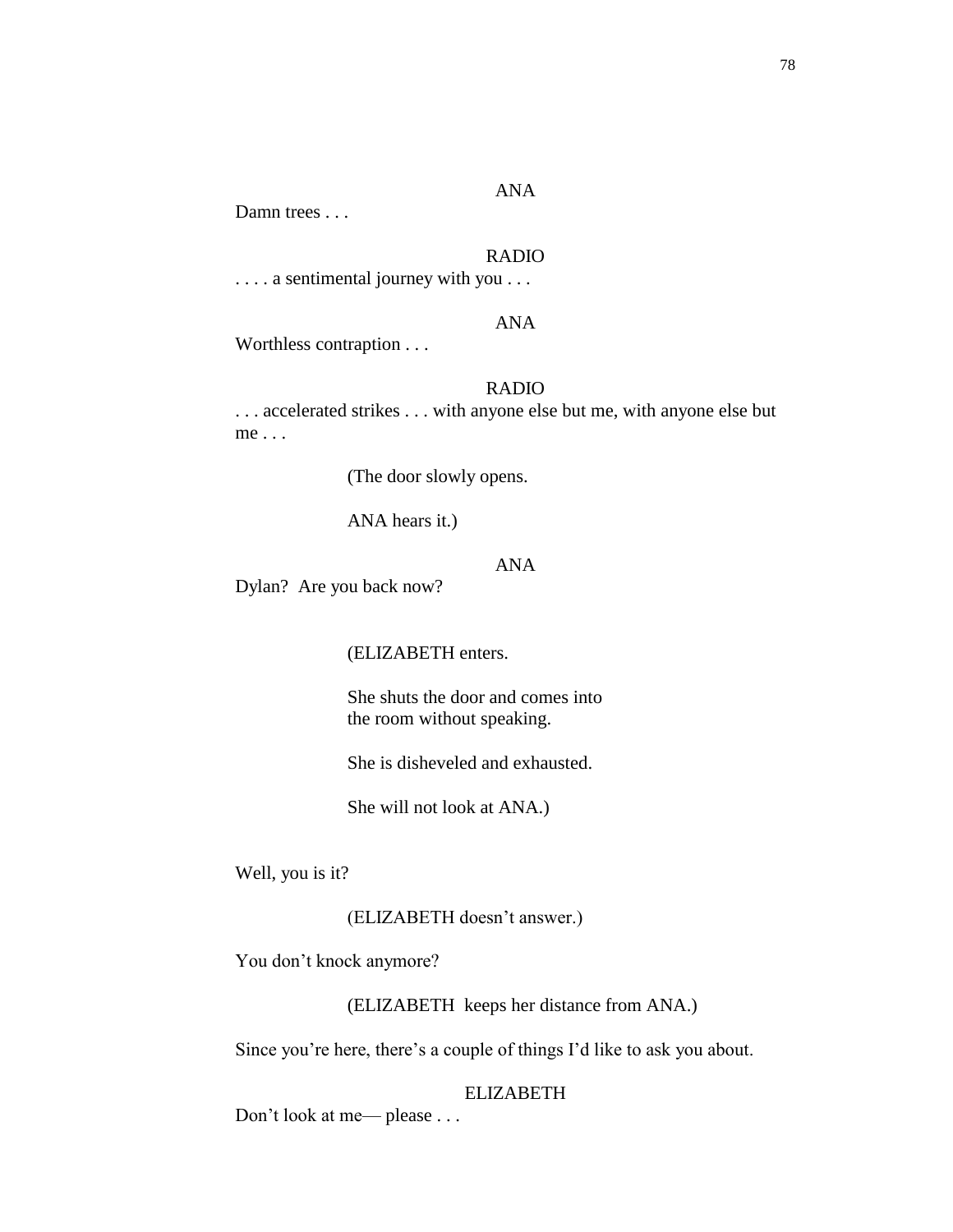ANA

Damn trees . . .

RADIO

. . . . a sentimental journey with you . . .

ANA

Worthless contraption . . .

RADIO

. . . accelerated strikes . . . with anyone else but me, with anyone else but me . . .

(The door slowly opens.

ANA hears it.)

ANA

Dylan? Are you back now?

(ELIZABETH enters.

She shuts the door and comes into the room without speaking.

She is disheveled and exhausted.

She will not look at ANA.)

Well, you is it?

(ELIZABETH doesn't answer.)

You don't knock anymore?

(ELIZABETH keeps her distance from ANA.)

Since you're here, there's a couple of things I'd like to ask you about.

ELIZABETH

Don't look at me— please . . .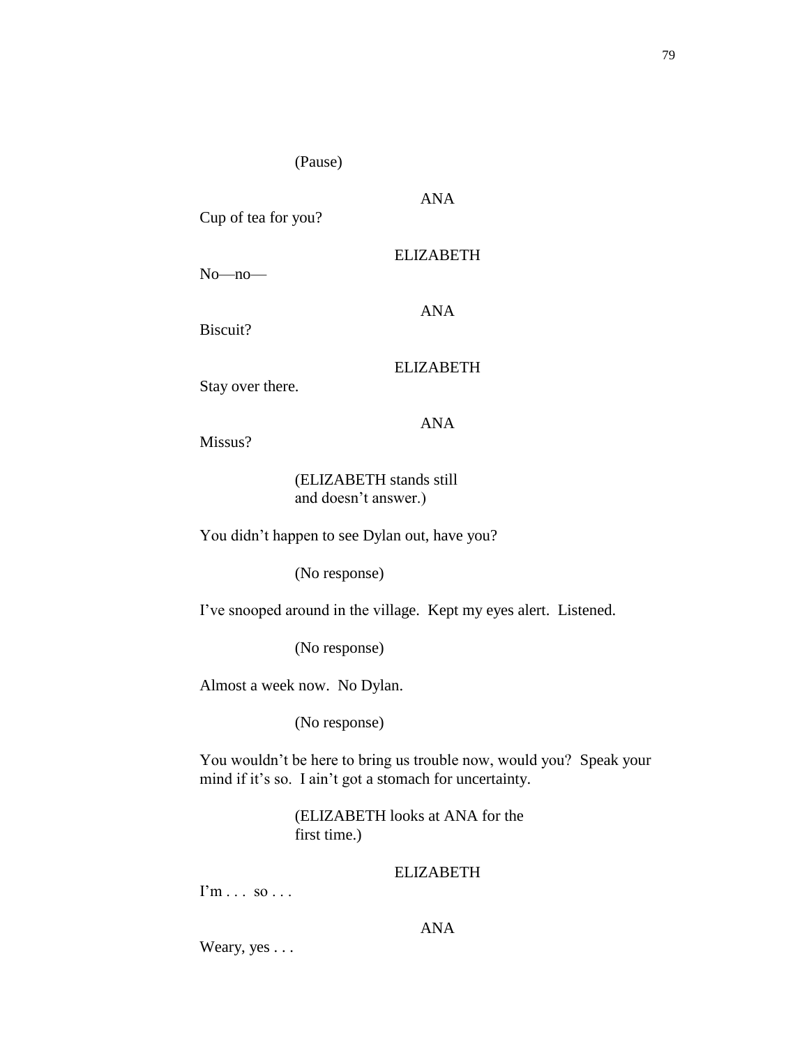(Pause)

ANA

Cup of tea for you?

ELIZABETH

No—no—

ANA

Biscuit?

ELIZABETH

Stay over there.

ANA

Missus?

(ELIZABETH stands still and doesn't answer.)

You didn't happen to see Dylan out, have you?

(No response)

I've snooped around in the village. Kept my eyes alert. Listened.

(No response)

Almost a week now. No Dylan.

(No response)

You wouldn't be here to bring us trouble now, would you? Speak your mind if it's so. I ain't got a stomach for uncertainty.

(ELIZABETH looks at ANA for the first time.)

ELIZABETH

I'm . . . so . . .

ANA

Weary, yes . . .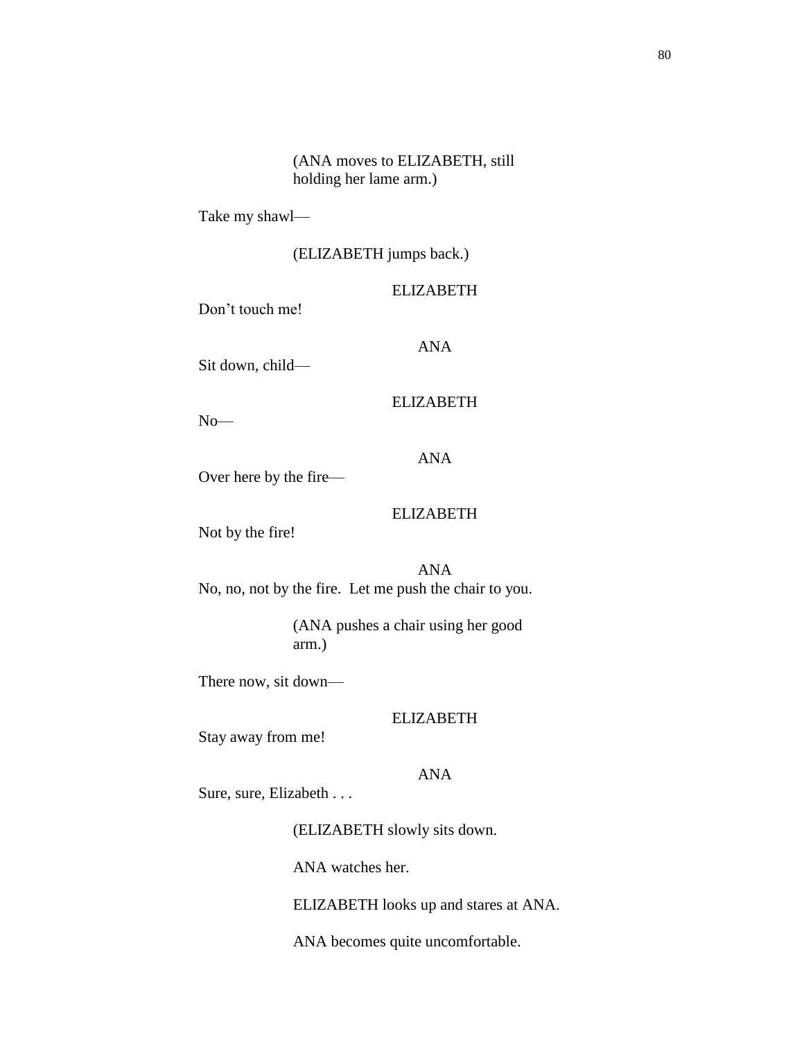(ANA moves to ELIZABETH, still holding her lame arm.)

Take my shawl—

(ELIZABETH jumps back.)

ELIZABETH

Don't touch me!

ANA

Sit down, child—

ELIZABETH

No—

ANA

Over here by the fire—

ELIZABETH

Not by the fire!

ANA

No, no, not by the fire. Let me push the chair to you.

(ANA pushes a chair using her good arm.)

There now, sit down—

ELIZABETH

Stay away from me!

ANA

Sure, sure, Elizabeth . . .

(ELIZABETH slowly sits down.

ANA watches her.

ELIZABETH looks up and stares at ANA.

ANA becomes quite uncomfortable.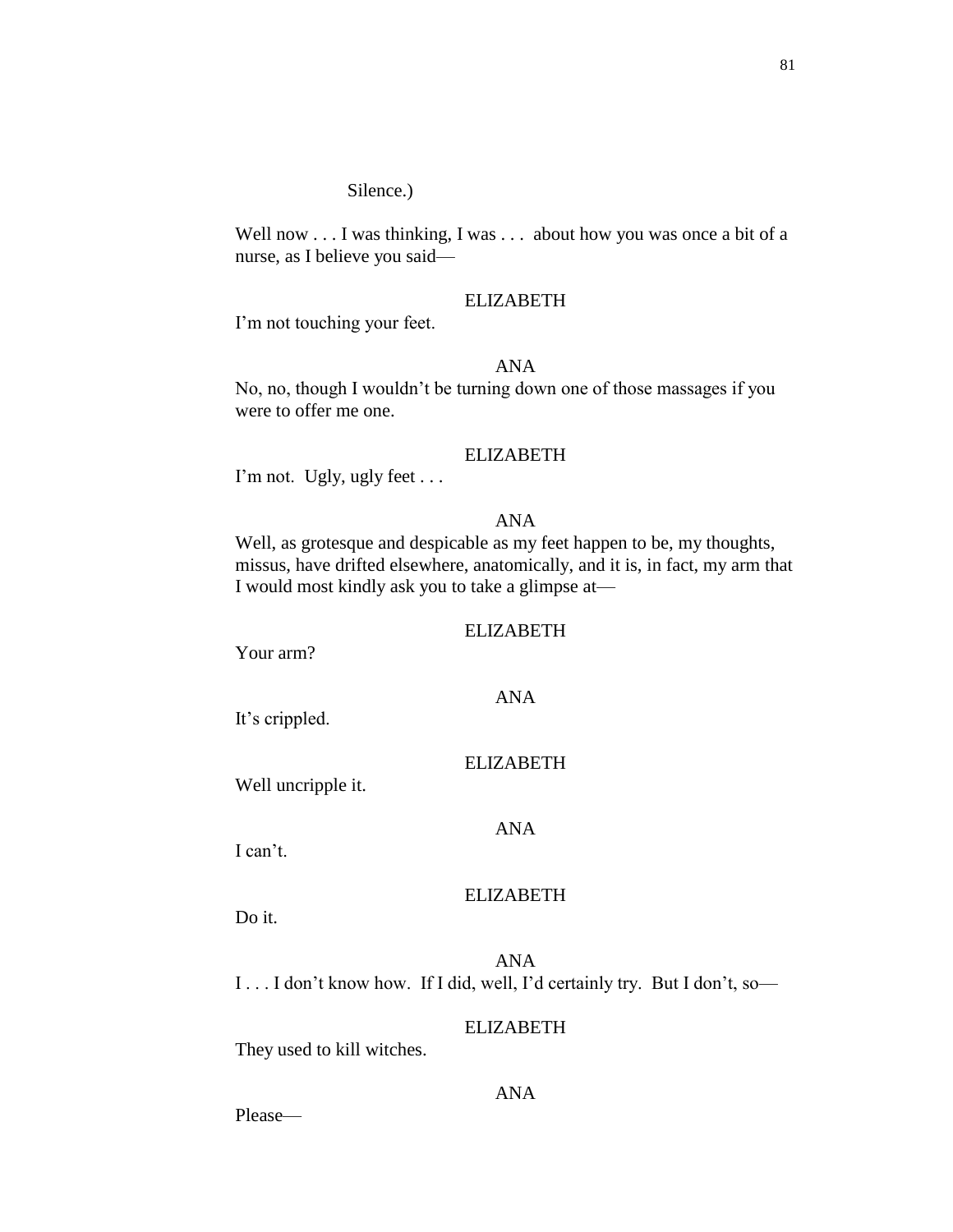Silence.)

Well now . . . I was thinking, I was . . .  about how you was once a bit of a nurse, as I believe you said—

ELIZABETH

I'm not touching your feet.

ANA

No, no, though I wouldn't be turning down one of those massages if you were to offer me one.

ELIZABETH

I'm not.  Ugly, ugly feet . . .

ANA

Well, as grotesque and despicable as my feet happen to be, my thoughts, missus, have drifted elsewhere, anatomically, and it is, in fact, my arm that I would most kindly ask you to take a glimpse at—

ELIZABETH

Your arm?

ANA

It's crippled.

ELIZABETH

Well uncripple it.

ANA

I can't.

ELIZABETH

Do it.

ANA

I . . . I don't know how.  If I did, well, I'd certainly try.  But I don't, so—

ELIZABETH

They used to kill witches.

ANA

Please—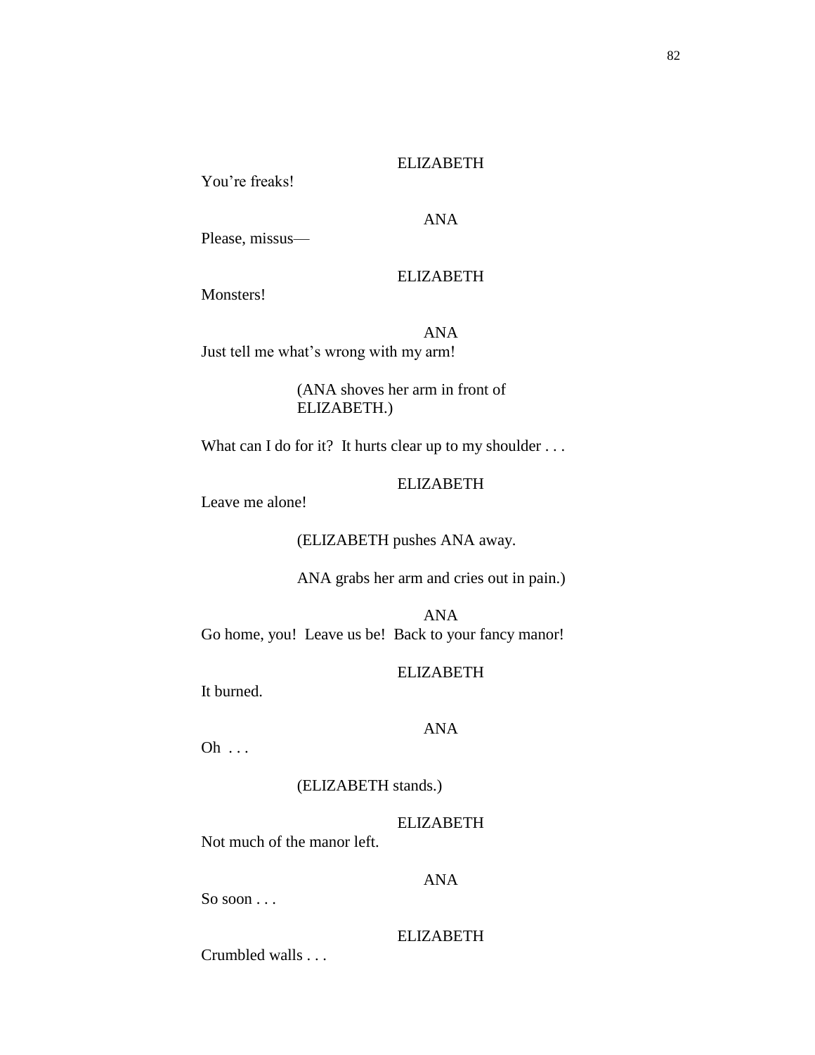ELIZABETH

You're freaks!

ANA

Please, missus—

ELIZABETH

Monsters!

ANA

Just tell me what's wrong with my arm!

(ANA shoves her arm in front of ELIZABETH.)

What can I do for it? It hurts clear up to my shoulder . . .

ELIZABETH

Leave me alone!

(ELIZABETH pushes ANA away.

ANA grabs her arm and cries out in pain.)

ANA

Go home, you! Leave us be! Back to your fancy manor!

ELIZABETH

It burned.

ANA

Oh . . .

(ELIZABETH stands.)

ELIZABETH

Not much of the manor left.

ANA

So soon . . .

ELIZABETH

Crumbled walls . . .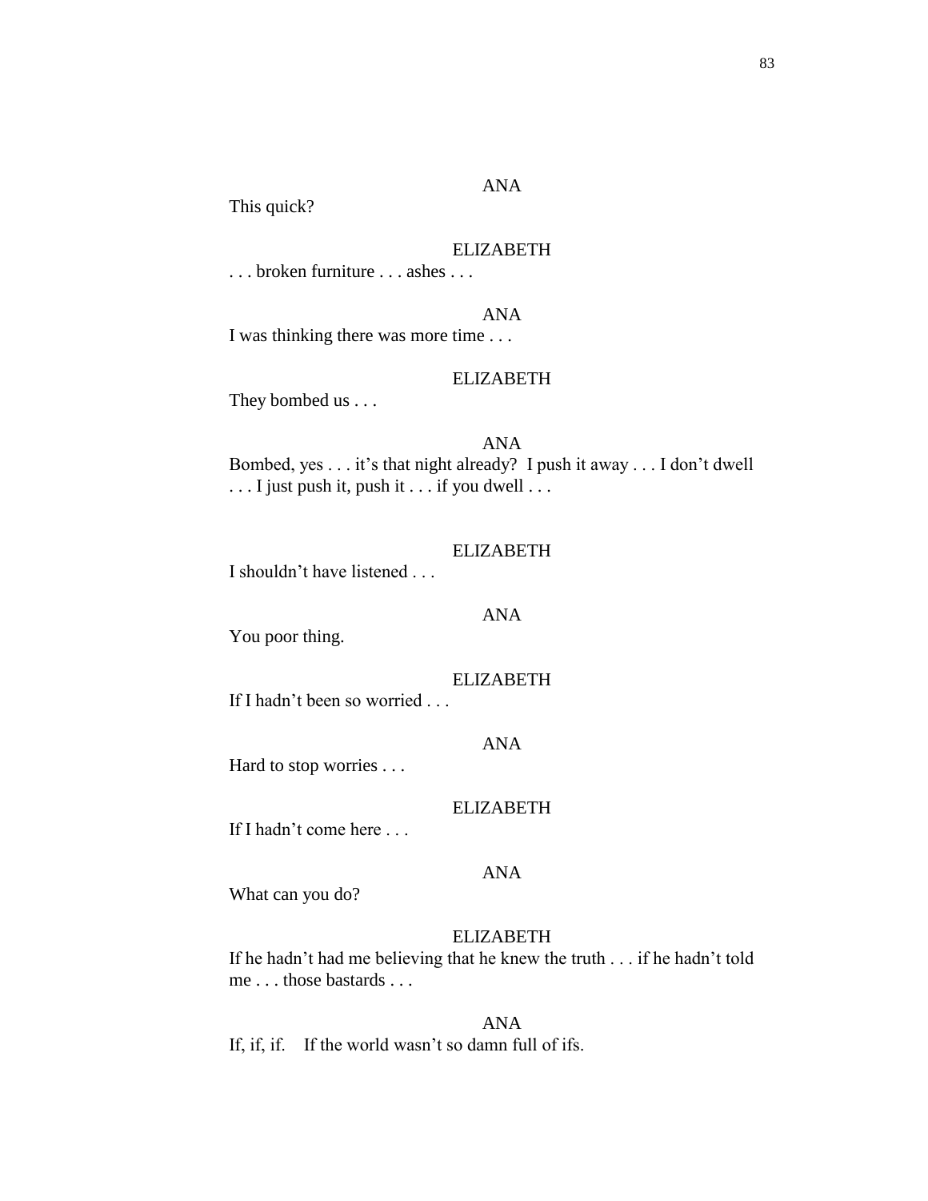ANA

This quick?

ELIZABETH

. . . broken furniture . . . ashes . . .

ANA

I was thinking there was more time . . .

ELIZABETH

They bombed us . . .

ANA

Bombed, yes . . . it's that night already? I push it away . . . I don't dwell . . . I just push it, push it . . . if you dwell . . .

ELIZABETH

I shouldn't have listened . . .

ANA

You poor thing.

ELIZABETH

If I hadn't been so worried . . .

ANA

Hard to stop worries . . .

ELIZABETH

If I hadn't come here . . .

ANA

What can you do?

ELIZABETH

If he hadn't had me believing that he knew the truth . . . if he hadn't told me . . . those bastards . . .

ANA

If, if, if. If the world wasn't so damn full of ifs.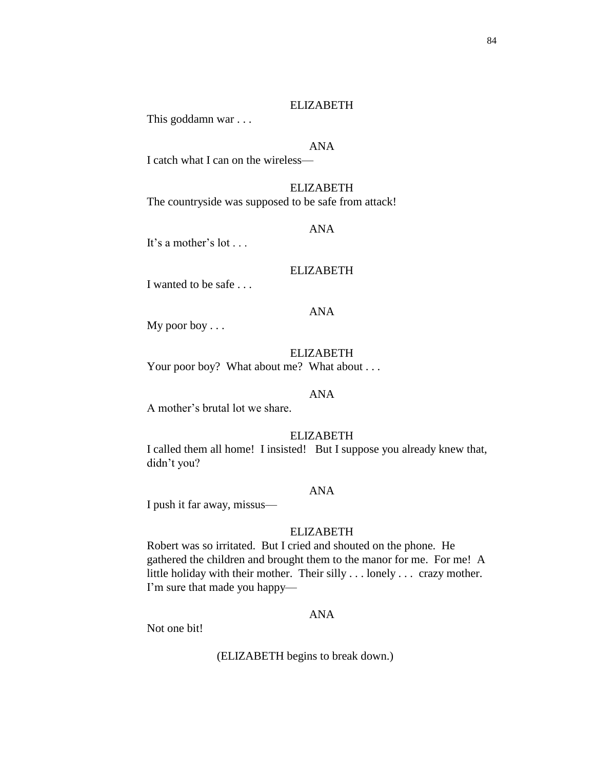ELIZABETH

This goddamn war . . .

ANA

I catch what I can on the wireless—

ELIZABETH

The countryside was supposed to be safe from attack!

ANA

It's a mother's lot . . .

ELIZABETH

I wanted to be safe . . .

ANA

My poor boy . . .

ELIZABETH

Your poor boy? What about me? What about . . .

ANA

A mother's brutal lot we share.

ELIZABETH

I called them all home! I insisted! But I suppose you already knew that, didn't you?

ANA

I push it far away, missus—

ELIZABETH

Robert was so irritated. But I cried and shouted on the phone. He gathered the children and brought them to the manor for me. For me! A little holiday with their mother. Their silly . . . lonely . . . crazy mother. I'm sure that made you happy—

ANA

Not one bit!

(ELIZABETH begins to break down.)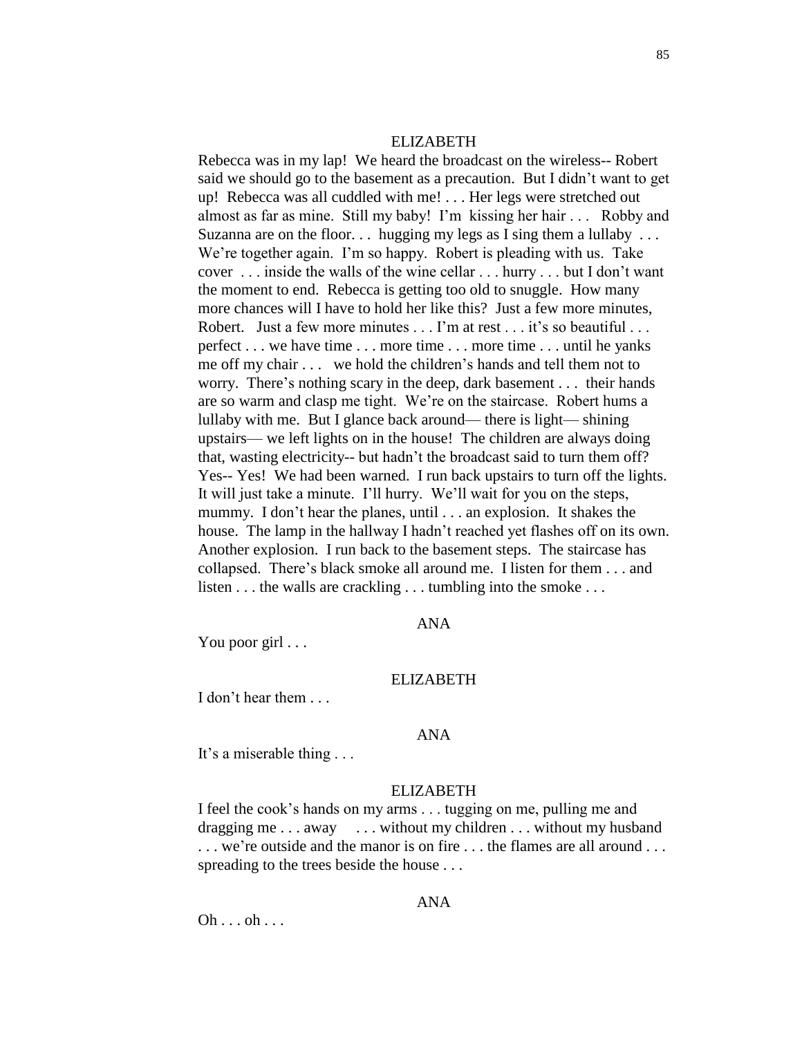ELIZABETH

Rebecca was in my lap! We heard the broadcast on the wireless-- Robert said we should go to the basement as a precaution. But I didn't want to get up! Rebecca was all cuddled with me! . . . Her legs were stretched out almost as far as mine. Still my baby! I'm kissing her hair . . . Robby and Suzanna are on the floor. . . hugging my legs as I sing them a lullaby . . . We're together again. I'm so happy. Robert is pleading with us. Take cover . . . inside the walls of the wine cellar . . . hurry . . . but I don't want the moment to end. Rebecca is getting too old to snuggle. How many more chances will I have to hold her like this? Just a few more minutes, Robert. Just a few more minutes . . . I'm at rest . . . it's so beautiful . . . perfect . . . we have time . . . more time . . . more time . . . until he yanks me off my chair . . . we hold the children's hands and tell them not to worry. There's nothing scary in the deep, dark basement . . . their hands are so warm and clasp me tight. We're on the staircase. Robert hums a lullaby with me. But I glance back around— there is light— shining upstairs— we left lights on in the house! The children are always doing that, wasting electricity-- but hadn't the broadcast said to turn them off? Yes-- Yes! We had been warned. I run back upstairs to turn off the lights. It will just take a minute. I'll hurry. We'll wait for you on the steps, mummy. I don't hear the planes, until . . . an explosion. It shakes the house. The lamp in the hallway I hadn't reached yet flashes off on its own. Another explosion. I run back to the basement steps. The staircase has collapsed. There's black smoke all around me. I listen for them . . . and listen . . . the walls are crackling . . . tumbling into the smoke . . .

ANA

You poor girl . . .

ELIZABETH

I don't hear them . . .

ANA

It's a miserable thing . . .

ELIZABETH

I feel the cook's hands on my arms . . . tugging on me, pulling me and dragging me . . . away . . . without my children . . . without my husband . . . we're outside and the manor is on fire . . . the flames are all around . . . spreading to the trees beside the house . . .

ANA

Oh . . . oh . . .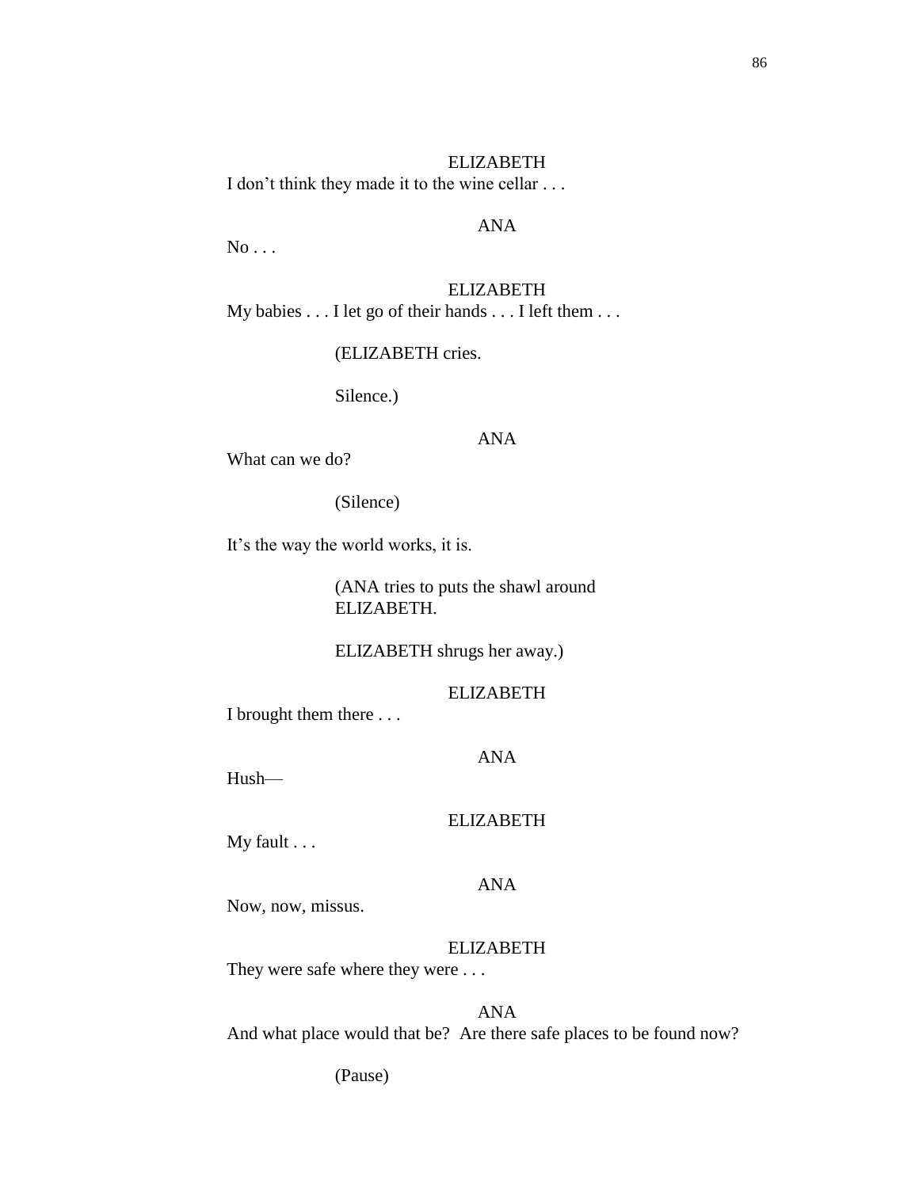ELIZABETH

I don't think they made it to the wine cellar . . .

ANA

No . . .

ELIZABETH

My babies . . . I let go of their hands . . . I left them . . .

(ELIZABETH cries.

Silence.)

ANA

What can we do?

(Silence)

It's the way the world works, it is.

(ANA tries to puts the shawl around ELIZABETH.

ELIZABETH shrugs her away.)

ELIZABETH

I brought them there . . .

ANA

Hush—

ELIZABETH

My fault . . .

ANA

Now, now, missus.

ELIZABETH

They were safe where they were . . .

ANA

And what place would that be? Are there safe places to be found now?

(Pause)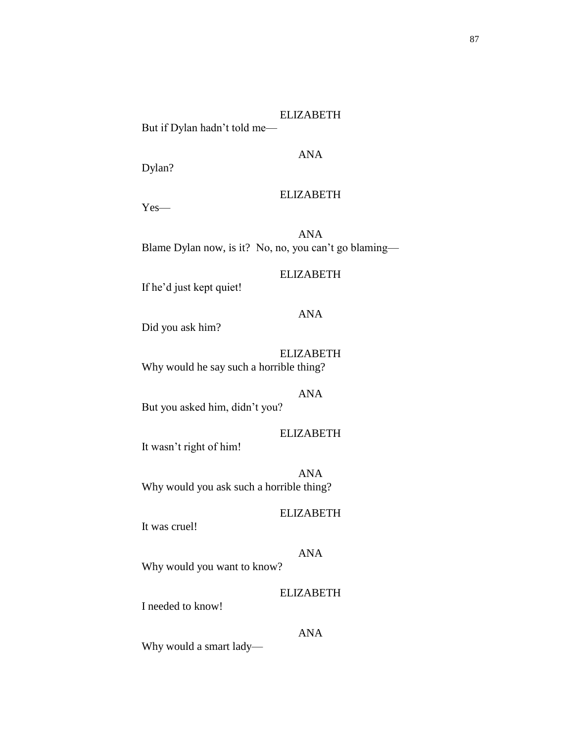ELIZABETH

But if Dylan hadn't told me—

ANA

Dylan?

ELIZABETH

Yes—

ANA

Blame Dylan now, is it? No, no, you can't go blaming—

ELIZABETH

If he'd just kept quiet!

ANA

Did you ask him?

ELIZABETH

Why would he say such a horrible thing?

ANA

But you asked him, didn't you?

ELIZABETH

It wasn't right of him!

ANA

Why would you ask such a horrible thing?

ELIZABETH

It was cruel!

ANA

Why would you want to know?

ELIZABETH

I needed to know!

ANA

Why would a smart lady—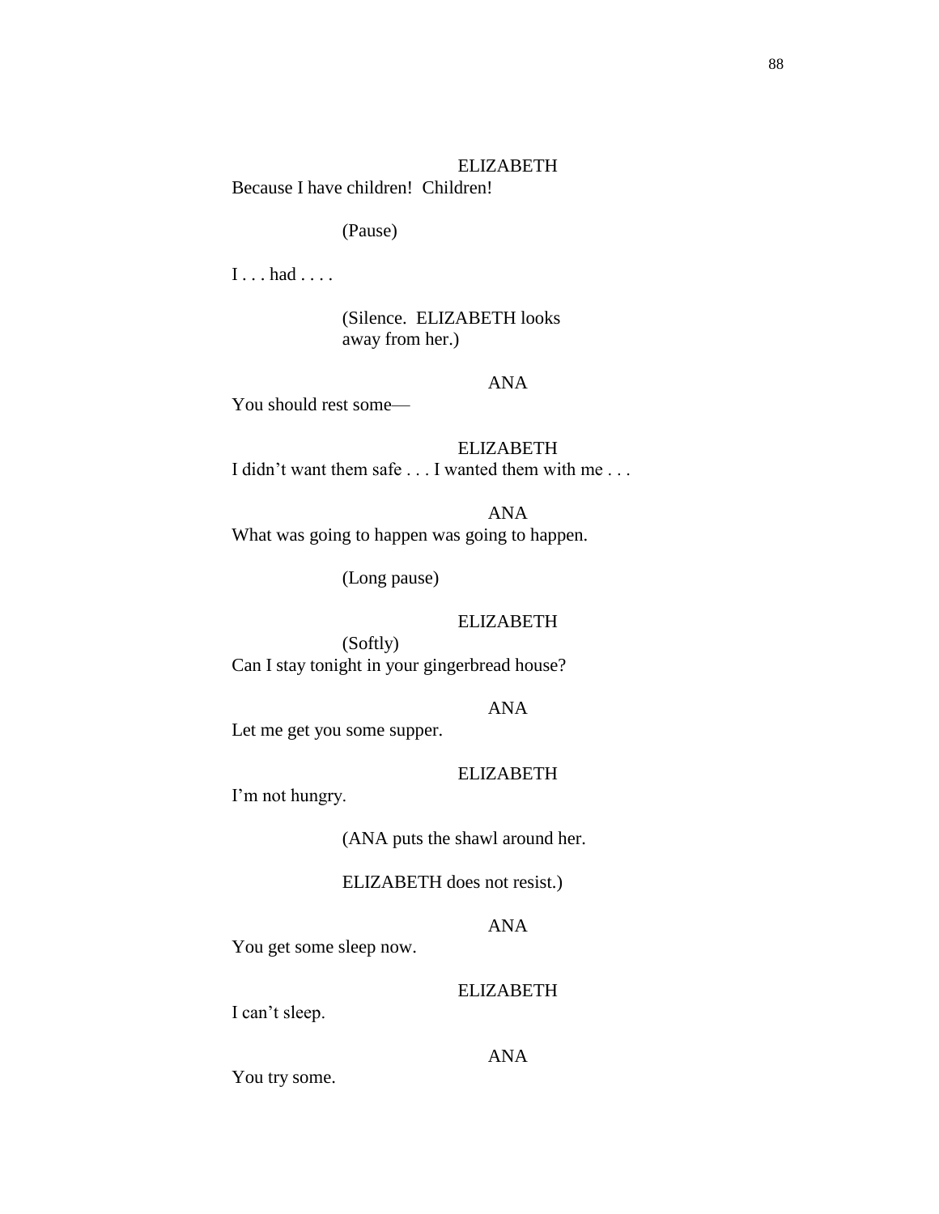ELIZABETH

Because I have children! Children!

(Pause)

I . . . had . . . .

(Silence. ELIZABETH looks away from her.)

ANA

You should rest some—

ELIZABETH

I didn't want them safe . . . I wanted them with me . . .

ANA

What was going to happen was going to happen.

(Long pause)

ELIZABETH

(Softly)

Can I stay tonight in your gingerbread house?

ANA

Let me get you some supper.

ELIZABETH

I'm not hungry.

(ANA puts the shawl around her.

ELIZABETH does not resist.)

ANA

You get some sleep now.

ELIZABETH

I can't sleep.

ANA

You try some.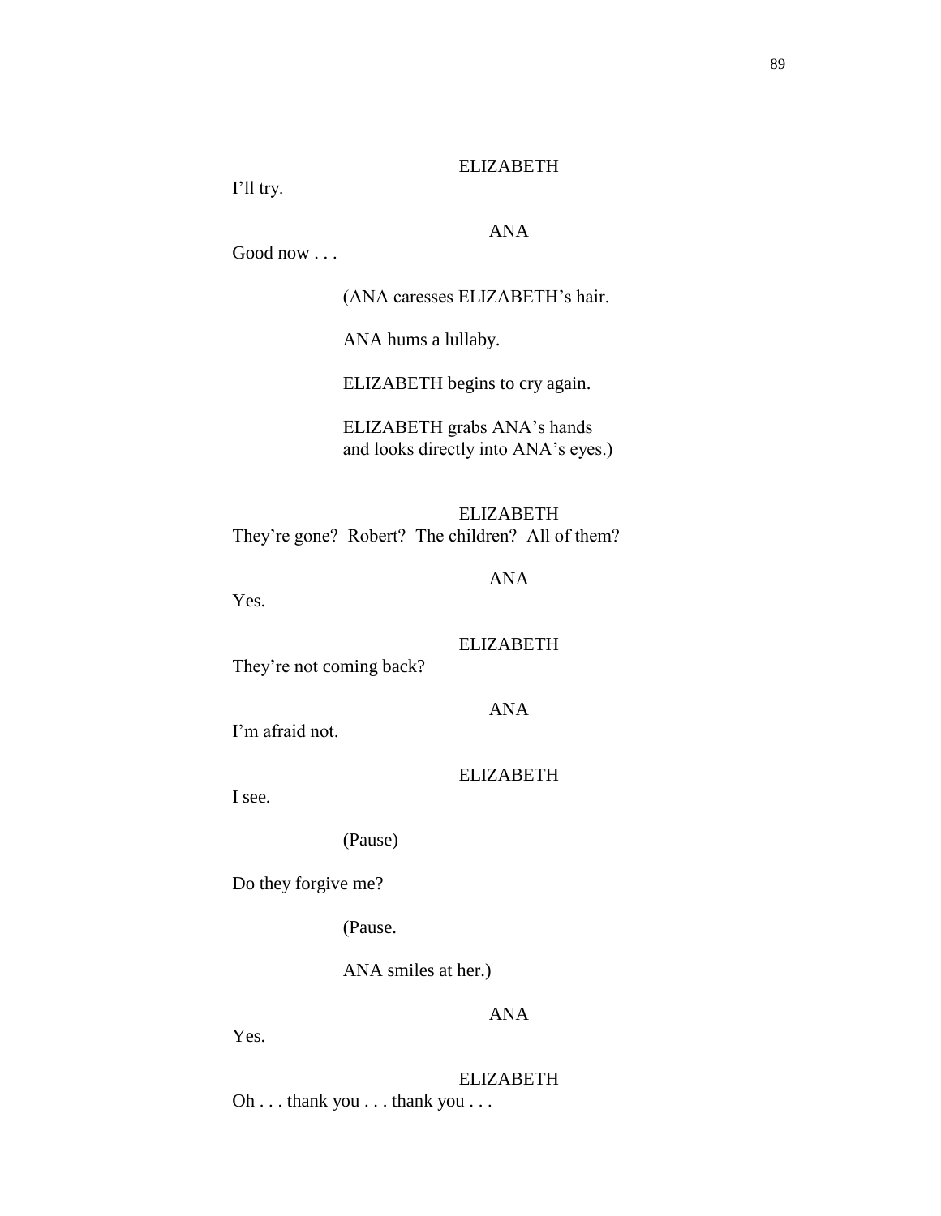ELIZABETH

I'll try.

ANA

Good now . . .

(ANA caresses ELIZABETH's hair.

ANA hums a lullaby.

ELIZABETH begins to cry again.

ELIZABETH grabs ANA's hands and looks directly into ANA's eyes.)

ELIZABETH

They're gone? Robert? The children? All of them?

ANA

Yes.

ELIZABETH

They're not coming back?

ANA

I'm afraid not.

ELIZABETH

I see.

(Pause)

Do they forgive me?

(Pause.

ANA smiles at her.)

ANA

Yes.

ELIZABETH

Oh . . . thank you . . . thank you . . .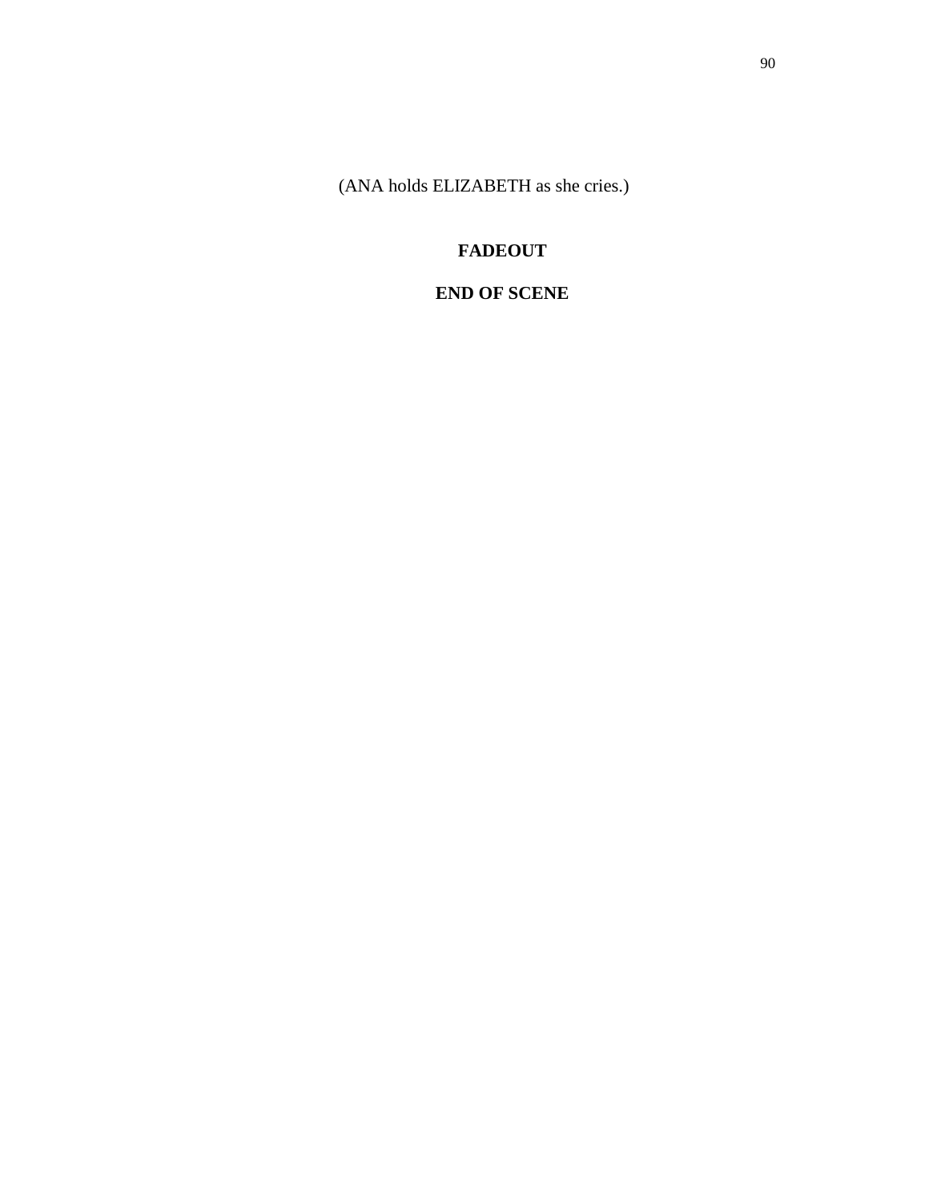(ANA holds ELIZABETH as she cries.)

**FADEOUT**

**END OF SCENE**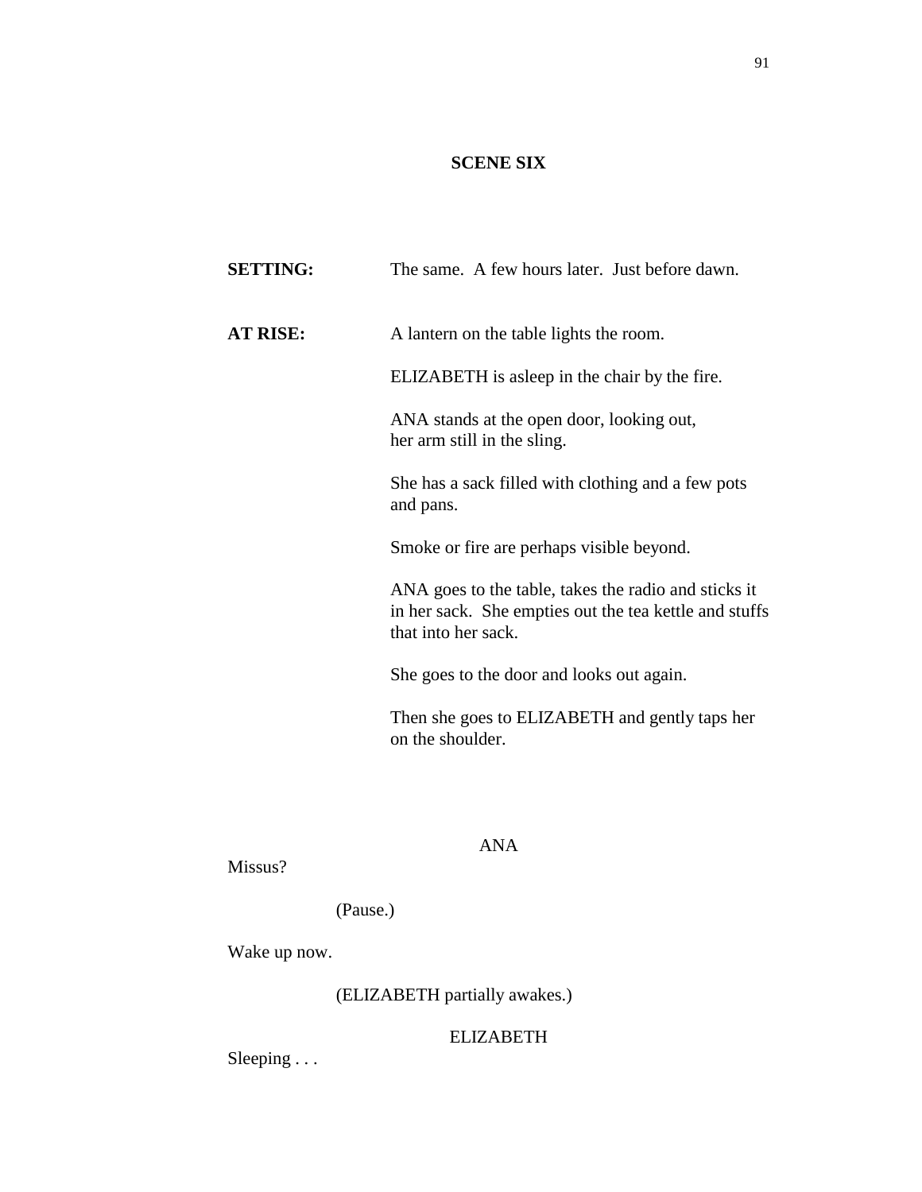## SCENE SIX

**SETTING:** The same. A few hours later. Just before dawn.

**AT RISE:** A lantern on the table lights the room.

ELIZABETH is asleep in the chair by the fire.

ANA stands at the open door, looking out, her arm still in the sling.

She has a sack filled with clothing and a few pots and pans.

Smoke or fire are perhaps visible beyond.

ANA goes to the table, takes the radio and sticks it in her sack. She empties out the tea kettle and stuffs that into her sack.

She goes to the door and looks out again.

Then she goes to ELIZABETH and gently taps her on the shoulder.

ANA

Missus?

(Pause.)

Wake up now.

(ELIZABETH partially awakes.)

ELIZABETH

Sleeping . . .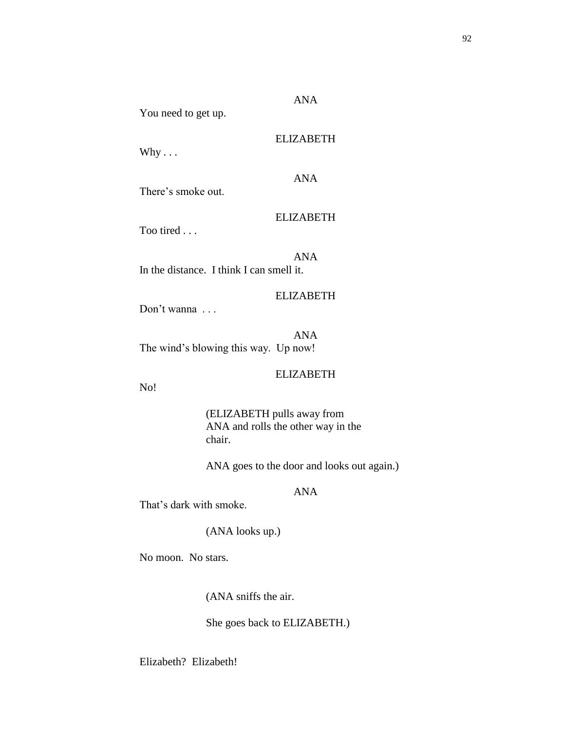ANA

You need to get up.

ELIZABETH

Why . . .

ANA

There's smoke out.

ELIZABETH

Too tired . . .

ANA

In the distance. I think I can smell it.

ELIZABETH

Don't wanna . . .

ANA

The wind's blowing this way. Up now!

ELIZABETH

No!

(ELIZABETH pulls away from ANA and rolls the other way in the chair.

ANA goes to the door and looks out again.)

ANA

That's dark with smoke.

(ANA looks up.)

No moon. No stars.

(ANA sniffs the air.

She goes back to ELIZABETH.)

Elizabeth? Elizabeth!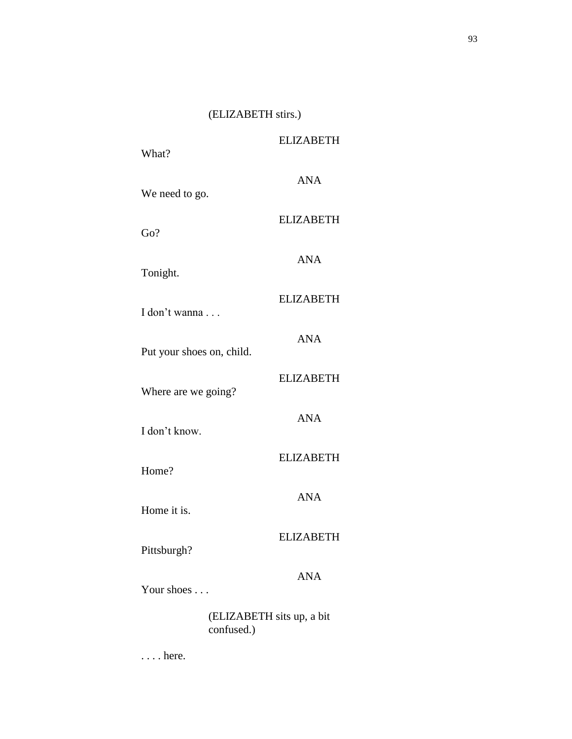(ELIZABETH stirs.)

ELIZABETH

What?

ANA

We need to go.

ELIZABETH

Go?

ANA

Tonight.

ELIZABETH

I don't wanna . . .

ANA

Put your shoes on, child.

ELIZABETH

Where are we going?

ANA

I don't know.

ELIZABETH

Home?

ANA

Home it is.

ELIZABETH

Pittsburgh?

ANA

Your shoes . . .

(ELIZABETH sits up, a bit confused.)

. . . . here.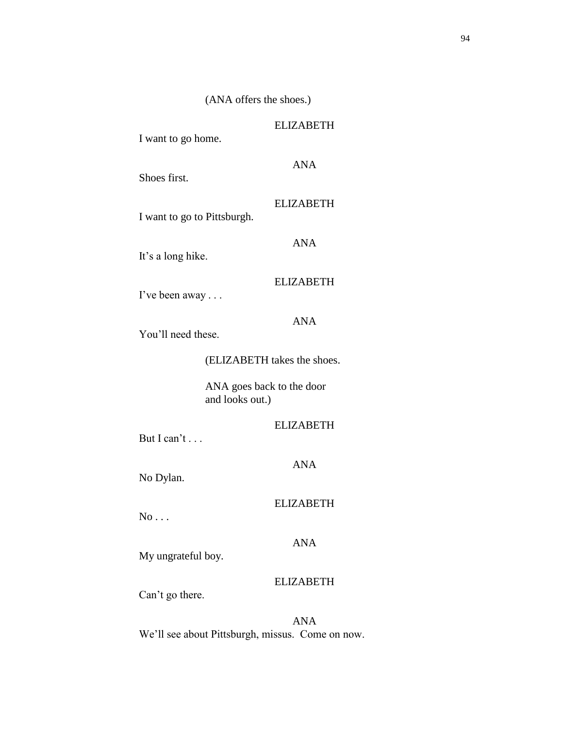(ANA offers the shoes.)

ELIZABETH

I want to go home.

ANA

Shoes first.

ELIZABETH

I want to go to Pittsburgh.

ANA

It's a long hike.

ELIZABETH

I've been away . . .

ANA

You'll need these.

(ELIZABETH takes the shoes.

ANA goes back to the door and looks out.)

ELIZABETH

But I can't . . .

ANA

No Dylan.

ELIZABETH

No . . .

ANA

My ungrateful boy.

ELIZABETH

Can't go there.

ANA

We'll see about Pittsburgh, missus. Come on now.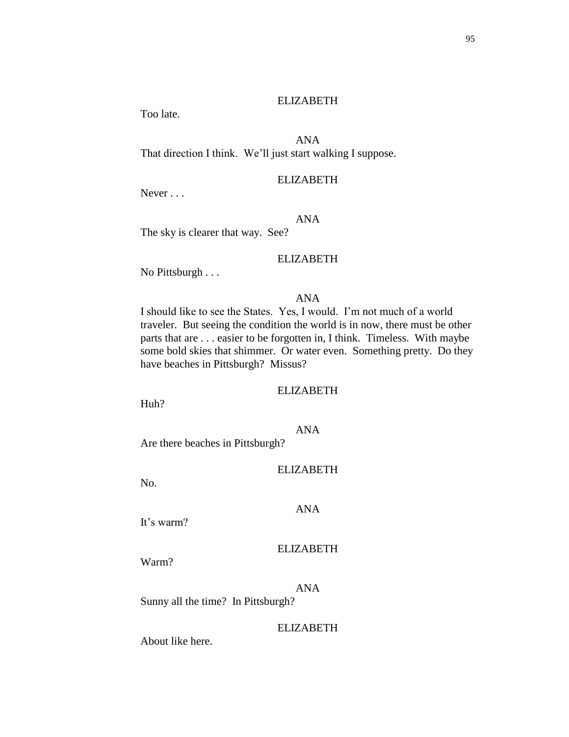ELIZABETH

Too late.

ANA

That direction I think. We'll just start walking I suppose.

ELIZABETH

Never . . .

ANA

The sky is clearer that way. See?

ELIZABETH

No Pittsburgh . . .

ANA

I should like to see the States. Yes, I would. I'm not much of a world traveler. But seeing the condition the world is in now, there must be other parts that are . . . easier to be forgotten in, I think. Timeless. With maybe some bold skies that shimmer. Or water even. Something pretty. Do they have beaches in Pittsburgh? Missus?

ELIZABETH

Huh?

ANA

Are there beaches in Pittsburgh?

ELIZABETH

No.

ANA

It's warm?

ELIZABETH

Warm?

ANA

Sunny all the time? In Pittsburgh?

ELIZABETH

About like here.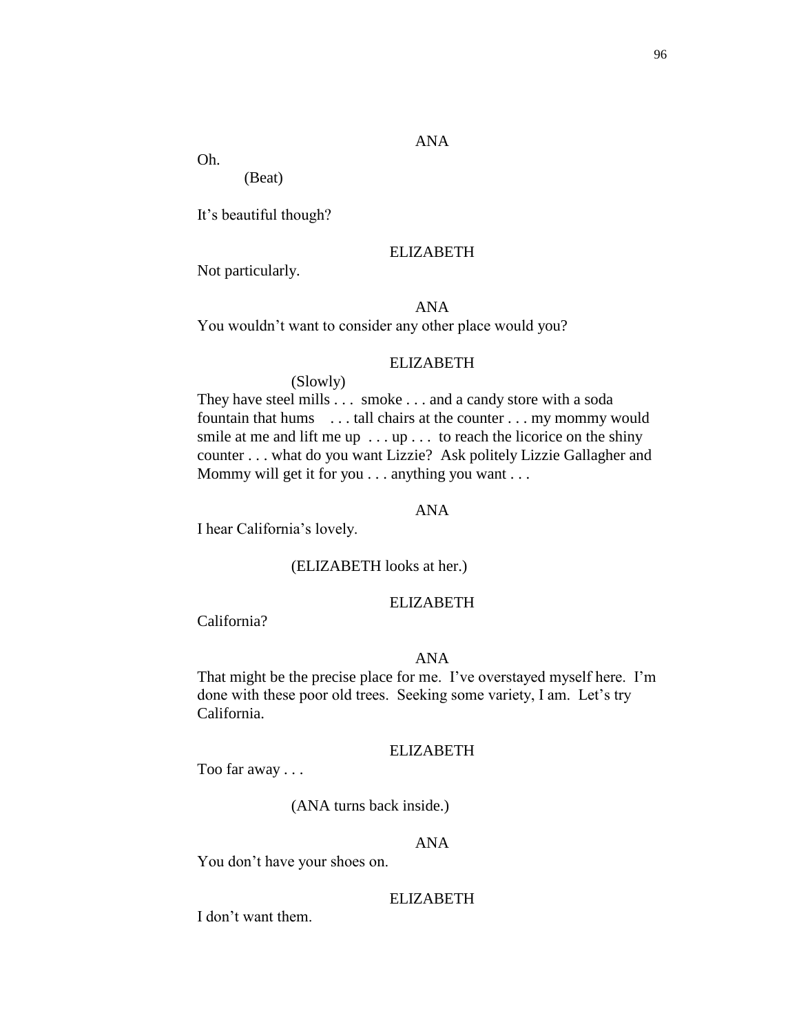ANA

Oh.

(Beat)

It's beautiful though?

ELIZABETH

Not particularly.

ANA

You wouldn't want to consider any other place would you?

ELIZABETH

(Slowly)

They have steel mills . . . smoke . . . and a candy store with a soda fountain that hums . . . tall chairs at the counter . . . my mommy would smile at me and lift me up . . . up . . . to reach the licorice on the shiny counter . . . what do you want Lizzie? Ask politely Lizzie Gallagher and Mommy will get it for you . . . anything you want . . .

ANA

I hear California's lovely.

(ELIZABETH looks at her.)

ELIZABETH

California?

ANA

That might be the precise place for me. I've overstayed myself here. I'm done with these poor old trees. Seeking some variety, I am. Let's try California.

ELIZABETH

Too far away . . .

(ANA turns back inside.)

ANA

You don't have your shoes on.

ELIZABETH

I don't want them.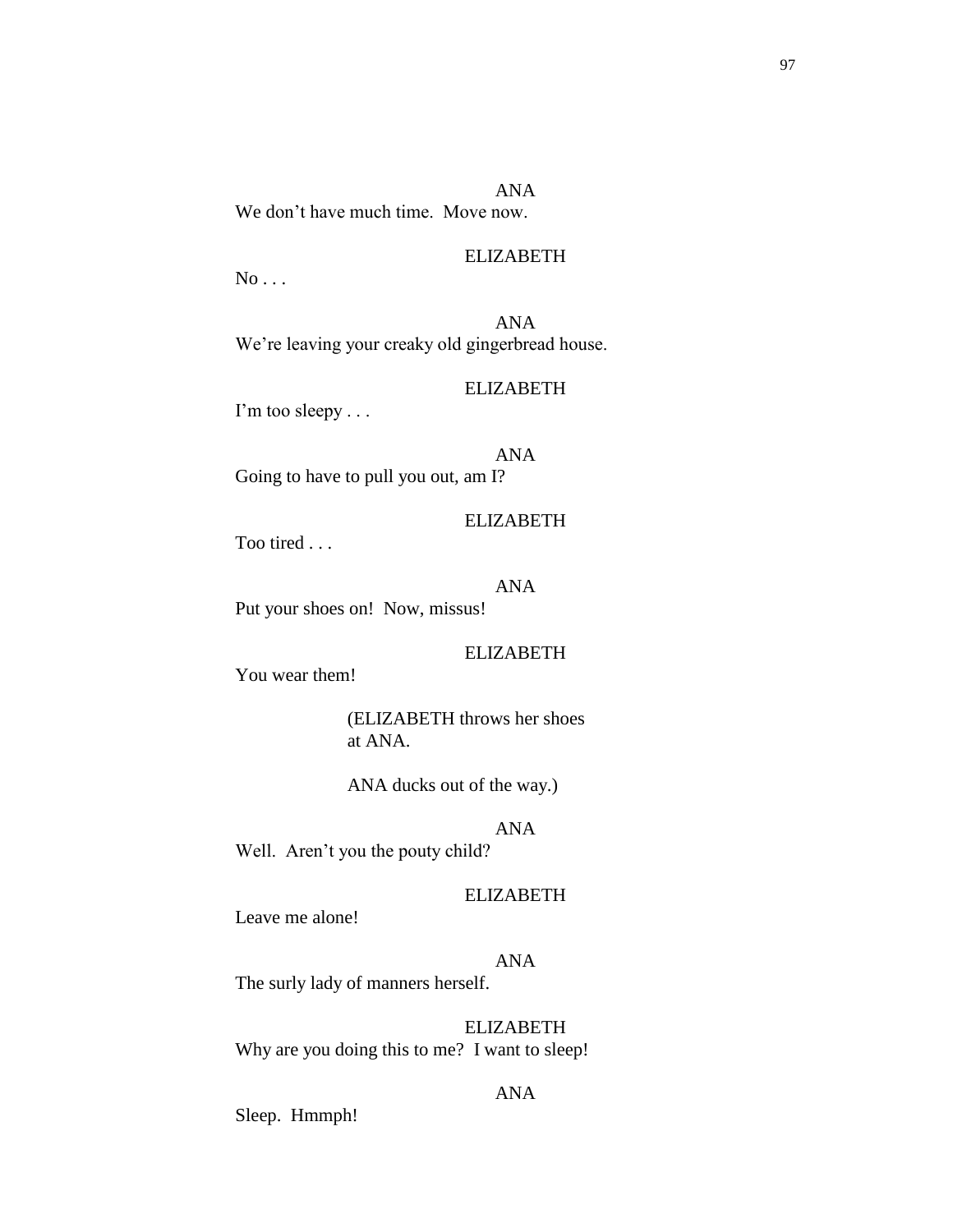ANA

We don't have much time. Move now.

ELIZABETH

No . . .

ANA

We're leaving your creaky old gingerbread house.

ELIZABETH

I'm too sleepy . . .

ANA

Going to have to pull you out, am I?

ELIZABETH

Too tired . . .

ANA

Put your shoes on! Now, missus!

ELIZABETH

You wear them!

(ELIZABETH throws her shoes at ANA.

ANA ducks out of the way.)

ANA

Well. Aren't you the pouty child?

ELIZABETH

Leave me alone!

ANA

The surly lady of manners herself.

ELIZABETH

Why are you doing this to me? I want to sleep!

ANA

Sleep. Hmmph!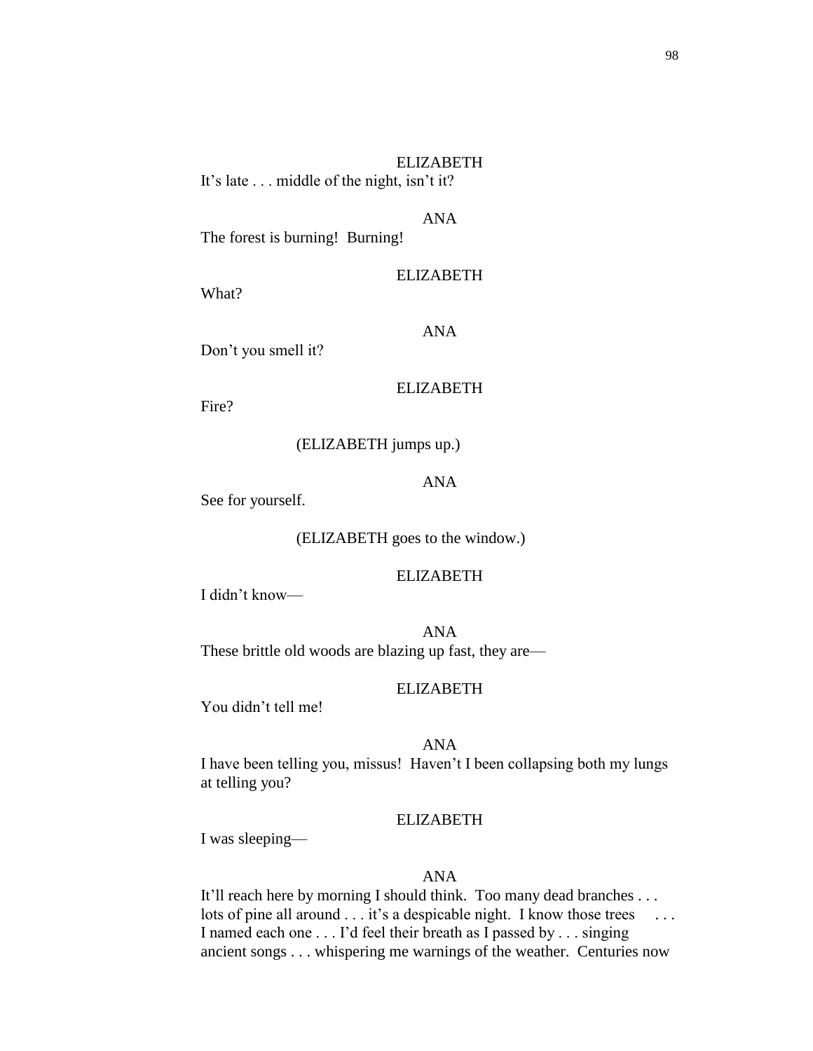ELIZABETH

It's late . . . middle of the night, isn't it?

ANA

The forest is burning! Burning!

ELIZABETH

What?

ANA

Don't you smell it?

ELIZABETH

Fire?

(ELIZABETH jumps up.)

ANA

See for yourself.

(ELIZABETH goes to the window.)

ELIZABETH

I didn't know—

ANA

These brittle old woods are blazing up fast, they are—

ELIZABETH

You didn't tell me!

ANA

I have been telling you, missus! Haven't I been collapsing both my lungs at telling you?

ELIZABETH

I was sleeping—

ANA

It'll reach here by morning I should think. Too many dead branches . . . lots of pine all around . . . it's a despicable night. I know those trees . . . I named each one . . . I'd feel their breath as I passed by . . . singing ancient songs . . . whispering me warnings of the weather. Centuries now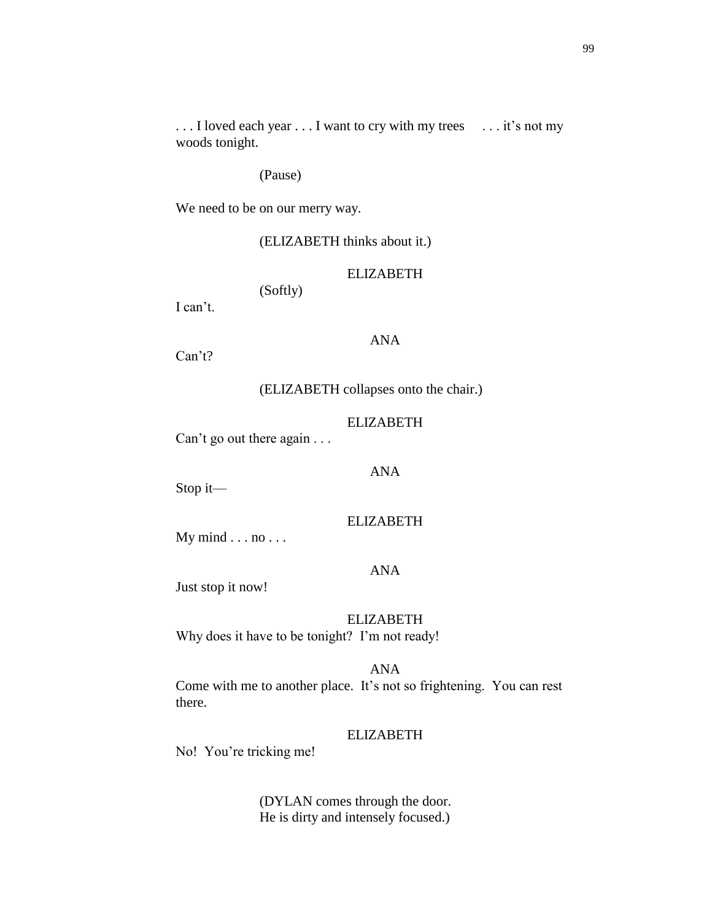. . . I loved each year . . . I want to cry with my trees . . . it's not my woods tonight.

(Pause)

We need to be on our merry way.

(ELIZABETH thinks about it.)

ELIZABETH

(Softly)

I can't.

ANA

Can't?

(ELIZABETH collapses onto the chair.)

ELIZABETH

Can't go out there again . . .

ANA

Stop it—

ELIZABETH

My mind . . . no . . .

ANA

Just stop it now!

ELIZABETH

Why does it have to be tonight? I'm not ready!

ANA

Come with me to another place. It's not so frightening. You can rest there.

ELIZABETH

No! You're tricking me!

(DYLAN comes through the door.
He is dirty and intensely focused.)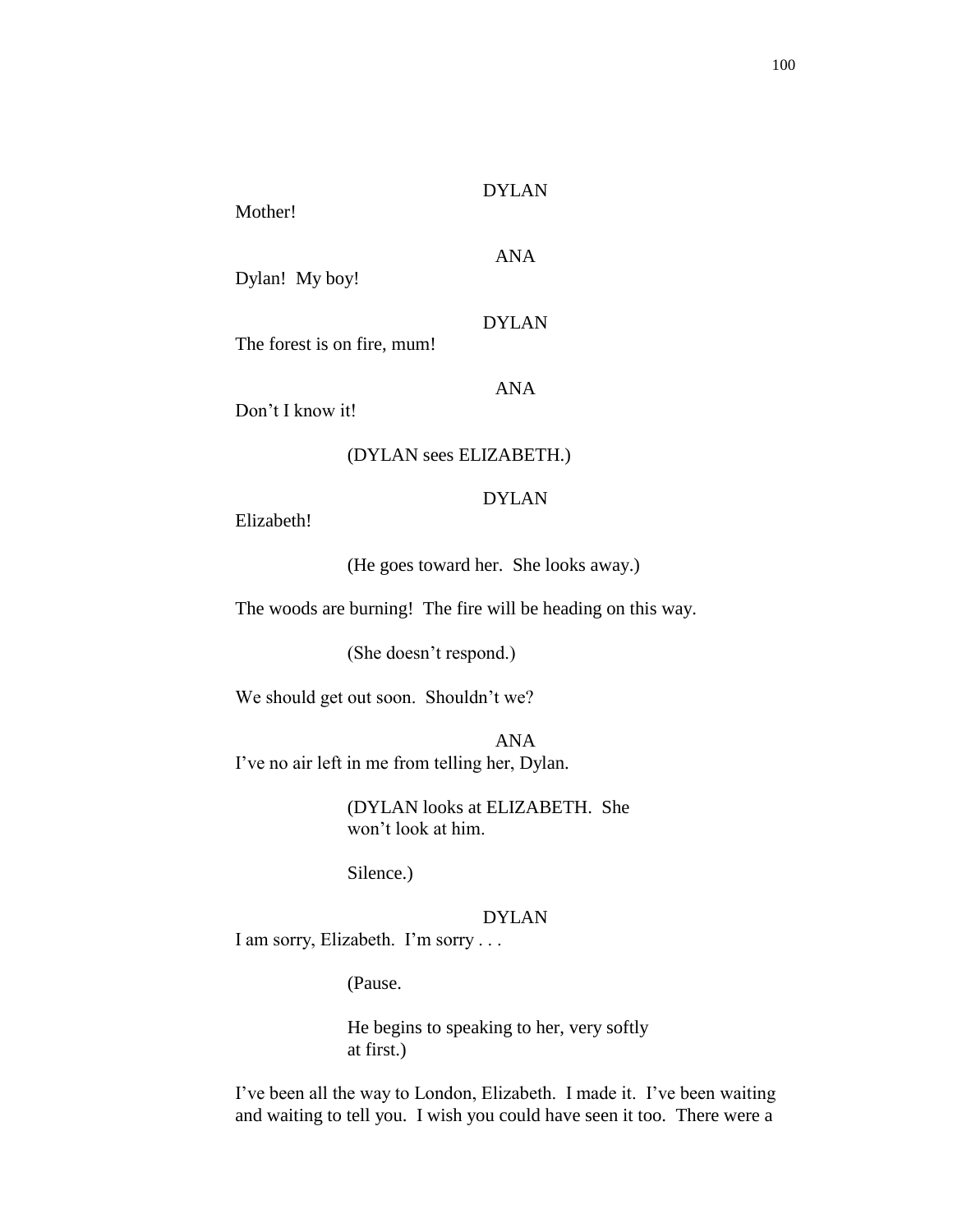DYLAN

Mother!

ANA

Dylan! My boy!

DYLAN

The forest is on fire, mum!

ANA

Don't I know it!

(DYLAN sees ELIZABETH.)

DYLAN

Elizabeth!

(He goes toward her. She looks away.)

The woods are burning! The fire will be heading on this way.

(She doesn't respond.)

We should get out soon. Shouldn't we?

ANA

I've no air left in me from telling her, Dylan.

(DYLAN looks at ELIZABETH. She won't look at him.

Silence.)

DYLAN

I am sorry, Elizabeth. I'm sorry . . .

(Pause.

He begins to speaking to her, very softly at first.)

I've been all the way to London, Elizabeth. I made it. I've been waiting and waiting to tell you. I wish you could have seen it too. There were a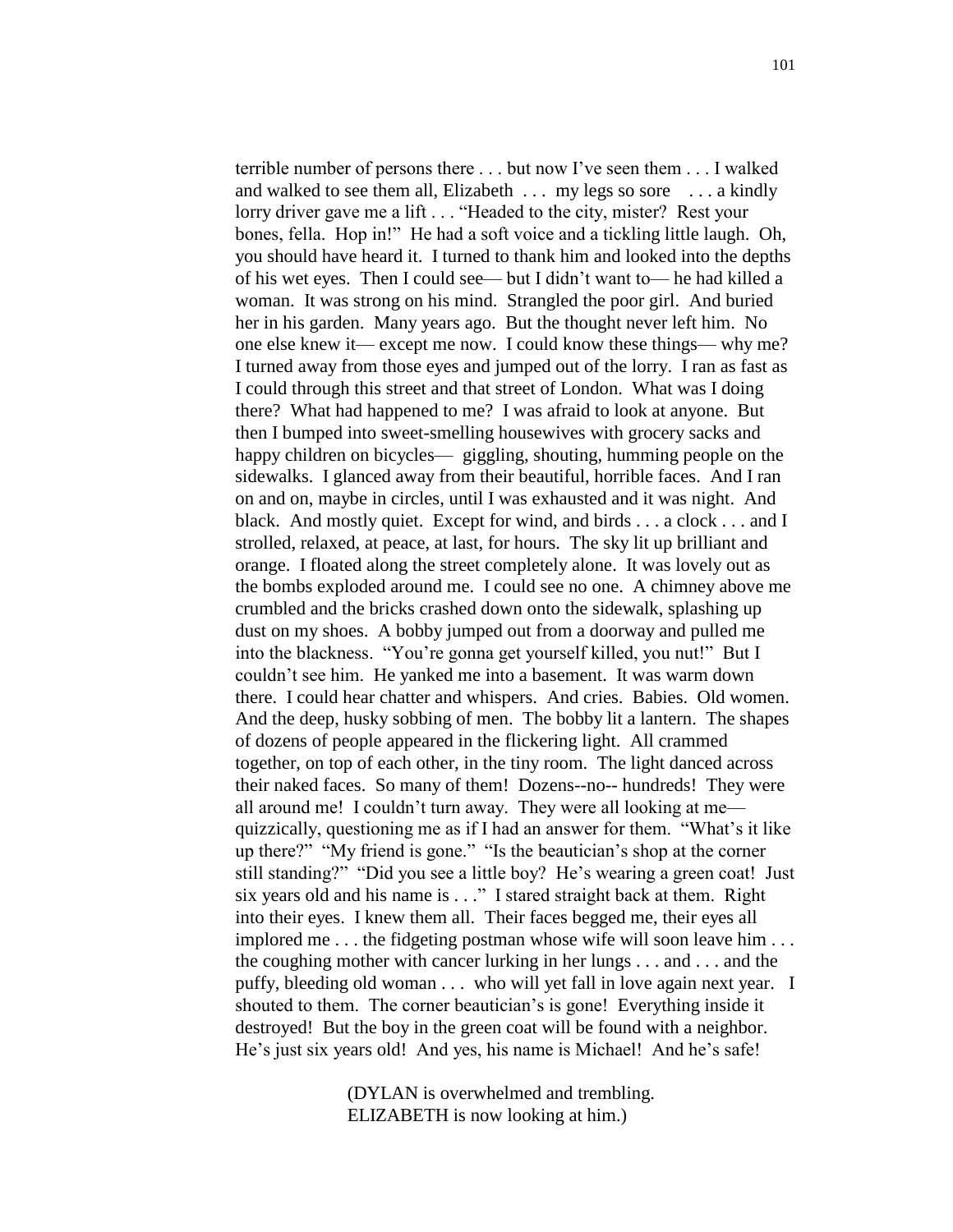terrible number of persons there . . . but now I've seen them . . . I walked and walked to see them all, Elizabeth . . . my legs so sore . . . a kindly lorry driver gave me a lift . . . "Headed to the city, mister? Rest your bones, fella. Hop in!" He had a soft voice and a tickling little laugh. Oh, you should have heard it. I turned to thank him and looked into the depths of his wet eyes. Then I could see— but I didn't want to— he had killed a woman. It was strong on his mind. Strangled the poor girl. And buried her in his garden. Many years ago. But the thought never left him. No one else knew it— except me now. I could know these things— why me? I turned away from those eyes and jumped out of the lorry. I ran as fast as I could through this street and that street of London. What was I doing there? What had happened to me? I was afraid to look at anyone. But then I bumped into sweet-smelling housewives with grocery sacks and happy children on bicycles— giggling, shouting, humming people on the sidewalks. I glanced away from their beautiful, horrible faces. And I ran on and on, maybe in circles, until I was exhausted and it was night. And black. And mostly quiet. Except for wind, and birds . . . a clock . . . and I strolled, relaxed, at peace, at last, for hours. The sky lit up brilliant and orange. I floated along the street completely alone. It was lovely out as the bombs exploded around me. I could see no one. A chimney above me crumbled and the bricks crashed down onto the sidewalk, splashing up dust on my shoes. A bobby jumped out from a doorway and pulled me into the blackness. "You're gonna get yourself killed, you nut!" But I couldn't see him. He yanked me into a basement. It was warm down there. I could hear chatter and whispers. And cries. Babies. Old women. And the deep, husky sobbing of men. The bobby lit a lantern. The shapes of dozens of people appeared in the flickering light. All crammed together, on top of each other, in the tiny room. The light danced across their naked faces. So many of them! Dozens--no-- hundreds! They were all around me! I couldn't turn away. They were all looking at me— quizzically, questioning me as if I had an answer for them. "What's it like up there?" "My friend is gone." "Is the beautician's shop at the corner still standing?" "Did you see a little boy? He's wearing a green coat! Just six years old and his name is . . ." I stared straight back at them. Right into their eyes. I knew them all. Their faces begged me, their eyes all implored me . . . the fidgeting postman whose wife will soon leave him . . . the coughing mother with cancer lurking in her lungs . . . and . . . and the puffy, bleeding old woman . . . who will yet fall in love again next year. I shouted to them. The corner beautician's is gone! Everything inside it destroyed! But the boy in the green coat will be found with a neighbor. He's just six years old! And yes, his name is Michael! And he's safe!

(DYLAN is overwhelmed and trembling. ELIZABETH is now looking at him.)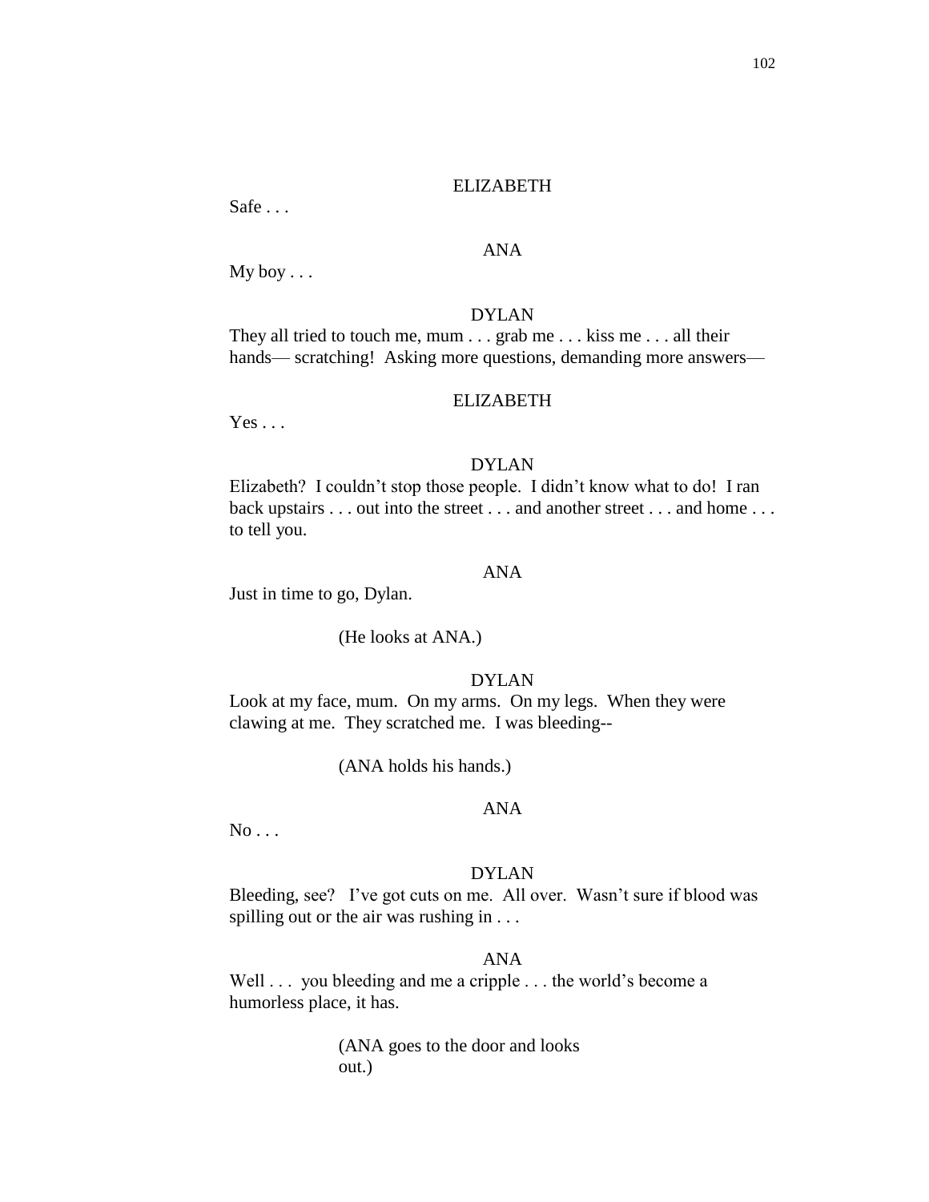ELIZABETH

Safe . . .

ANA

My boy . . .

DYLAN

They all tried to touch me, mum . . . grab me . . . kiss me . . . all their hands— scratching! Asking more questions, demanding more answers—

ELIZABETH

Yes . . .

DYLAN

Elizabeth? I couldn't stop those people. I didn't know what to do! I ran back upstairs . . . out into the street . . . and another street . . . and home . . . to tell you.

ANA

Just in time to go, Dylan.

(He looks at ANA.)

DYLAN

Look at my face, mum. On my arms. On my legs. When they were clawing at me. They scratched me. I was bleeding--

(ANA holds his hands.)

ANA

No . . .

DYLAN

Bleeding, see? I've got cuts on me. All over. Wasn't sure if blood was spilling out or the air was rushing in . . .

ANA

Well . . . you bleeding and me a cripple . . . the world's become a humorless place, it has.

(ANA goes to the door and looks out.)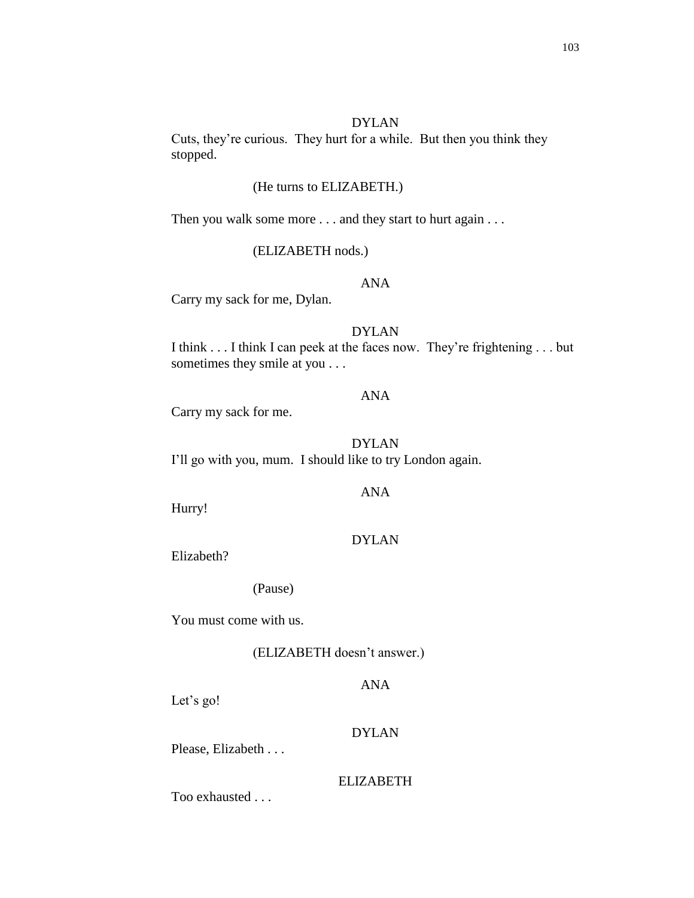DYLAN

Cuts, they're curious. They hurt for a while. But then you think they stopped.

(He turns to ELIZABETH.)

Then you walk some more . . . and they start to hurt again . . .

(ELIZABETH nods.)

ANA

Carry my sack for me, Dylan.

DYLAN

I think . . . I think I can peek at the faces now. They're frightening . . . but sometimes they smile at you . . .

ANA

Carry my sack for me.

DYLAN

I'll go with you, mum. I should like to try London again.

ANA

Hurry!

DYLAN

Elizabeth?

(Pause)

You must come with us.

(ELIZABETH doesn't answer.)

ANA

Let's go!

DYLAN

Please, Elizabeth . . .

ELIZABETH

Too exhausted . . .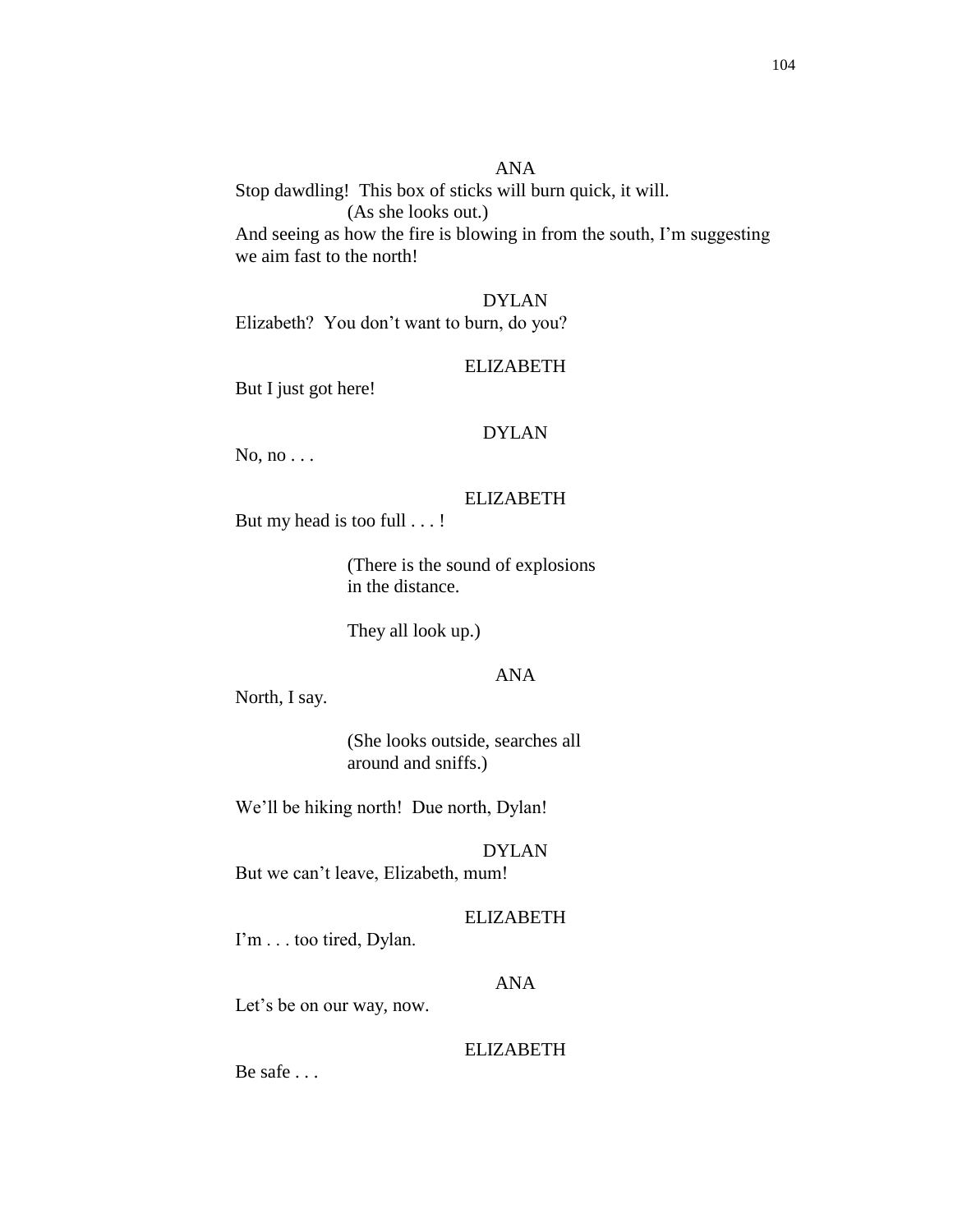ANA

Stop dawdling!  This box of sticks will burn quick, it will.

(As she looks out.)

And seeing as how the fire is blowing in from the south, I'm suggesting we aim fast to the north!

DYLAN

Elizabeth?  You don't want to burn, do you?

ELIZABETH

But I just got here!

DYLAN

No, no . . .

ELIZABETH

But my head is too full . . . !

(There is the sound of explosions in the distance.

They all look up.)

ANA

North, I say.

(She looks outside, searches all around and sniffs.)

We'll be hiking north!  Due north, Dylan!

DYLAN

But we can't leave, Elizabeth, mum!

ELIZABETH

I'm . . . too tired, Dylan.

ANA

Let's be on our way, now.

ELIZABETH

Be safe . . .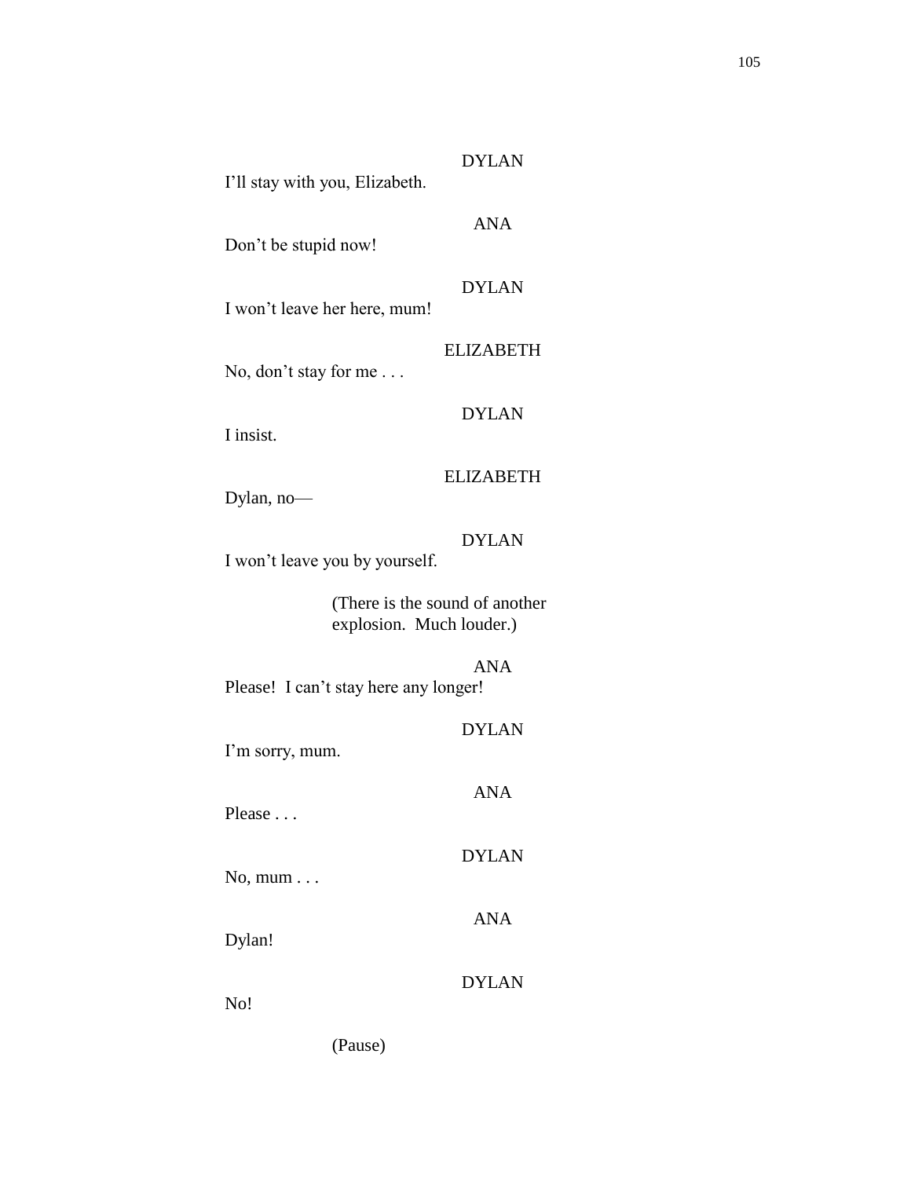DYLAN

I'll stay with you, Elizabeth.

ANA

Don't be stupid now!

DYLAN

I won't leave her here, mum!

ELIZABETH

No, don't stay for me . . .

DYLAN

I insist.

ELIZABETH

Dylan, no—

DYLAN

I won't leave you by yourself.

(There is the sound of another explosion. Much louder.)

ANA

Please! I can't stay here any longer!

DYLAN

I'm sorry, mum.

ANA

Please . . .

DYLAN

No, mum . . .

ANA

Dylan!

DYLAN

No!

(Pause)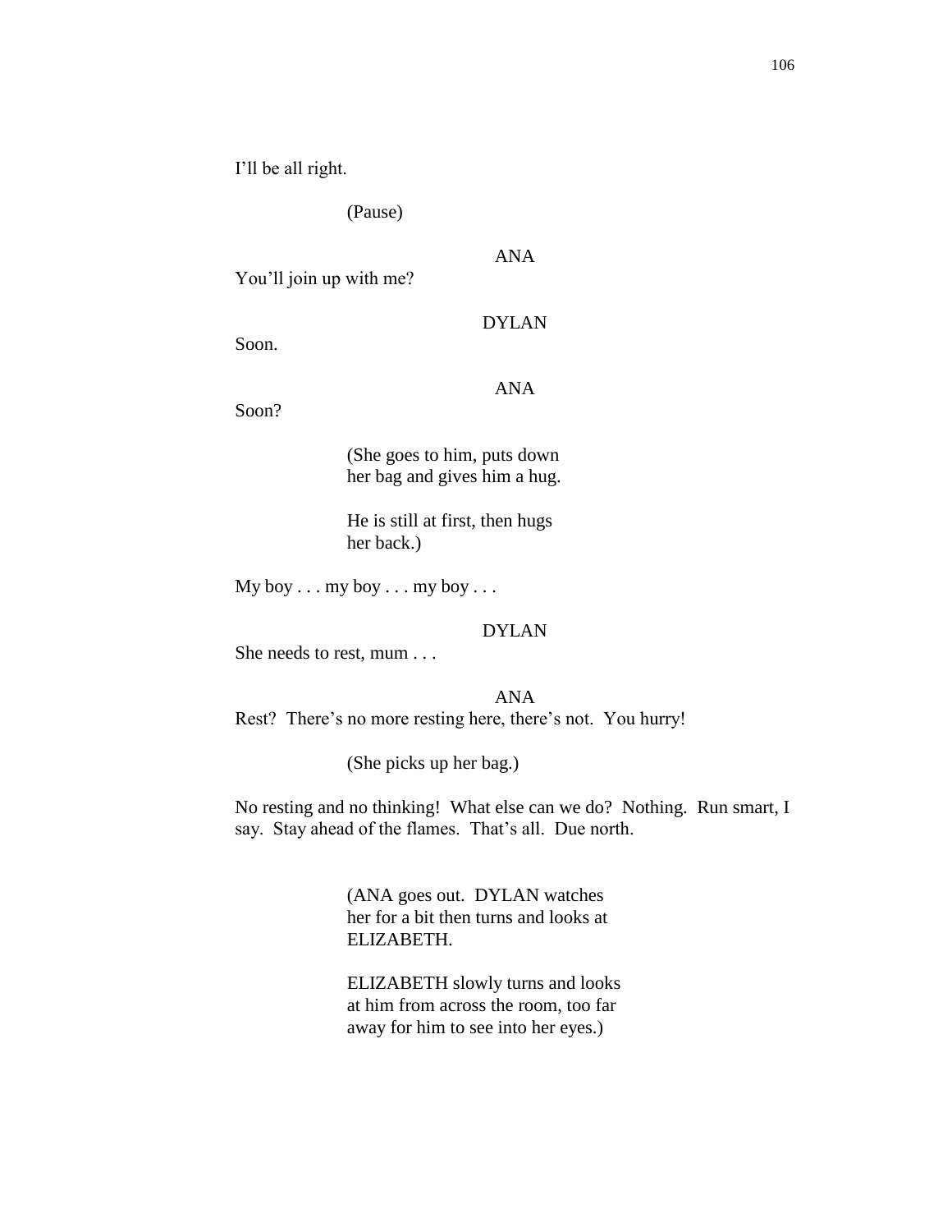I'll be all right.

(Pause)

ANA

You'll join up with me?

DYLAN

Soon.

ANA

Soon?

(She goes to him, puts down her bag and gives him a hug.

He is still at first, then hugs her back.)

My boy . . . my boy . . . my boy . . .

DYLAN

She needs to rest, mum . . .

ANA

Rest? There's no more resting here, there's not. You hurry!

(She picks up her bag.)

No resting and no thinking! What else can we do? Nothing. Run smart, I say. Stay ahead of the flames. That's all. Due north.

(ANA goes out. DYLAN watches her for a bit then turns and looks at ELIZABETH.

ELIZABETH slowly turns and looks at him from across the room, too far away for him to see into her eyes.)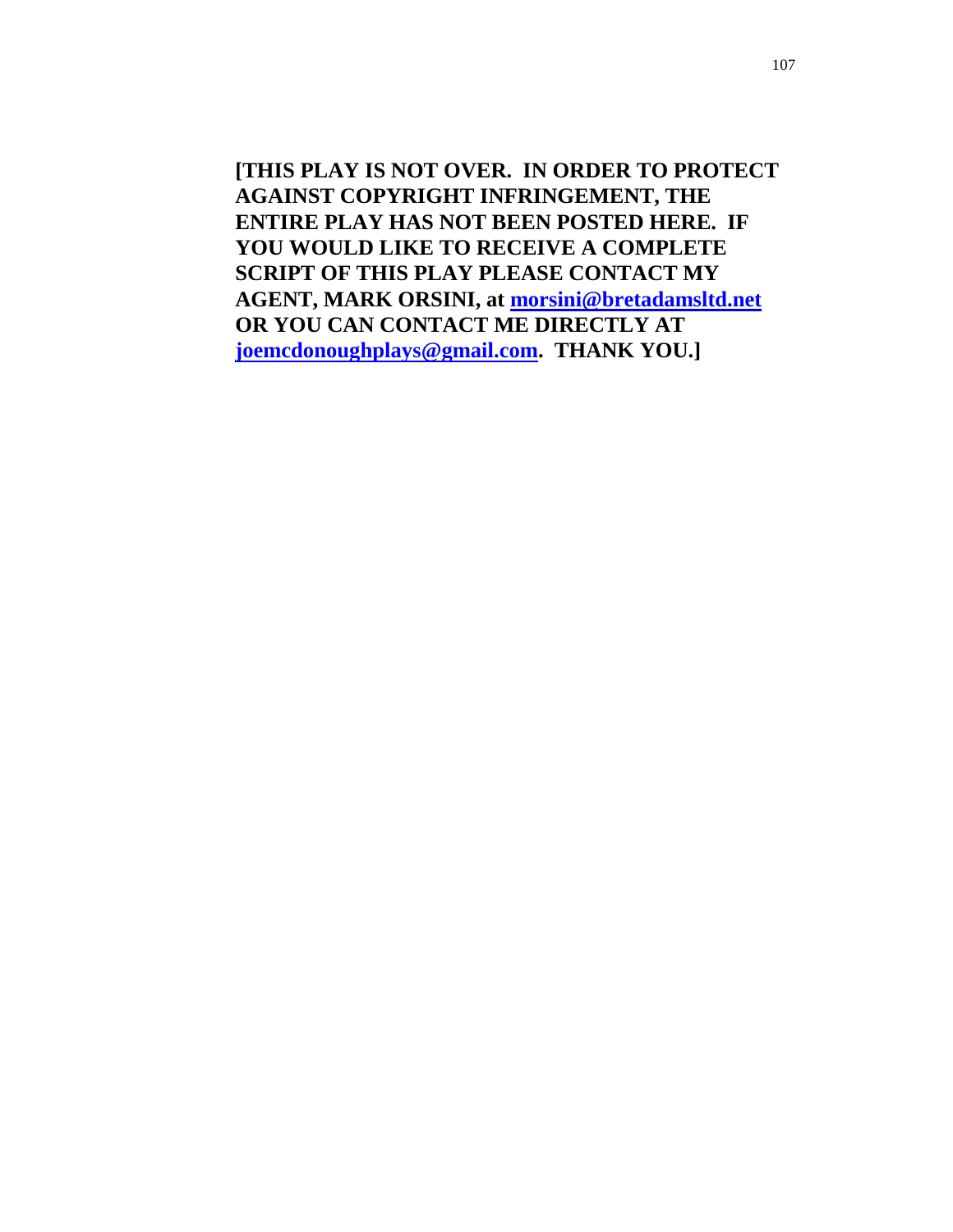**[THIS PLAY IS NOT OVER. IN ORDER TO PROTECT AGAINST COPYRIGHT INFRINGEMENT, THE ENTIRE PLAY HAS NOT BEEN POSTED HERE. IF YOU WOULD LIKE TO RECEIVE A COMPLETE SCRIPT OF THIS PLAY PLEASE CONTACT MY AGENT, MARK ORSINI, at [morsini@bretadamsltd.net](mailto:morsini@bretadamsltd.net) OR YOU CAN CONTACT ME DIRECTLY AT [joemcdonoughplays@gmail.com](mailto:joemcdonoughplays@gmail.com). THANK YOU.]**